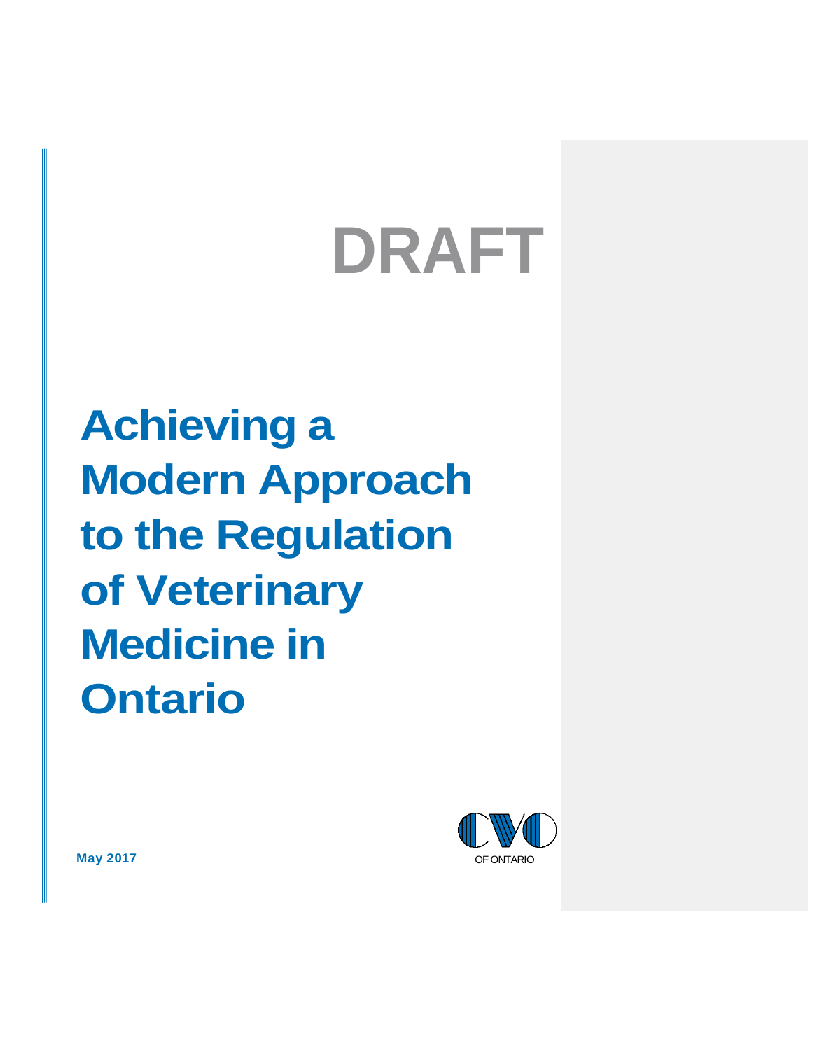DRAFT

# Achieving a Modern Approach to the Regulation of Veterinary Medicine in Ontario

May 2017

OF ONTARIO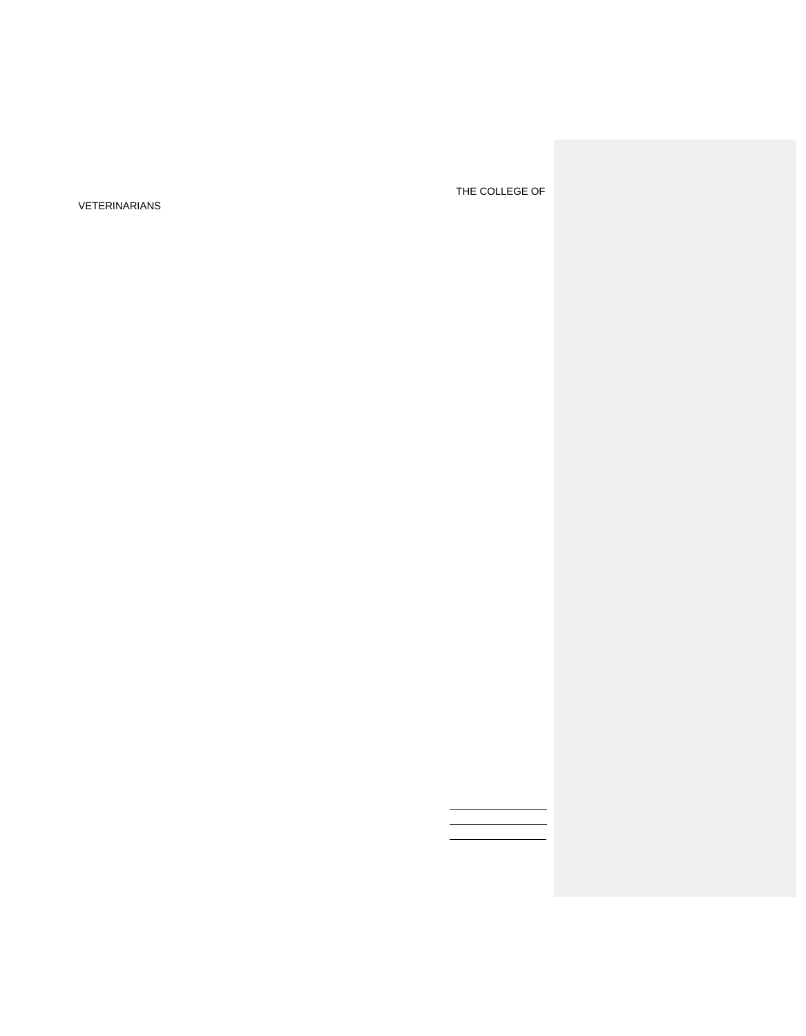THE COLLEGE OF

VETERINARIANS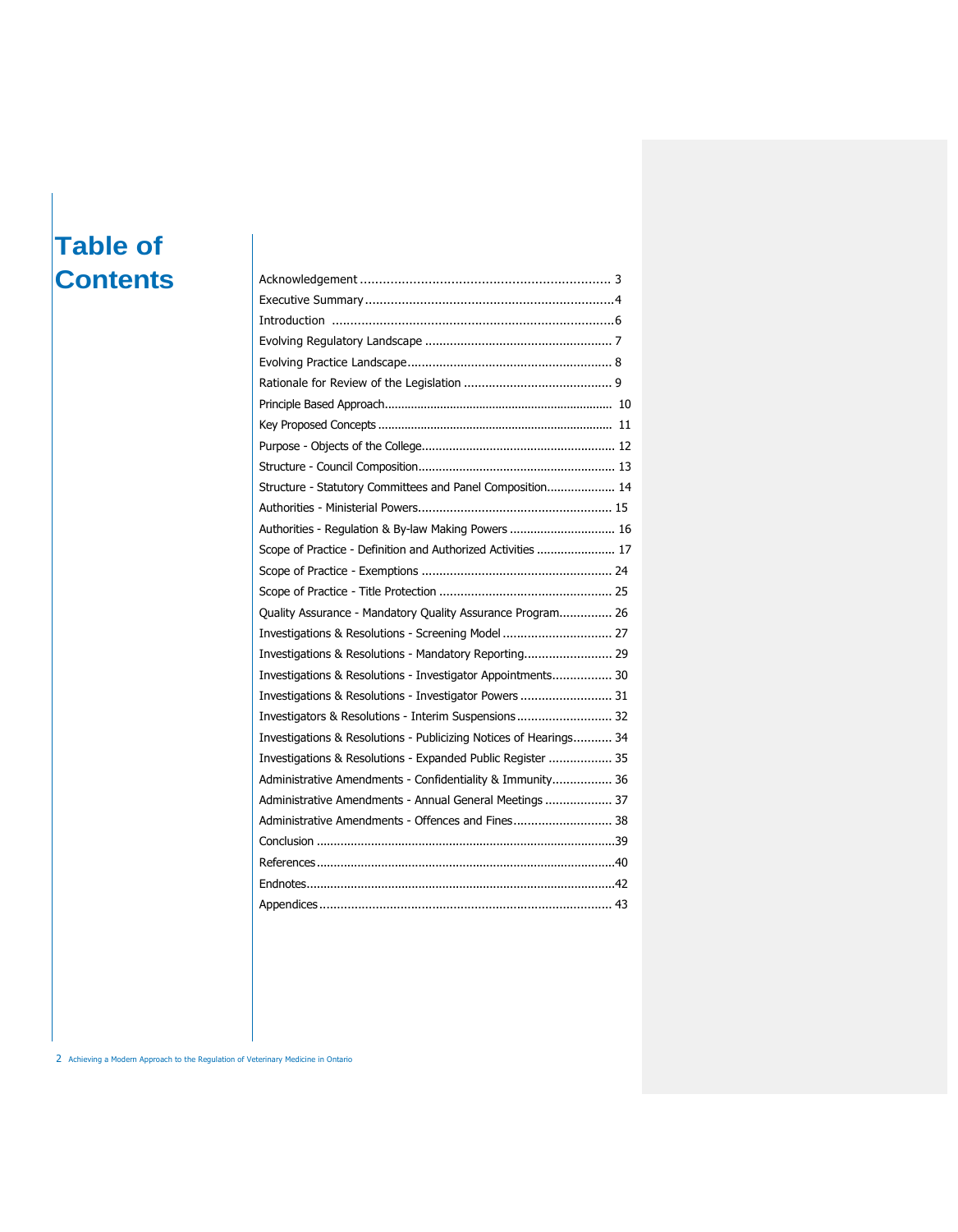# Table of Contents

Acknowledgement .................................................................. 3
Executive Summary ..................................................................4
Introduction ............................................................................6
Evolving Regulatory Landscape .................................................... 7
Evolving Practice Landscape......................................................... 8
Rationale for Review of the Legislation .......................................... 9
Principle Based Approach.................................................................... 10
Key Proposed Concepts ..................................................................... 11
Purpose - Objects of the College........................................................ 12
Structure - Council Composition......................................................... 13
Structure - Statutory Committees and Panel Composition.................... 14
Authorities - Ministerial Powers...................................................... 15
Authorities - Regulation & By-law Making Powers .............................. 16
Scope of Practice - Definition and Authorized Activities ....................... 17
Scope of Practice - Exemptions ..................................................... 24
Scope of Practice - Title Protection ................................................ 25
Quality Assurance - Mandatory Quality Assurance Program............... 26
Investigations & Resolutions - Screening Model ............................... 27
Investigations & Resolutions - Mandatory Reporting......................... 29
Investigations & Resolutions - Investigator Appointments................. 30
Investigations & Resolutions - Investigator Powers .......................... 31
Investigators & Resolutions - Interim Suspensions ........................... 32
Investigations & Resolutions - Publicizing Notices of Hearings........... 34
Investigations & Resolutions - Expanded Public Register .................. 35
Administrative Amendments - Confidentiality & Immunity................. 36
Administrative Amendments - Annual General Meetings ................... 37
Administrative Amendments - Offences and Fines............................ 38
Conclusion .......................................................................................39
References.......................................................................................40
Endnotes..........................................................................................42
Appendices ................................................................................... 43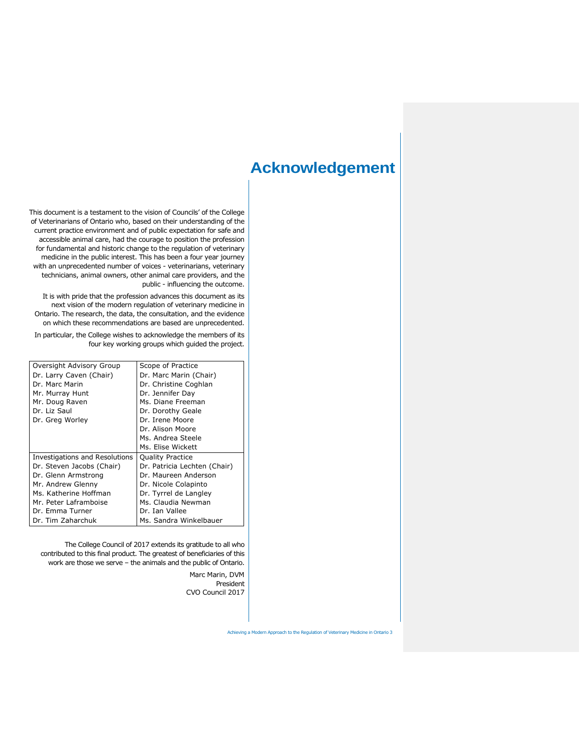# Acknowledgement

This document is a testament to the vision of Councils' of the College of Veterinarians of Ontario who, based on their understanding of the current practice environment and of public expectation for safe and accessible animal care, had the courage to position the profession for fundamental and historic change to the regulation of veterinary medicine in the public interest. This has been a four year journey with an unprecedented number of voices - veterinarians, veterinary technicians, animal owners, other animal care providers, and the public - influencing the outcome.

It is with pride that the profession advances this document as its next vision of the modern regulation of veterinary medicine in Ontario. The research, the data, the consultation, and the evidence on which these recommendations are based are unprecedented.

In particular, the College wishes to acknowledge the members of its four key working groups which guided the project.

| Oversight Advisory Group | Scope of Practice |
|---|---|
| Dr. Larry Caven (Chair)<br>Dr. Marc Marin<br>Mr. Murray Hunt<br>Mr. Doug Raven<br>Dr. Liz Saul<br>Dr. Greg Worley | Dr. Marc Marin (Chair)<br>Dr. Christine Coghlan<br>Dr. Jennifer Day<br>Ms. Diane Freeman<br>Dr. Dorothy Geale<br>Dr. Irene Moore<br>Dr. Alison Moore<br>Ms. Andrea Steele<br>Ms. Elise Wickett |
| **Investigations and Resolutions** | **Quality Practice** |
| Dr. Steven Jacobs (Chair)<br>Dr. Glenn Armstrong<br>Mr. Andrew Glenny<br>Ms. Katherine Hoffman<br>Mr. Peter Laframboise<br>Dr. Emma Turner<br>Dr. Tim Zaharchuk | Dr. Patricia Lechten (Chair)<br>Dr. Maureen Anderson<br>Dr. Nicole Colapinto<br>Dr. Tyrrel de Langley<br>Ms. Claudia Newman<br>Dr. Ian Vallee<br>Ms. Sandra Winkelbauer |

The College Council of 2017 extends its gratitude to all who contributed to this final product. The greatest of beneficiaries of this work are those we serve – the animals and the public of Ontario.

Marc Marin, DVM
President
CVO Council 2017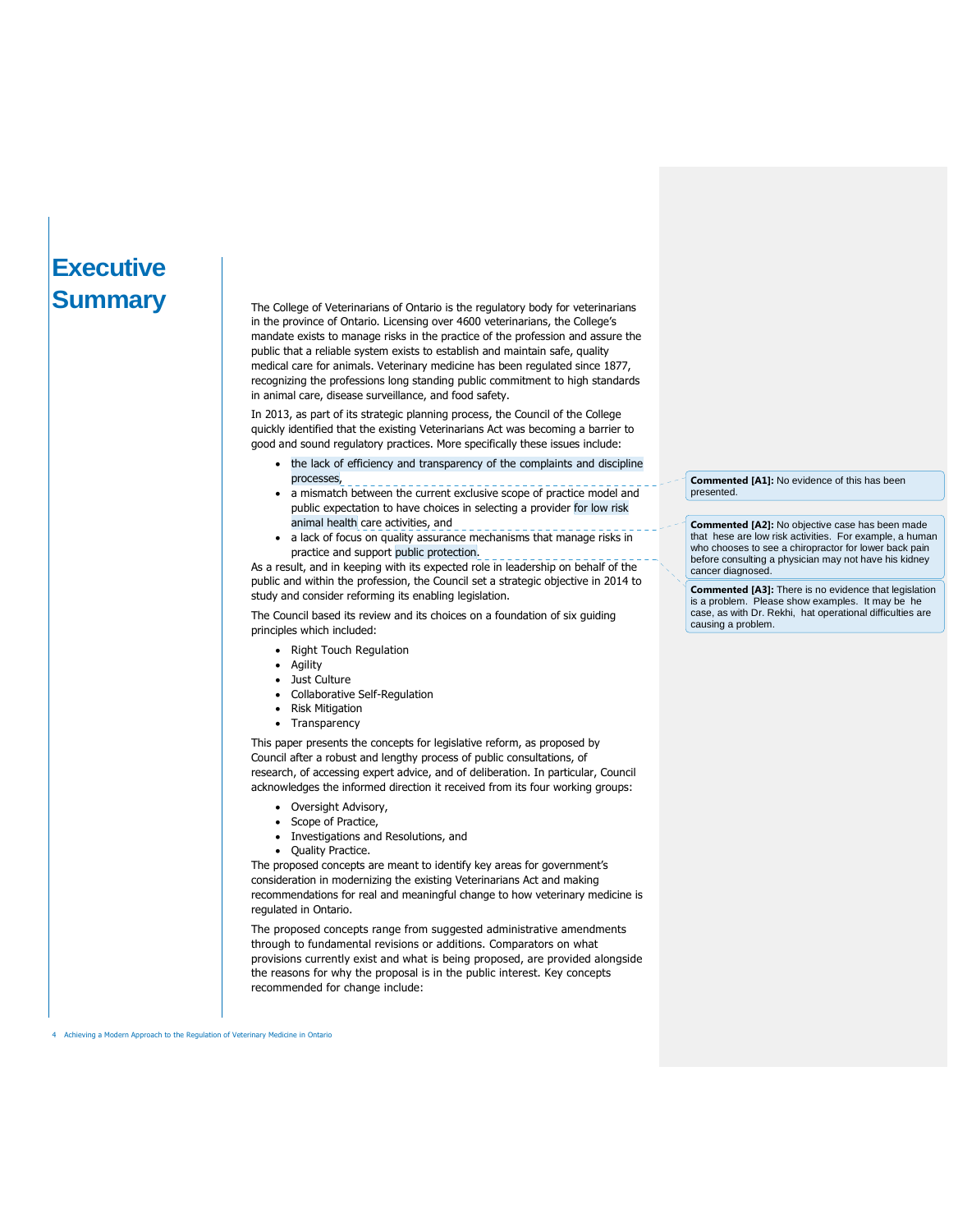# Executive Summary

The College of Veterinarians of Ontario is the regulatory body for veterinarians in the province of Ontario. Licensing over 4600 veterinarians, the College's mandate exists to manage risks in the practice of the profession and assure the public that a reliable system exists to establish and maintain safe, quality medical care for animals. Veterinary medicine has been regulated since 1877, recognizing the professions long standing public commitment to high standards in animal care, disease surveillance, and food safety.

In 2013, as part of its strategic planning process, the Council of the College quickly identified that the existing Veterinarians Act was becoming a barrier to good and sound regulatory practices. More specifically these issues include:

- the lack of efficiency and transparency of the complaints and discipline processes,
- a mismatch between the current exclusive scope of practice model and public expectation to have choices in selecting a provider for low risk animal health care activities, and
- a lack of focus on quality assurance mechanisms that manage risks in practice and support public protection.

As a result, and in keeping with its expected role in leadership on behalf of the public and within the profession, the Council set a strategic objective in 2014 to study and consider reforming its enabling legislation.

The Council based its review and its choices on a foundation of six guiding principles which included:

- Right Touch Regulation
- Agility
- Just Culture
- Collaborative Self-Regulation
- Risk Mitigation
- Transparency

This paper presents the concepts for legislative reform, as proposed by Council after a robust and lengthy process of public consultations, of research, of accessing expert advice, and of deliberation. In particular, Council acknowledges the informed direction it received from its four working groups:

- Oversight Advisory,
- Scope of Practice,
- Investigations and Resolutions, and
- Quality Practice.

The proposed concepts are meant to identify key areas for government's consideration in modernizing the existing Veterinarians Act and making recommendations for real and meaningful change to how veterinary medicine is regulated in Ontario.

The proposed concepts range from suggested administrative amendments through to fundamental revisions or additions. Comparators on what provisions currently exist and what is being proposed, are provided alongside the reasons for why the proposal is in the public interest. Key concepts recommended for change include:

**Commented [A1]:** No evidence of this has been presented.

**Commented [A2]:** No objective case has been made that hese are low risk activities. For example, a human who chooses to see a chiropractor for lower back pain before consulting a physician may not have his kidney cancer diagnosed.

**Commented [A3]:** There is no evidence that legislation is a problem. Please show examples. It may be he case, as with Dr. Rekhi, hat operational difficulties are causing a problem.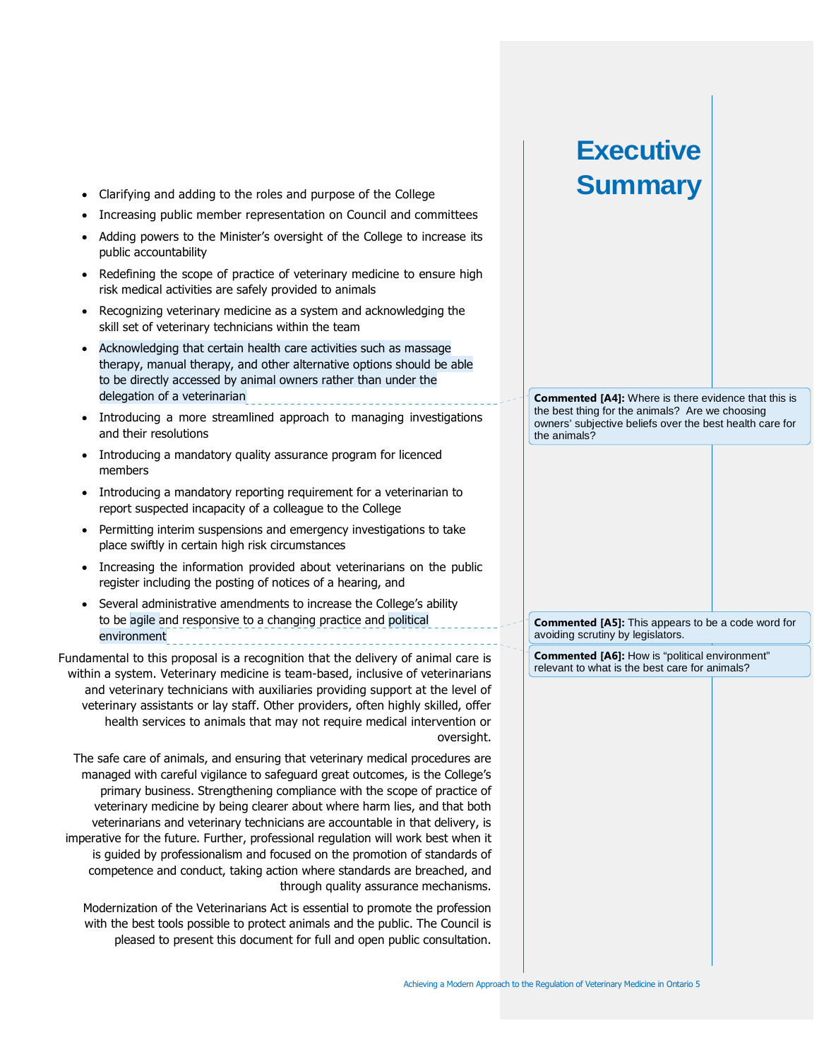# Executive Summary

- Clarifying and adding to the roles and purpose of the College
- Increasing public member representation on Council and committees
- Adding powers to the Minister's oversight of the College to increase its public accountability
- Redefining the scope of practice of veterinary medicine to ensure high risk medical activities are safely provided to animals
- Recognizing veterinary medicine as a system and acknowledging the skill set of veterinary technicians within the team
- Acknowledging that certain health care activities such as massage therapy, manual therapy, and other alternative options should be able to be directly accessed by animal owners rather than under the delegation of a veterinarian
- Introducing a more streamlined approach to managing investigations and their resolutions
- Introducing a mandatory quality assurance program for licenced members
- Introducing a mandatory reporting requirement for a veterinarian to report suspected incapacity of a colleague to the College
- Permitting interim suspensions and emergency investigations to take place swiftly in certain high risk circumstances
- Increasing the information provided about veterinarians on the public register including the posting of notices of a hearing, and
- Several administrative amendments to increase the College's ability to be agile and responsive to a changing practice and political environment

Fundamental to this proposal is a recognition that the delivery of animal care is within a system. Veterinary medicine is team-based, inclusive of veterinarians and veterinary technicians with auxiliaries providing support at the level of veterinary assistants or lay staff. Other providers, often highly skilled, offer health services to animals that may not require medical intervention or oversight.

The safe care of animals, and ensuring that veterinary medical procedures are managed with careful vigilance to safeguard great outcomes, is the College's primary business. Strengthening compliance with the scope of practice of veterinary medicine by being clearer about where harm lies, and that both veterinarians and veterinary technicians are accountable in that delivery, is imperative for the future. Further, professional regulation will work best when it is guided by professionalism and focused on the promotion of standards of competence and conduct, taking action where standards are breached, and through quality assurance mechanisms.

Modernization of the Veterinarians Act is essential to promote the profession with the best tools possible to protect animals and the public. The Council is pleased to present this document for full and open public consultation.

**Commented [A4]:** Where is there evidence that this is the best thing for the animals? Are we choosing owners' subjective beliefs over the best health care for the animals?

**Commented [A5]:** This appears to be a code word for avoiding scrutiny by legislators.

**Commented [A6]:** How is "political environment" relevant to what is the best care for animals?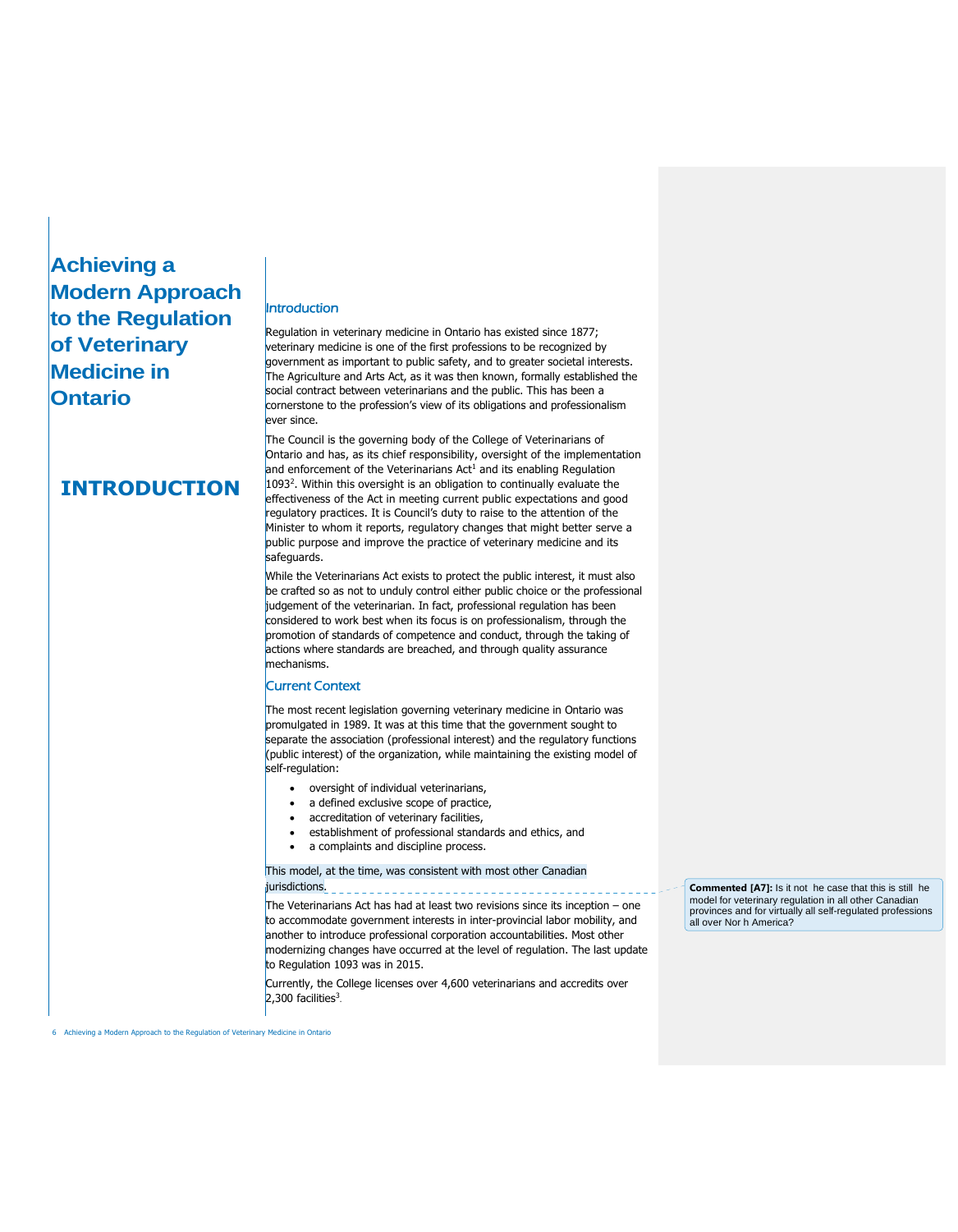# Achieving a Modern Approach to the Regulation of Veterinary Medicine in Ontario

# INTRODUCTION

## Introduction

Regulation in veterinary medicine in Ontario has existed since 1877; veterinary medicine is one of the first professions to be recognized by government as important to public safety, and to greater societal interests. The Agriculture and Arts Act, as it was then known, formally established the social contract between veterinarians and the public. This has been a cornerstone to the profession's view of its obligations and professionalism ever since.

The Council is the governing body of the College of Veterinarians of Ontario and has, as its chief responsibility, oversight of the implementation and enforcement of the Veterinarians Act[1] and its enabling Regulation 1093[2]. Within this oversight is an obligation to continually evaluate the effectiveness of the Act in meeting current public expectations and good regulatory practices. It is Council's duty to raise to the attention of the Minister to whom it reports, regulatory changes that might better serve a public purpose and improve the practice of veterinary medicine and its safeguards.

While the Veterinarians Act exists to protect the public interest, it must also be crafted so as not to unduly control either public choice or the professional judgement of the veterinarian. In fact, professional regulation has been considered to work best when its focus is on professionalism, through the promotion of standards of competence and conduct, through the taking of actions where standards are breached, and through quality assurance mechanisms.

## Current Context

The most recent legislation governing veterinary medicine in Ontario was promulgated in 1989. It was at this time that the government sought to separate the association (professional interest) and the regulatory functions (public interest) of the organization, while maintaining the existing model of self-regulation:

- oversight of individual veterinarians,
- a defined exclusive scope of practice,
- accreditation of veterinary facilities,
- establishment of professional standards and ethics, and
- a complaints and discipline process.

This model, at the time, was consistent with most other Canadian jurisdictions.

**Commented [A7]:** Is it not he case that this is still he model for veterinary regulation in all other Canadian provinces and for virtually all self-regulated professions all over Nor h America?

The Veterinarians Act has had at least two revisions since its inception – one to accommodate government interests in inter-provincial labor mobility, and another to introduce professional corporation accountabilities. Most other modernizing changes have occurred at the level of regulation. The last update to Regulation 1093 was in 2015.

Currently, the College licenses over 4,600 veterinarians and accredits over 2,300 facilities[3].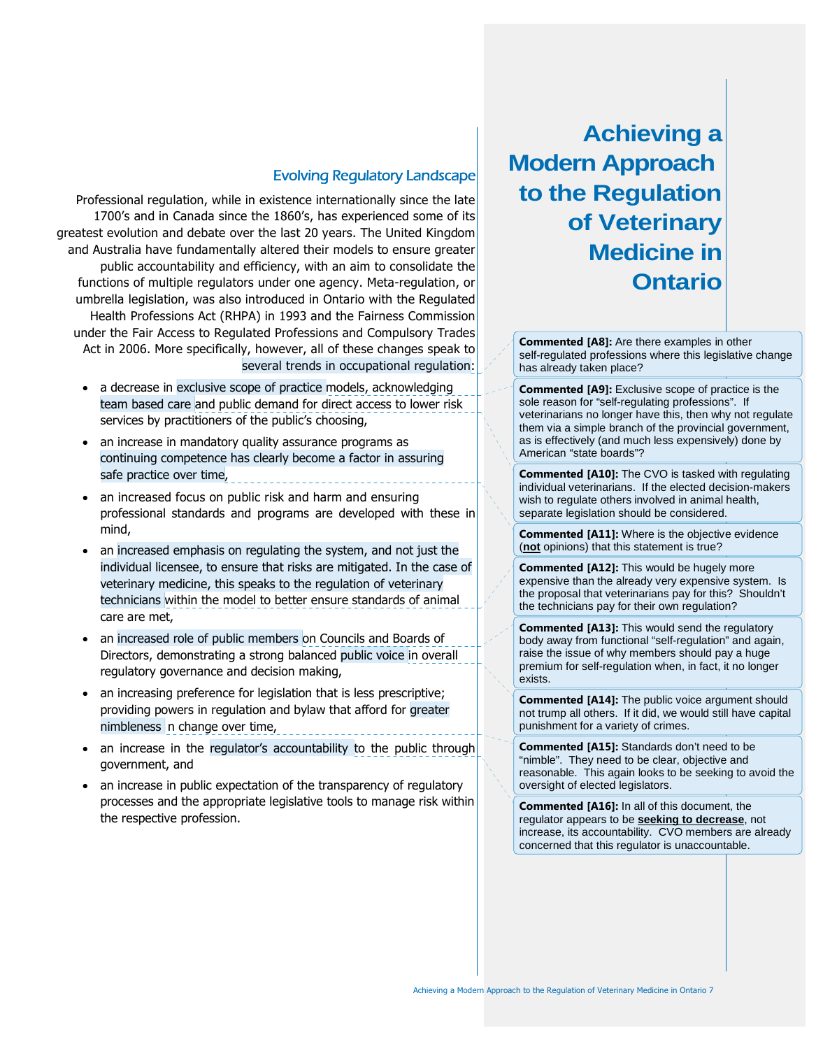# Achieving a Modern Approach to the Regulation of Veterinary Medicine in Ontario

## Evolving Regulatory Landscape

Professional regulation, while in existence internationally since the late 1700's and in Canada since the 1860's, has experienced some of its greatest evolution and debate over the last 20 years. The United Kingdom and Australia have fundamentally altered their models to ensure greater public accountability and efficiency, with an aim to consolidate the functions of multiple regulators under one agency. Meta-regulation, or umbrella legislation, was also introduced in Ontario with the Regulated Health Professions Act (RHPA) in 1993 and the Fairness Commission under the Fair Access to Regulated Professions and Compulsory Trades Act in 2006. More specifically, however, all of these changes speak to several trends in occupational regulation:

- a decrease in exclusive scope of practice models, acknowledging team based care and public demand for direct access to lower risk services by practitioners of the public's choosing,
- an increase in mandatory quality assurance programs as continuing competence has clearly become a factor in assuring safe practice over time,
- an increased focus on public risk and harm and ensuring professional standards and programs are developed with these in mind,
- an increased emphasis on regulating the system, and not just the individual licensee, to ensure that risks are mitigated. In the case of veterinary medicine, this speaks to the regulation of veterinary technicians within the model to better ensure standards of animal care are met,
- an increased role of public members on Councils and Boards of Directors, demonstrating a strong balanced public voice in overall regulatory governance and decision making,
- an increasing preference for legislation that is less prescriptive; providing powers in regulation and bylaw that afford for greater nimbleness n change over time,
- an increase in the regulator's accountability to the public through government, and
- an increase in public expectation of the transparency of regulatory processes and the appropriate legislative tools to manage risk within the respective profession.

**Commented [A8]:** Are there examples in other self-regulated professions where this legislative change has already taken place?

**Commented [A9]:** Exclusive scope of practice is the sole reason for "self-regulating professions". If veterinarians no longer have this, then why not regulate them via a simple branch of the provincial government, as is effectively (and much less expensively) done by American "state boards"?

**Commented [A10]:** The CVO is tasked with regulating individual veterinarians. If the elected decision-makers wish to regulate others involved in animal health, separate legislation should be considered.

**Commented [A11]:** Where is the objective evidence (**not** opinions) that this statement is true?

**Commented [A12]:** This would be hugely more expensive than the already very expensive system. Is the proposal that veterinarians pay for this? Shouldn't the technicians pay for their own regulation?

**Commented [A13]:** This would send the regulatory body away from functional "self-regulation" and again, raise the issue of why members should pay a huge premium for self-regulation when, in fact, it no longer exists.

**Commented [A14]:** The public voice argument should not trump all others. If it did, we would still have capital punishment for a variety of crimes.

**Commented [A15]:** Standards don't need to be "nimble". They need to be clear, objective and reasonable. This again looks to be seeking to avoid the oversight of elected legislators.

**Commented [A16]:** In all of this document, the regulator appears to be **seeking to decrease**, not increase, its accountability. CVO members are already concerned that this regulator is unaccountable.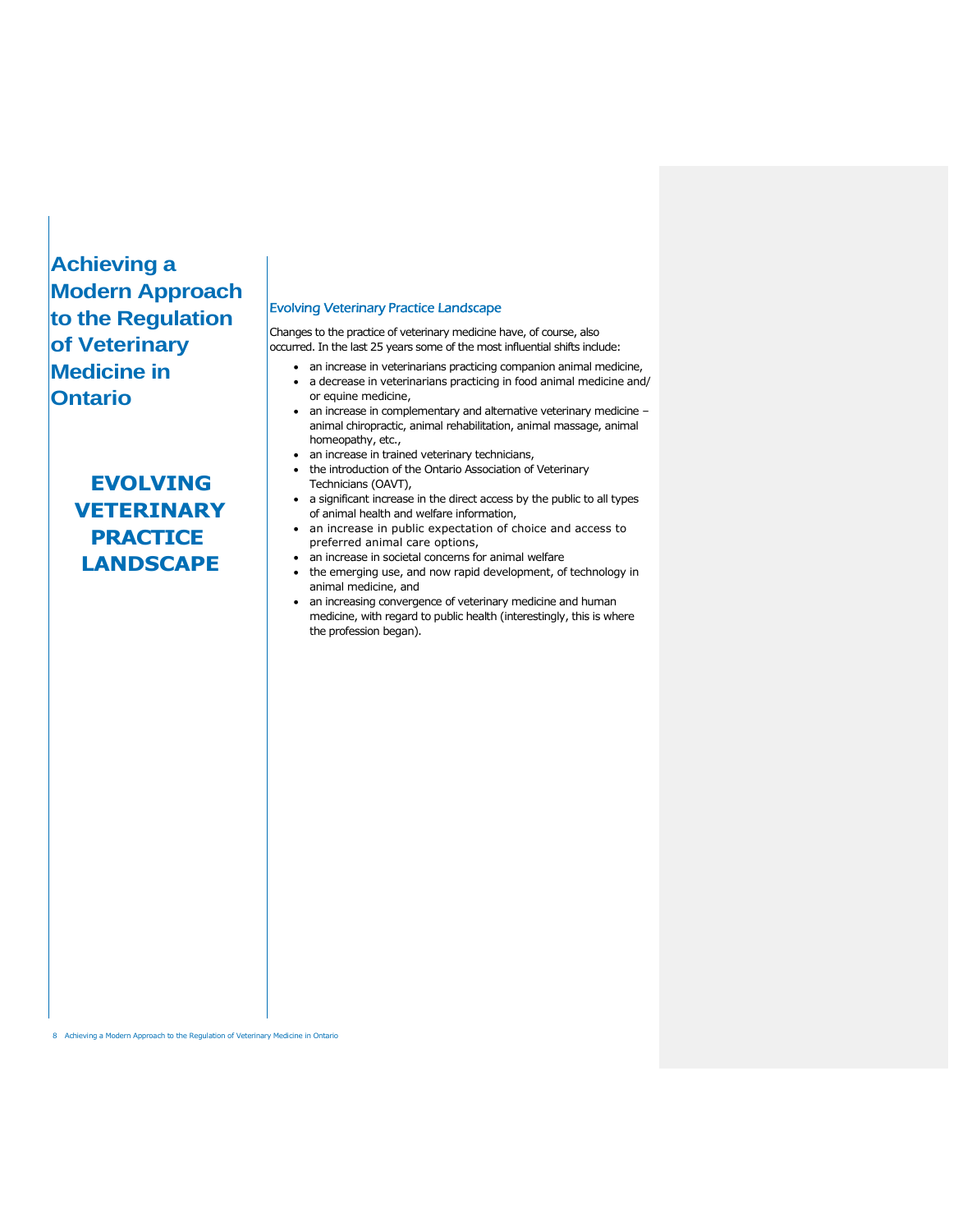# Achieving a Modern Approach to the Regulation of Veterinary Medicine in Ontario

## EVOLVING VETERINARY PRACTICE LANDSCAPE

### Evolving Veterinary Practice Landscape

Changes to the practice of veterinary medicine have, of course, also occurred. In the last 25 years some of the most influential shifts include:

- an increase in veterinarians practicing companion animal medicine,
- a decrease in veterinarians practicing in food animal medicine and/ or equine medicine,
- an increase in complementary and alternative veterinary medicine – animal chiropractic, animal rehabilitation, animal massage, animal homeopathy, etc.,
- an increase in trained veterinary technicians,
- the introduction of the Ontario Association of Veterinary Technicians (OAVT),
- a significant increase in the direct access by the public to all types of animal health and welfare information,
- an increase in public expectation of choice and access to preferred animal care options,
- an increase in societal concerns for animal welfare
- the emerging use, and now rapid development, of technology in animal medicine, and
- an increasing convergence of veterinary medicine and human medicine, with regard to public health (interestingly, this is where the profession began).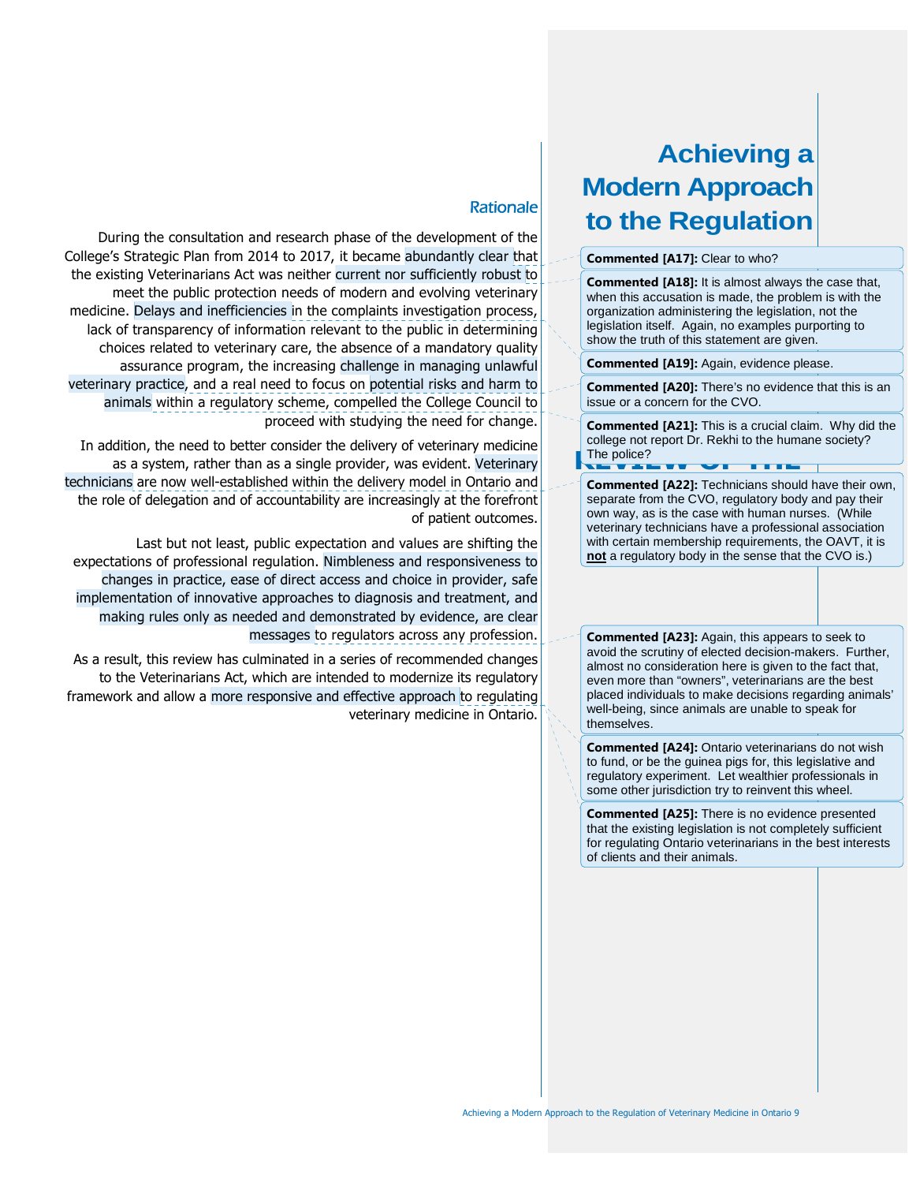# Achieving a Modern Approach to the Regulation

## Rationale

During the consultation and research phase of the development of the College's Strategic Plan from 2014 to 2017, it became abundantly clear that the existing Veterinarians Act was neither current nor sufficiently robust to meet the public protection needs of modern and evolving veterinary medicine. Delays and inefficiencies in the complaints investigation process, lack of transparency of information relevant to the public in determining choices related to veterinary care, the absence of a mandatory quality assurance program, the increasing challenge in managing unlawful veterinary practice, and a real need to focus on potential risks and harm to animals within a regulatory scheme, compelled the College Council to proceed with studying the need for change.

In addition, the need to better consider the delivery of veterinary medicine as a system, rather than as a single provider, was evident. Veterinary technicians are now well-established within the delivery model in Ontario and the role of delegation and of accountability are increasingly at the forefront of patient outcomes.

Last but not least, public expectation and values are shifting the expectations of professional regulation. Nimbleness and responsiveness to changes in practice, ease of direct access and choice in provider, safe implementation of innovative approaches to diagnosis and treatment, and making rules only as needed and demonstrated by evidence, are clear messages to regulators across any profession.

As a result, this review has culminated in a series of recommended changes to the Veterinarians Act, which are intended to modernize its regulatory framework and allow a more responsive and effective approach to regulating veterinary medicine in Ontario.

---

**Commented [A17]:** Clear to who?

**Commented [A18]:** It is almost always the case that, when this accusation is made, the problem is with the organization administering the legislation, not the legislation itself. Again, no examples purporting to show the truth of this statement are given.

**Commented [A19]:** Again, evidence please.

**Commented [A20]:** There's no evidence that this is an issue or a concern for the CVO.

**Commented [A21]:** This is a crucial claim. Why did the college not report Dr. Rekhi to the humane society? The police?

**Commented [A22]:** Technicians should have their own, separate from the CVO, regulatory body and pay their own way, as is the case with human nurses. (While veterinary technicians have a professional association with certain membership requirements, the OAVT, it is **not** a regulatory body in the sense that the CVO is.)

**Commented [A23]:** Again, this appears to seek to avoid the scrutiny of elected decision-makers. Further, almost no consideration here is given to the fact that, even more than "owners", veterinarians are the best placed individuals to make decisions regarding animals' well-being, since animals are unable to speak for themselves.

**Commented [A24]:** Ontario veterinarians do not wish to fund, or be the guinea pigs for, this legislative and regulatory experiment. Let wealthier professionals in some other jurisdiction try to reinvent this wheel.

**Commented [A25]:** There is no evidence presented that the existing legislation is not completely sufficient for regulating Ontario veterinarians in the best interests of clients and their animals.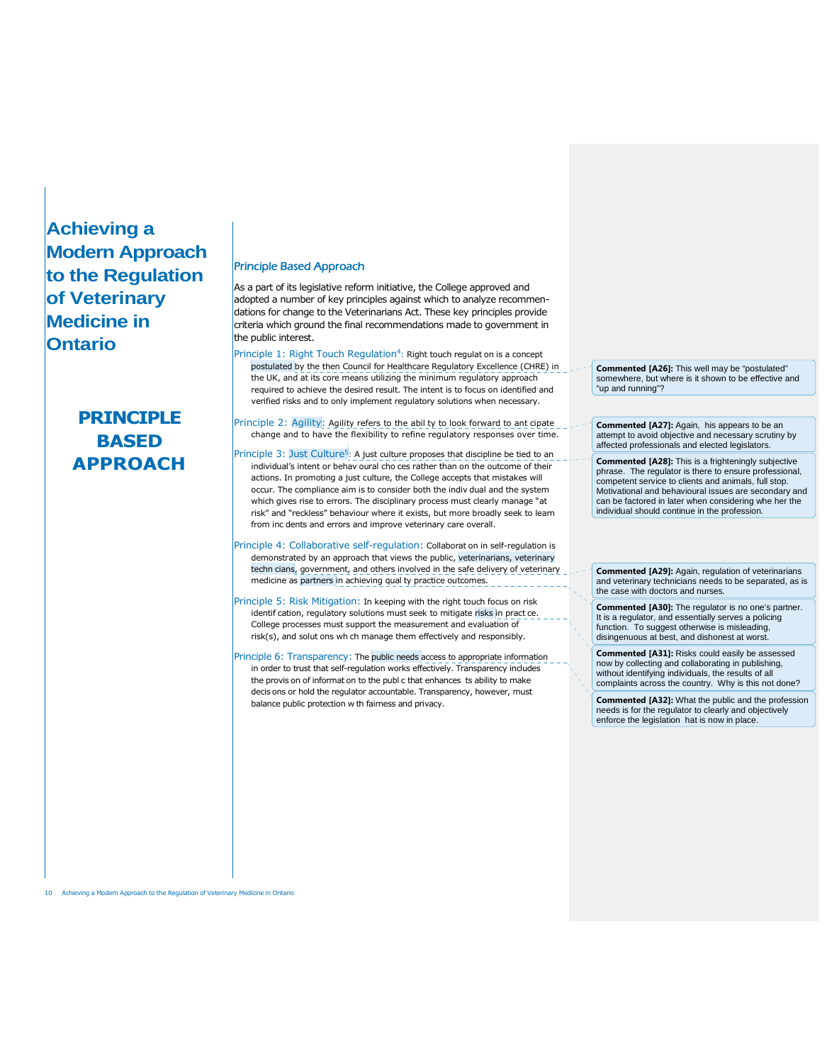# Achieving a Modern Approach to the Regulation of Veterinary Medicine in Ontario

## PRINCIPLE BASED APPROACH

### Principle Based Approach

As a part of its legislative reform initiative, the College approved and adopted a number of key principles against which to analyze recommendations for change to the Veterinarians Act. These key principles provide criteria which ground the final recommendations made to government in the public interest.

**Principle 1: Right Touch Regulation**[4]**:** Right touch regulat on is a concept postulated by the then Council for Healthcare Regulatory Excellence (CHRE) in the UK, and at its core means utilizing the minimum regulatory approach required to achieve the desired result. The intent is to focus on identified and verified risks and to only implement regulatory solutions when necessary.

**Principle 2: Agility:** Agility refers to the abil ty to look forward to ant cipate change and to have the flexibility to refine regulatory responses over time.

**Principle 3: Just Culture**[5]**:** A just culture proposes that discipline be tied to an individual's intent or behav oural cho ces rather than on the outcome of their actions. In promoting a just culture, the College accepts that mistakes will occur. The compliance aim is to consider both the indiv dual and the system which gives rise to errors. The disciplinary process must clearly manage "at risk" and "reckless" behaviour where it exists, but more broadly seek to learn from inc dents and errors and improve veterinary care overall.

**Principle 4: Collaborative self-regulation:** Collaborat on in self-regulation is demonstrated by an approach that views the public, veterinarians, veterinary techn cians, government, and others involved in the safe delivery of veterinary medicine as partners in achieving qual ty practice outcomes.

**Principle 5: Risk Mitigation:** In keeping with the right touch focus on risk identif cation, regulatory solutions must seek to mitigate risks in pract ce. College processes must support the measurement and evaluation of risk(s), and solut ons wh ch manage them effectively and responsibly.

**Principle 6: Transparency:** The public needs access to appropriate information in order to trust that self-regulation works effectively. Transparency includes the provis on of informat on to the publ c that enhances ts ability to make decis ons or hold the regulator accountable. Transparency, however, must balance public protection w th fairness and privacy.

---

**Commented [A26]:** This well may be "postulated" somewhere, but where is it shown to be effective and "up and running"?

**Commented [A27]:** Again, his appears to be an attempt to avoid objective and necessary scrutiny by affected professionals and elected legislators.

**Commented [A28]:** This is a frighteningly subjective phrase. The regulator is there to ensure professional, competent service to clients and animals, full stop. Motivational and behavioural issues are secondary and can be factored in later when considering whe her the individual should continue in the profession.

**Commented [A29]:** Again, regulation of veterinarians and veterinary technicians needs to be separated, as is the case with doctors and nurses.

**Commented [A30]:** The regulator is no one's partner. It is a regulator, and essentially serves a policing function. To suggest otherwise is misleading, disingenuous at best, and dishonest at worst.

**Commented [A31]:** Risks could easily be assessed now by collecting and collaborating in publishing, without identifying individuals, the results of all complaints across the country. Why is this not done?

**Commented [A32]:** What the public and the profession needs is for the regulator to clearly and objectively enforce the legislation hat is now in place.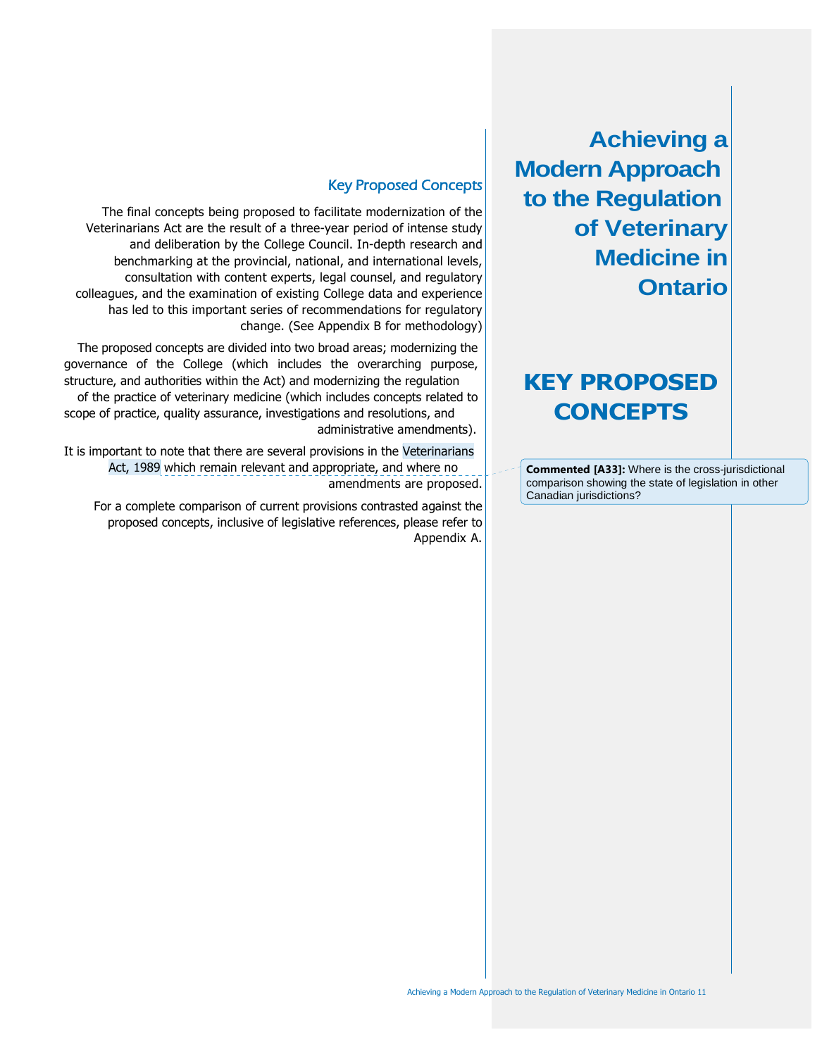# Achieving a Modern Approach to the Regulation of Veterinary Medicine in Ontario

## KEY PROPOSED CONCEPTS

### Key Proposed Concepts

The final concepts being proposed to facilitate modernization of the Veterinarians Act are the result of a three-year period of intense study and deliberation by the College Council. In-depth research and benchmarking at the provincial, national, and international levels, consultation with content experts, legal counsel, and regulatory colleagues, and the examination of existing College data and experience has led to this important series of recommendations for regulatory change. (See Appendix B for methodology)

The proposed concepts are divided into two broad areas; modernizing the governance of the College (which includes the overarching purpose, structure, and authorities within the Act) and modernizing the regulation of the practice of veterinary medicine (which includes concepts related to scope of practice, quality assurance, investigations and resolutions, and administrative amendments).

It is important to note that there are several provisions in the Veterinarians Act, 1989 which remain relevant and appropriate, and where no amendments are proposed.

For a complete comparison of current provisions contrasted against the proposed concepts, inclusive of legislative references, please refer to Appendix A.

**Commented [A33]:** Where is the cross-jurisdictional comparison showing the state of legislation in other Canadian jurisdictions?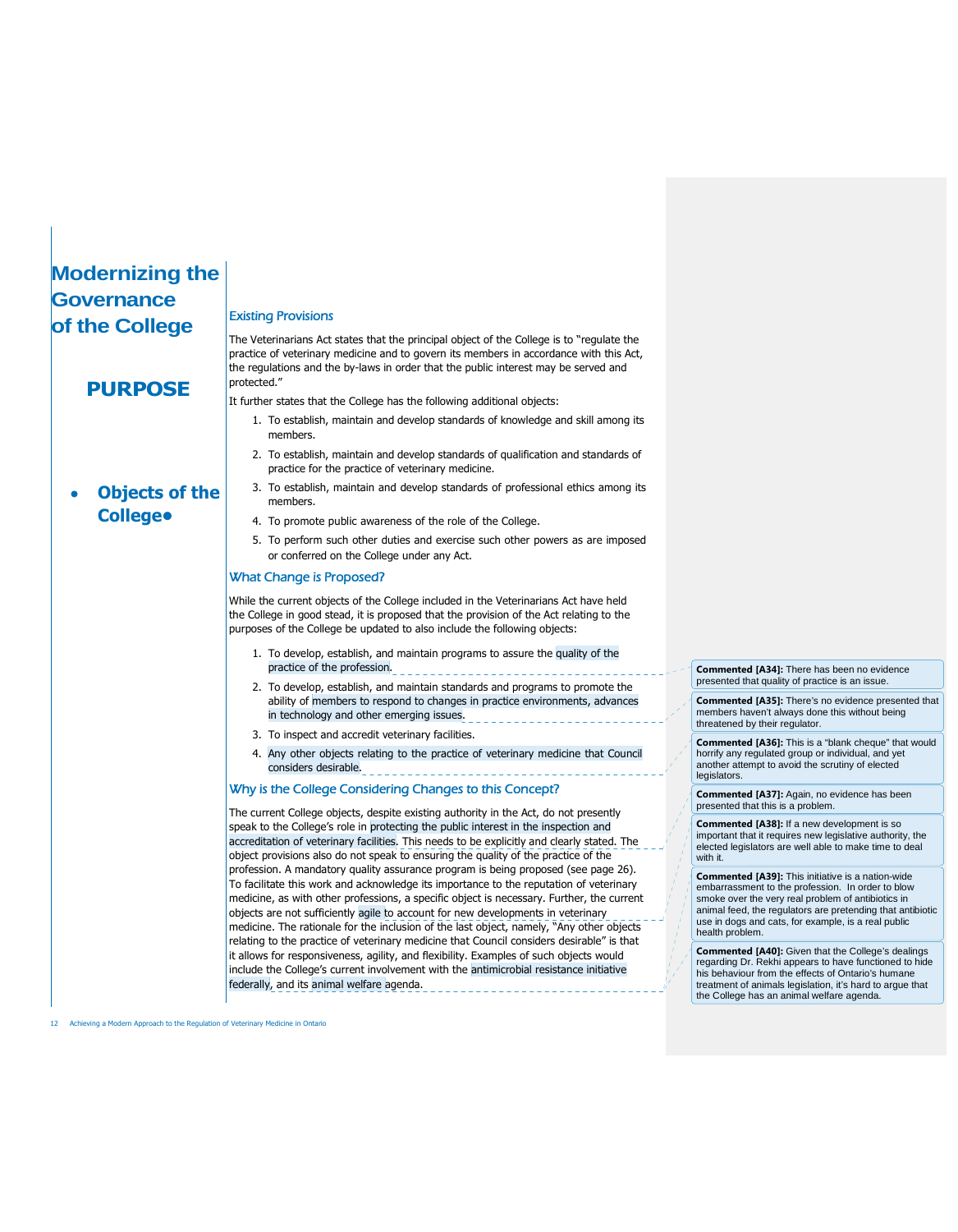# Modernizing the Governance of the College

## PURPOSE

- **Objects of the College•**

### *Existing Provisions*

The Veterinarians Act states that the principal object of the College is to "regulate the practice of veterinary medicine and to govern its members in accordance with this Act, the regulations and the by-laws in order that the public interest may be served and protected."

It further states that the College has the following additional objects:

1. To establish, maintain and develop standards of knowledge and skill among its members.
2. To establish, maintain and develop standards of qualification and standards of practice for the practice of veterinary medicine.
3. To establish, maintain and develop standards of professional ethics among its members.
4. To promote public awareness of the role of the College.
5. To perform such other duties and exercise such other powers as are imposed or conferred on the College under any Act.

### *What Change is Proposed?*

While the current objects of the College included in the Veterinarians Act have held the College in good stead, it is proposed that the provision of the Act relating to the purposes of the College be updated to also include the following objects:

1. To develop, establish, and maintain programs to assure the quality of the practice of the profession.
2. To develop, establish, and maintain standards and programs to promote the ability of members to respond to changes in practice environments, advances in technology and other emerging issues.
3. To inspect and accredit veterinary facilities.
4. Any other objects relating to the practice of veterinary medicine that Council considers desirable.

### *Why is the College Considering Changes to this Concept?*

The current College objects, despite existing authority in the Act, do not presently speak to the College's role in protecting the public interest in the inspection and accreditation of veterinary facilities. This needs to be explicitly and clearly stated. The object provisions also do not speak to ensuring the quality of the practice of the profession. A mandatory quality assurance program is being proposed (see page 26). To facilitate this work and acknowledge its importance to the reputation of veterinary medicine, as with other professions, a specific object is necessary. Further, the current objects are not sufficiently agile to account for new developments in veterinary medicine. The rationale for the inclusion of the last object, namely, "Any other objects relating to the practice of veterinary medicine that Council considers desirable" is that it allows for responsiveness, agility, and flexibility. Examples of such objects would include the College's current involvement with the antimicrobial resistance initiative federally, and its animal welfare agenda.

**Commented [A34]:** There has been no evidence presented that quality of practice is an issue.

**Commented [A35]:** There's no evidence presented that members haven't always done this without being threatened by their regulator.

**Commented [A36]:** This is a "blank cheque" that would horrify any regulated group or individual, and yet another attempt to avoid the scrutiny of elected legislators.

**Commented [A37]:** Again, no evidence has been presented that this is a problem.

**Commented [A38]:** If a new development is so important that it requires new legislative authority, the elected legislators are well able to make time to deal with it.

**Commented [A39]:** This initiative is a nation-wide embarrassment to the profession. In order to blow smoke over the very real problem of antibiotics in animal feed, the regulators are pretending that antibiotic use in dogs and cats, for example, is a real public health problem.

**Commented [A40]:** Given that the College's dealings regarding Dr. Rekhi appears to have functioned to hide his behaviour from the effects of Ontario's humane treatment of animals legislation, it's hard to argue that the College has an animal welfare agenda.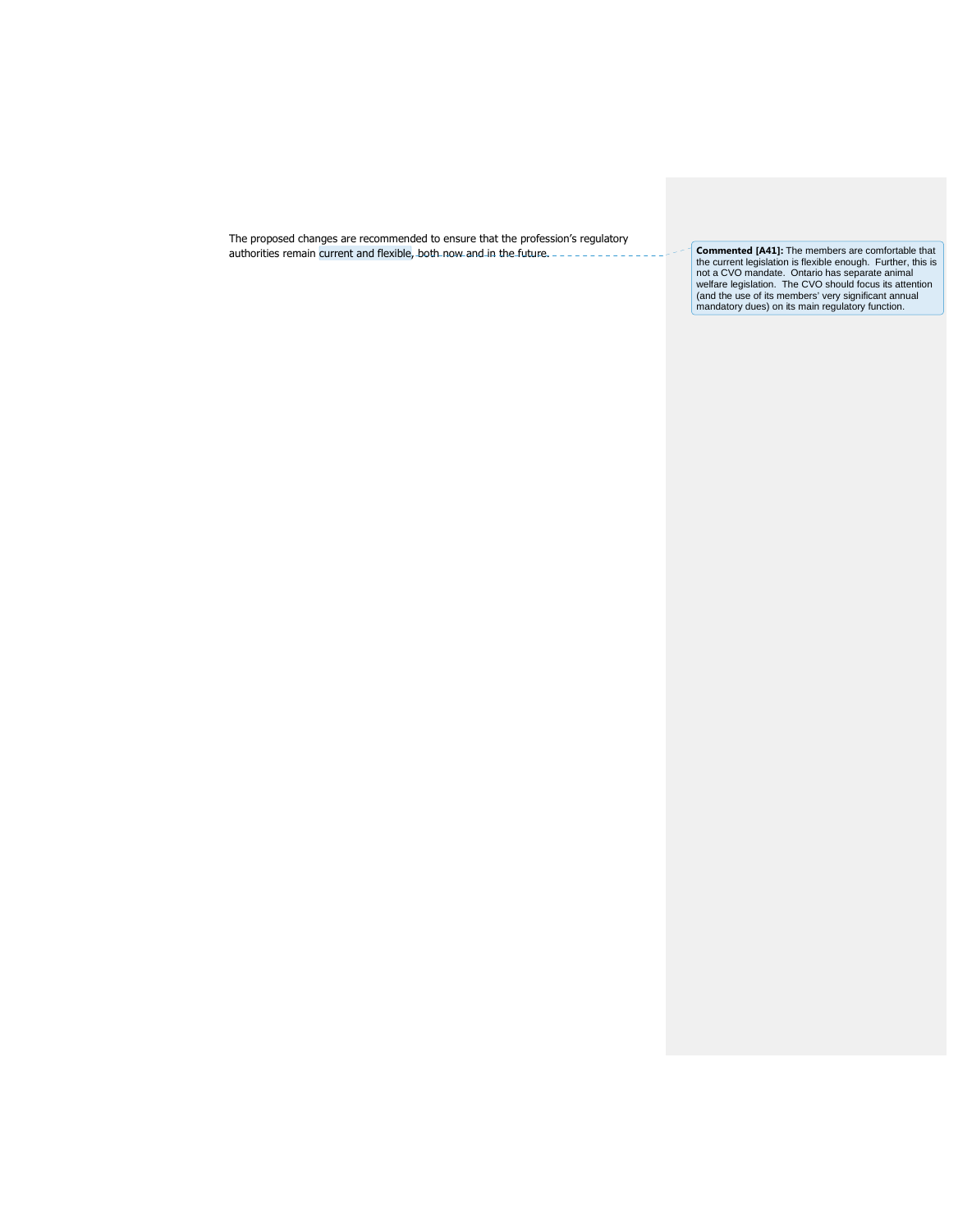The proposed changes are recommended to ensure that the profession's regulatory authorities remain current and flexible, both now and in the future.

**Commented [A41]:** The members are comfortable that the current legislation is flexible enough. Further, this is not a CVO mandate. Ontario has separate animal welfare legislation. The CVO should focus its attention (and the use of its members' very significant annual mandatory dues) on its main regulatory function.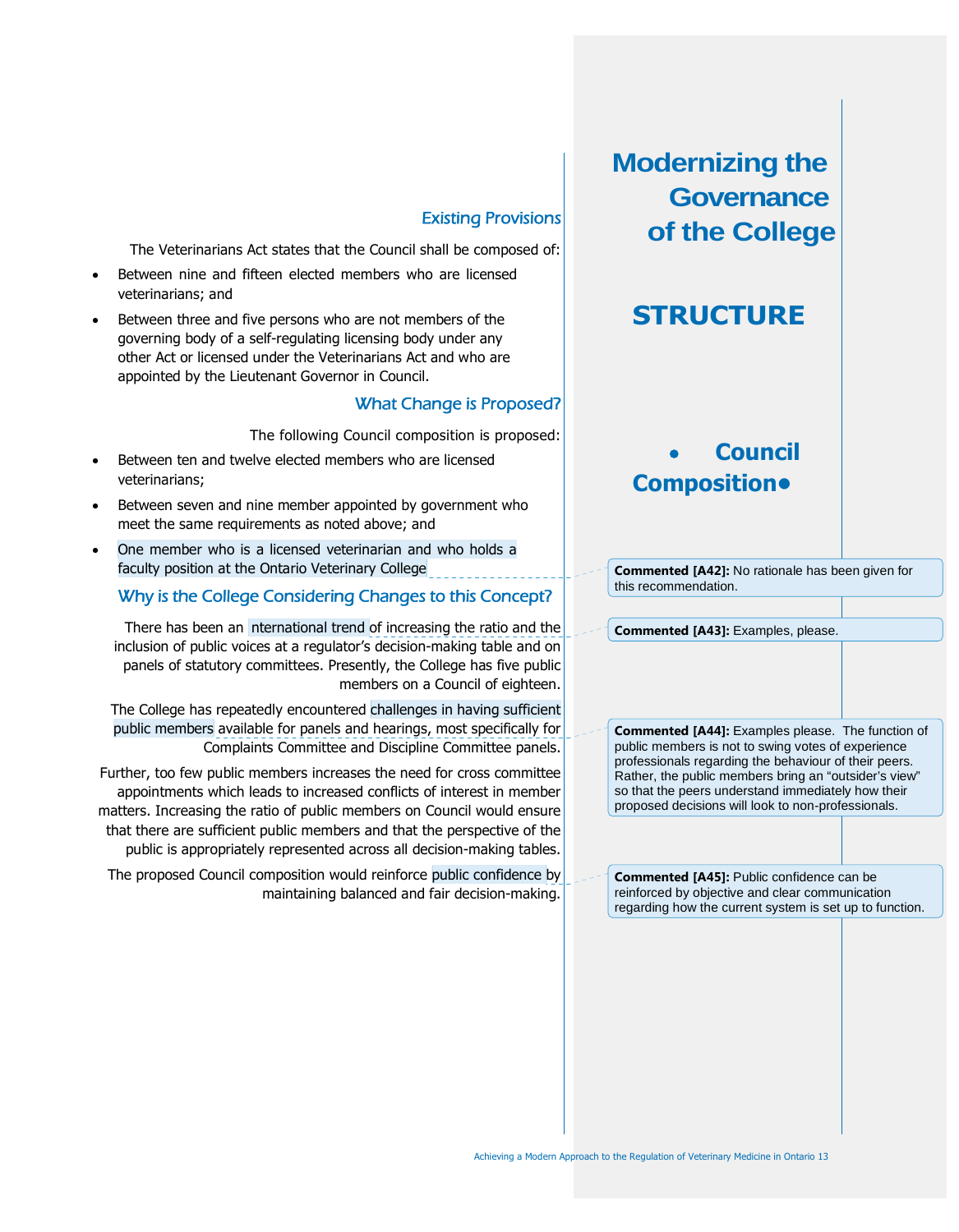# Modernizing the Governance of the College

## STRUCTURE

### • Council Composition •

### Existing Provisions

The Veterinarians Act states that the Council shall be composed of:

- Between nine and fifteen elected members who are licensed veterinarians; and
- Between three and five persons who are not members of the governing body of a self-regulating licensing body under any other Act or licensed under the Veterinarians Act and who are appointed by the Lieutenant Governor in Council.

### What Change is Proposed?

The following Council composition is proposed:

- Between ten and twelve elected members who are licensed veterinarians;
- Between seven and nine member appointed by government who meet the same requirements as noted above; and
- One member who is a licensed veterinarian and who holds a faculty position at the Ontario Veterinary College

**Commented [A42]:** No rationale has been given for this recommendation.

### Why is the College Considering Changes to this Concept?

There has been an nternational trend of increasing the ratio and the inclusion of public voices at a regulator's decision-making table and on panels of statutory committees. Presently, the College has five public members on a Council of eighteen.

**Commented [A43]:** Examples, please.

The College has repeatedly encountered challenges in having sufficient public members available for panels and hearings, most specifically for Complaints Committee and Discipline Committee panels.

**Commented [A44]:** Examples please. The function of public members is not to swing votes of experience professionals regarding the behaviour of their peers. Rather, the public members bring an "outsider's view" so that the peers understand immediately how their proposed decisions will look to non-professionals.

Further, too few public members increases the need for cross committee appointments which leads to increased conflicts of interest in member matters. Increasing the ratio of public members on Council would ensure that there are sufficient public members and that the perspective of the public is appropriately represented across all decision-making tables.

The proposed Council composition would reinforce public confidence by maintaining balanced and fair decision-making.

**Commented [A45]:** Public confidence can be reinforced by objective and clear communication regarding how the current system is set up to function.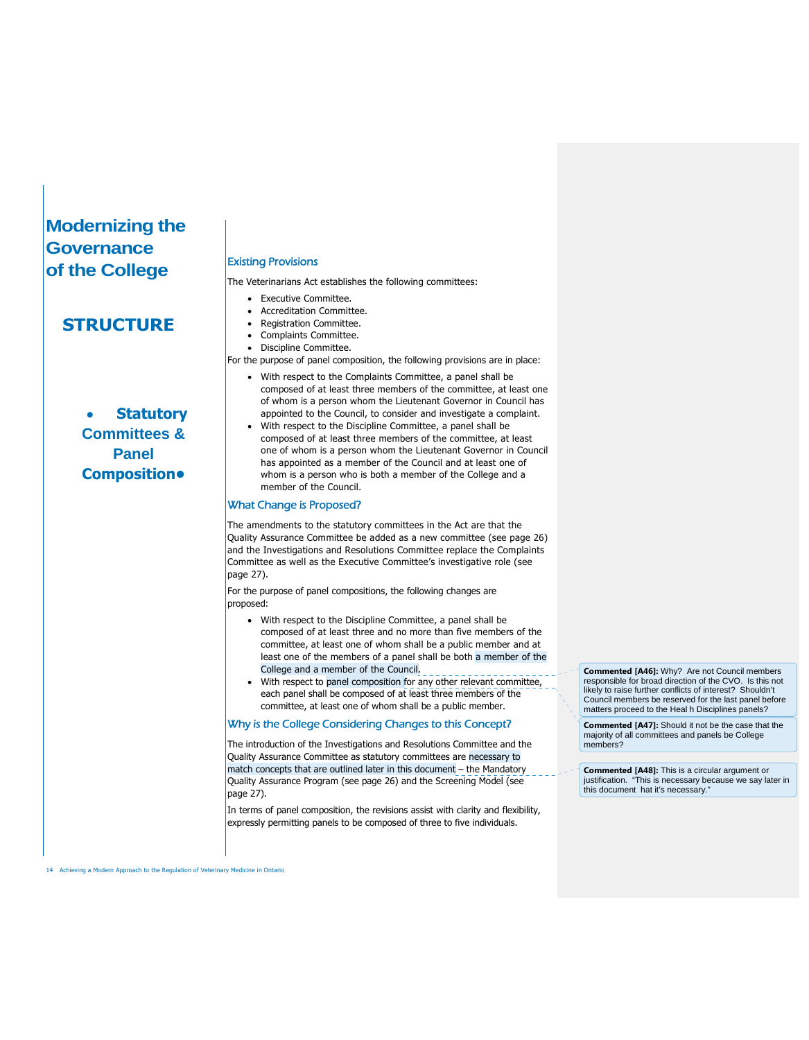# Modernizing the Governance of the College

## STRUCTURE

### • Statutory Committees & Panel Composition•

#### Existing Provisions

The Veterinarians Act establishes the following committees:

- Executive Committee.
- Accreditation Committee.
- Registration Committee.
- Complaints Committee.
- Discipline Committee.

For the purpose of panel composition, the following provisions are in place:

- With respect to the Complaints Committee, a panel shall be composed of at least three members of the committee, at least one of whom is a person whom the Lieutenant Governor in Council has appointed to the Council, to consider and investigate a complaint.
- With respect to the Discipline Committee, a panel shall be composed of at least three members of the committee, at least one of whom is a person whom the Lieutenant Governor in Council has appointed as a member of the Council and at least one of whom is a person who is both a member of the College and a member of the Council.

#### What Change is Proposed?

The amendments to the statutory committees in the Act are that the Quality Assurance Committee be added as a new committee (see page 26) and the Investigations and Resolutions Committee replace the Complaints Committee as well as the Executive Committee's investigative role (see page 27).

For the purpose of panel compositions, the following changes are proposed:

- With respect to the Discipline Committee, a panel shall be composed of at least three and no more than five members of the committee, at least one of whom shall be a public member and at least one of the members of a panel shall be both a member of the College and a member of the Council.
- With respect to panel composition for any other relevant committee, each panel shall be composed of at least three members of the committee, at least one of whom shall be a public member.

#### Why is the College Considering Changes to this Concept?

The introduction of the Investigations and Resolutions Committee and the Quality Assurance Committee as statutory committees are necessary to match concepts that are outlined later in this document – the Mandatory Quality Assurance Program (see page 26) and the Screening Model (see page 27).

In terms of panel composition, the revisions assist with clarity and flexibility, expressly permitting panels to be composed of three to five individuals.

**Commented [A46]:** Why? Are not Council members responsible for broad direction of the CVO. Is this not likely to raise further conflicts of interest? Shouldn't Council members be reserved for the last panel before matters proceed to the Heal h Disciplines panels?

**Commented [A47]:** Should it not be the case that the majority of all committees and panels be College members?

**Commented [A48]:** This is a circular argument or justification. "This is necessary because we say later in this document hat it's necessary."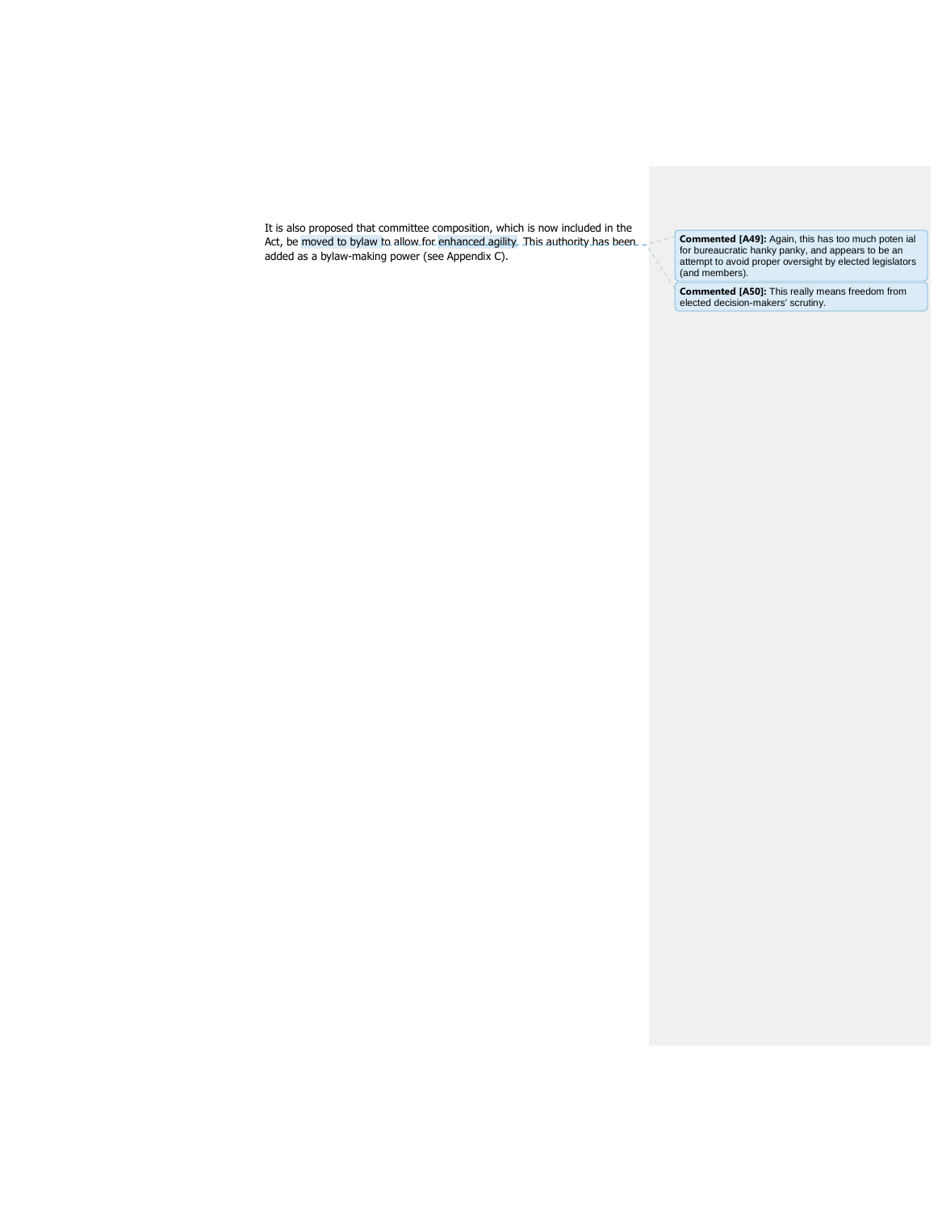It is also proposed that committee composition, which is now included in the Act, be moved to bylaw to allow for enhanced agility. This authority has been added as a bylaw-making power (see Appendix C).

**Commented [A49]:** Again, this has too much poten ial for bureaucratic hanky panky, and appears to be an attempt to avoid proper oversight by elected legislators (and members).

**Commented [A50]:** This really means freedom from elected decision-makers' scrutiny.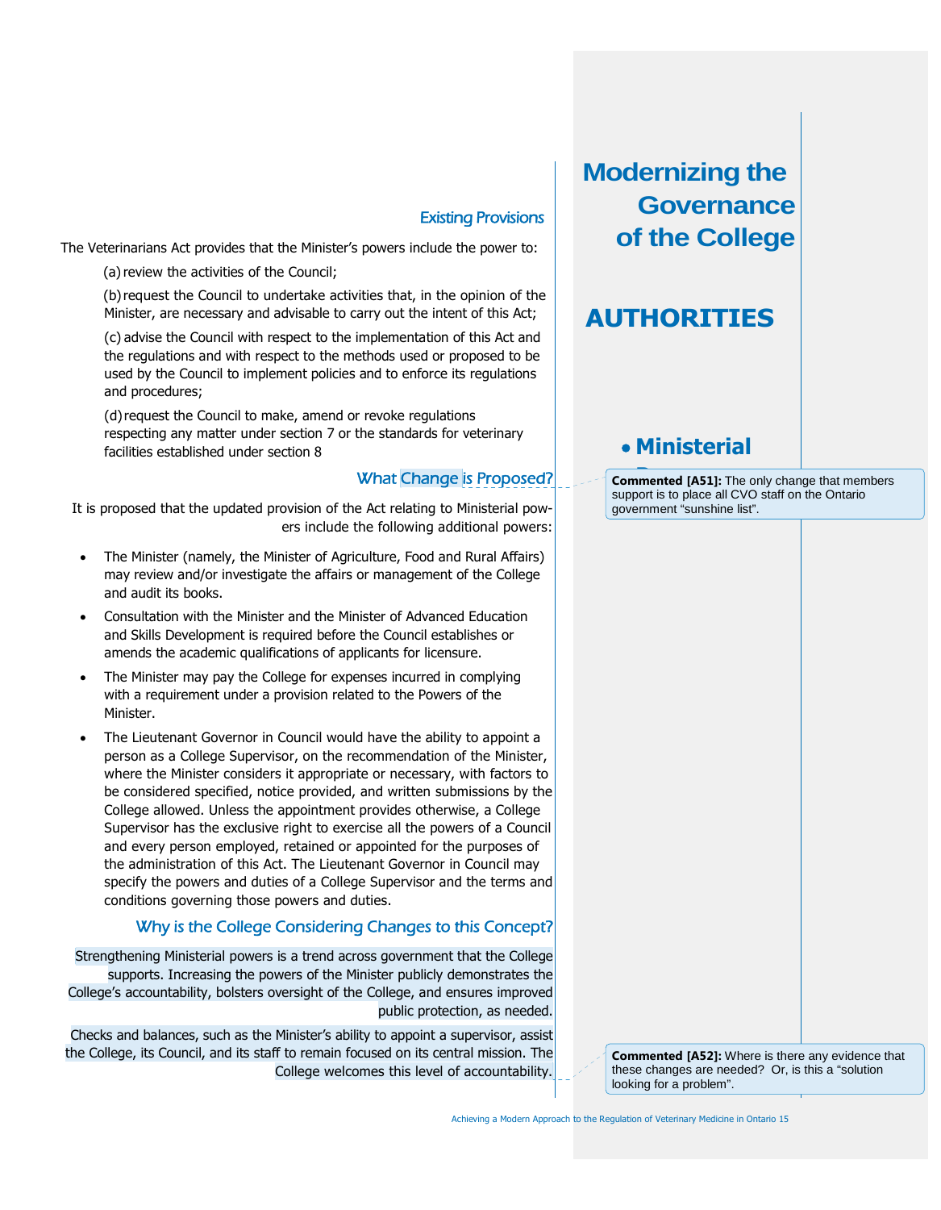# Modernizing the Governance of the College

## AUTHORITIES

- **Ministerial Powers**

### Existing Provisions

The Veterinarians Act provides that the Minister's powers include the power to:

(a) review the activities of the Council;

(b) request the Council to undertake activities that, in the opinion of the Minister, are necessary and advisable to carry out the intent of this Act;

(c) advise the Council with respect to the implementation of this Act and the regulations and with respect to the methods used or proposed to be used by the Council to implement policies and to enforce its regulations and procedures;

(d) request the Council to make, amend or revoke regulations respecting any matter under section 7 or the standards for veterinary facilities established under section 8

### What Change is Proposed?

It is proposed that the updated provision of the Act relating to Ministerial powers include the following additional powers:

- The Minister (namely, the Minister of Agriculture, Food and Rural Affairs) may review and/or investigate the affairs or management of the College and audit its books.
- Consultation with the Minister and the Minister of Advanced Education and Skills Development is required before the Council establishes or amends the academic qualifications of applicants for licensure.
- The Minister may pay the College for expenses incurred in complying with a requirement under a provision related to the Powers of the Minister.
- The Lieutenant Governor in Council would have the ability to appoint a person as a College Supervisor, on the recommendation of the Minister, where the Minister considers it appropriate or necessary, with factors to be considered specified, notice provided, and written submissions by the College allowed. Unless the appointment provides otherwise, a College Supervisor has the exclusive right to exercise all the powers of a Council and every person employed, retained or appointed for the purposes of the administration of this Act. The Lieutenant Governor in Council may specify the powers and duties of a College Supervisor and the terms and conditions governing those powers and duties.

### Why is the College Considering Changes to this Concept?

Strengthening Ministerial powers is a trend across government that the College supports. Increasing the powers of the Minister publicly demonstrates the College's accountability, bolsters oversight of the College, and ensures improved public protection, as needed.

Checks and balances, such as the Minister's ability to appoint a supervisor, assist the College, its Council, and its staff to remain focused on its central mission. The College welcomes this level of accountability.

**Commented [A51]:** The only change that members support is to place all CVO staff on the Ontario government "sunshine list".

**Commented [A52]:** Where is there any evidence that these changes are needed? Or, is this a "solution looking for a problem".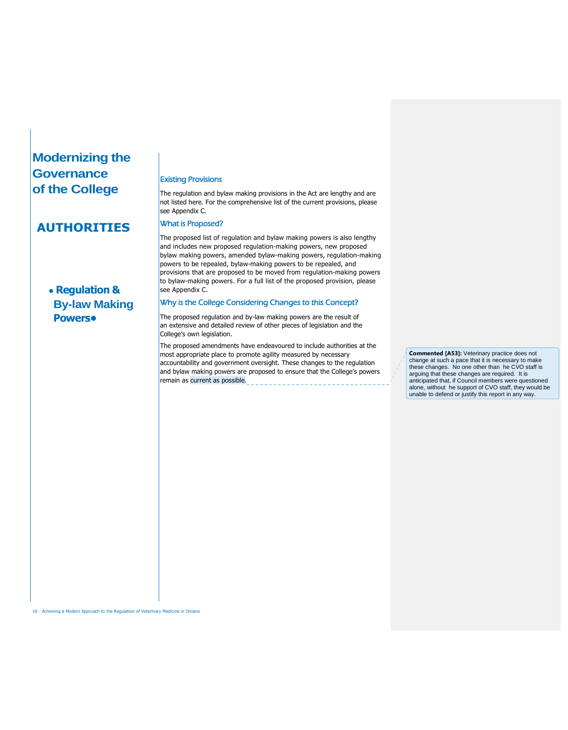# Modernizing the Governance of the College

## AUTHORITIES

### • Regulation & By-law Making Powers•

#### Existing Provisions

The regulation and bylaw making provisions in the Act are lengthy and are not listed here. For the comprehensive list of the current provisions, please see Appendix C.

#### What is Proposed?

The proposed list of regulation and bylaw making powers is also lengthy and includes new proposed regulation-making powers, new proposed bylaw making powers, amended bylaw-making powers, regulation-making powers to be repealed, bylaw-making powers to be repealed, and provisions that are proposed to be moved from regulation-making powers to bylaw-making powers. For a full list of the proposed provision, please see Appendix C.

#### Why is the College Considering Changes to this Concept?

The proposed regulation and by-law making powers are the result of an extensive and detailed review of other pieces of legislation and the College's own legislation.

The proposed amendments have endeavoured to include authorities at the most appropriate place to promote agility measured by necessary accountability and government oversight. These changes to the regulation and bylaw making powers are proposed to ensure that the College's powers remain as current as possible.

> **Commented [A53]:** Veterinary practice does not change at such a pace that it is necessary to make these changes. No one other than he CVO staff is arguing that these changes are required. It is anticipated that, if Council members were questioned alone, without he support of CVO staff, they would be unable to defend or justify this report in any way.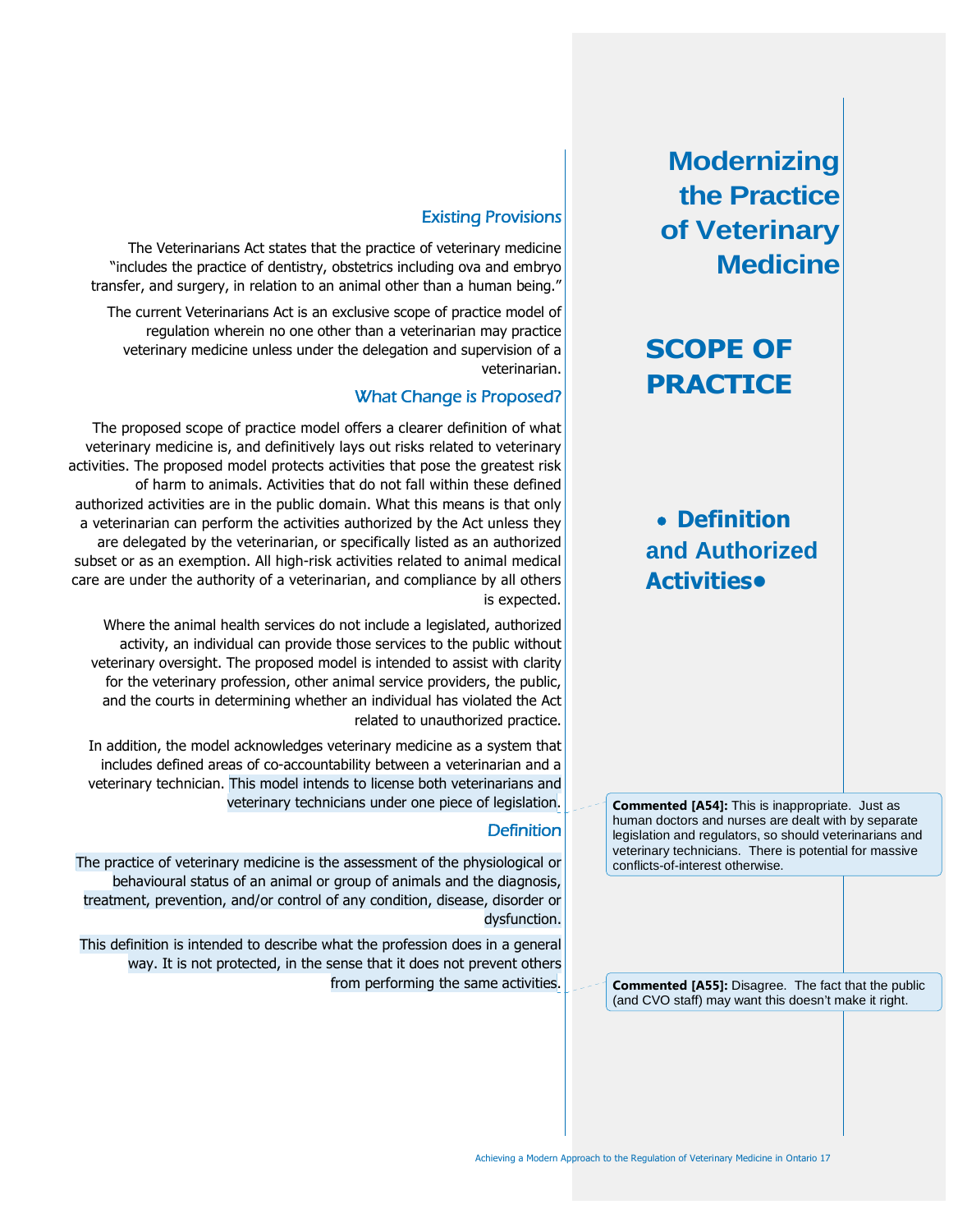# Modernizing the Practice of Veterinary Medicine

## SCOPE OF PRACTICE

### • Definition and Authorized Activities•

### Existing Provisions

The Veterinarians Act states that the practice of veterinary medicine "includes the practice of dentistry, obstetrics including ova and embryo transfer, and surgery, in relation to an animal other than a human being."

The current Veterinarians Act is an exclusive scope of practice model of regulation wherein no one other than a veterinarian may practice veterinary medicine unless under the delegation and supervision of a veterinarian.

### What Change is Proposed?

The proposed scope of practice model offers a clearer definition of what veterinary medicine is, and definitively lays out risks related to veterinary activities. The proposed model protects activities that pose the greatest risk of harm to animals. Activities that do not fall within these defined authorized activities are in the public domain. What this means is that only a veterinarian can perform the activities authorized by the Act unless they are delegated by the veterinarian, or specifically listed as an authorized subset or as an exemption. All high-risk activities related to animal medical care are under the authority of a veterinarian, and compliance by all others is expected.

Where the animal health services do not include a legislated, authorized activity, an individual can provide those services to the public without veterinary oversight. The proposed model is intended to assist with clarity for the veterinary profession, other animal service providers, the public, and the courts in determining whether an individual has violated the Act related to unauthorized practice.

In addition, the model acknowledges veterinary medicine as a system that includes defined areas of co-accountability between a veterinarian and a veterinary technician. This model intends to license both veterinarians and veterinary technicians under one piece of legislation.

> **Commented [A54]:** This is inappropriate. Just as human doctors and nurses are dealt with by separate legislation and regulators, so should veterinarians and veterinary technicians. There is potential for massive conflicts-of-interest otherwise.

### Definition

The practice of veterinary medicine is the assessment of the physiological or behavioural status of an animal or group of animals and the diagnosis, treatment, prevention, and/or control of any condition, disease, disorder or dysfunction.

This definition is intended to describe what the profession does in a general way. It is not protected, in the sense that it does not prevent others from performing the same activities.

> **Commented [A55]:** Disagree. The fact that the public (and CVO staff) may want this doesn't make it right.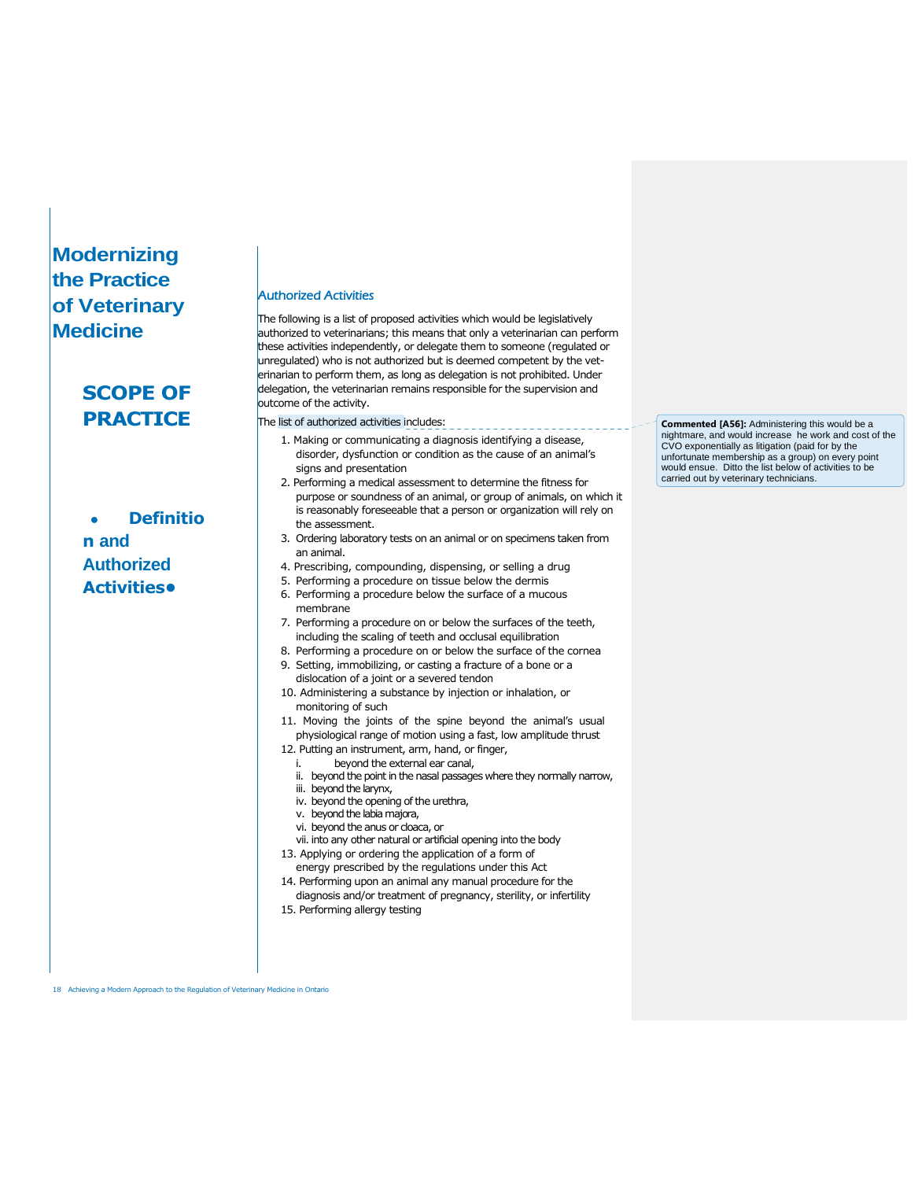# Modernizing the Practice of Veterinary Medicine

## SCOPE OF PRACTICE

- **Definition and Authorized Activities**

### *Authorized Activities*

The following is a list of proposed activities which would be legislatively authorized to veterinarians; this means that only a veterinarian can perform these activities independently, or delegate them to someone (regulated or unregulated) who is not authorized but is deemed competent by the veterinarian to perform them, as long as delegation is not prohibited. Under delegation, the veterinarian remains responsible for the supervision and outcome of the activity.

The list of authorized activities includes:

1. Making or communicating a diagnosis identifying a disease, disorder, dysfunction or condition as the cause of an animal's signs and presentation
2. Performing a medical assessment to determine the fitness for purpose or soundness of an animal, or group of animals, on which it is reasonably foreseeable that a person or organization will rely on the assessment.
3. Ordering laboratory tests on an animal or on specimens taken from an animal.
4. Prescribing, compounding, dispensing, or selling a drug
5. Performing a procedure on tissue below the dermis
6. Performing a procedure below the surface of a mucous membrane
7. Performing a procedure on or below the surfaces of the teeth, including the scaling of teeth and occlusal equilibration
8. Performing a procedure on or below the surface of the cornea
9. Setting, immobilizing, or casting a fracture of a bone or a dislocation of a joint or a severed tendon
10. Administering a substance by injection or inhalation, or monitoring of such
11. Moving the joints of the spine beyond the animal's usual physiological range of motion using a fast, low amplitude thrust
12. Putting an instrument, arm, hand, or finger,
    - i. beyond the external ear canal,
    - ii. beyond the point in the nasal passages where they normally narrow,
    - iii. beyond the larynx,
    - iv. beyond the opening of the urethra,
    - v. beyond the labia majora,
    - vi. beyond the anus or cloaca, or
    - vii. into any other natural or artificial opening into the body
13. Applying or ordering the application of a form of energy prescribed by the regulations under this Act
14. Performing upon an animal any manual procedure for the diagnosis and/or treatment of pregnancy, sterility, or infertility
15. Performing allergy testing

**Commented [A56]:** Administering this would be a nightmare, and would increase he work and cost of the CVO exponentially as litigation (paid for by the unfortunate membership as a group) on every point would ensue. Ditto the list below of activities to be carried out by veterinary technicians.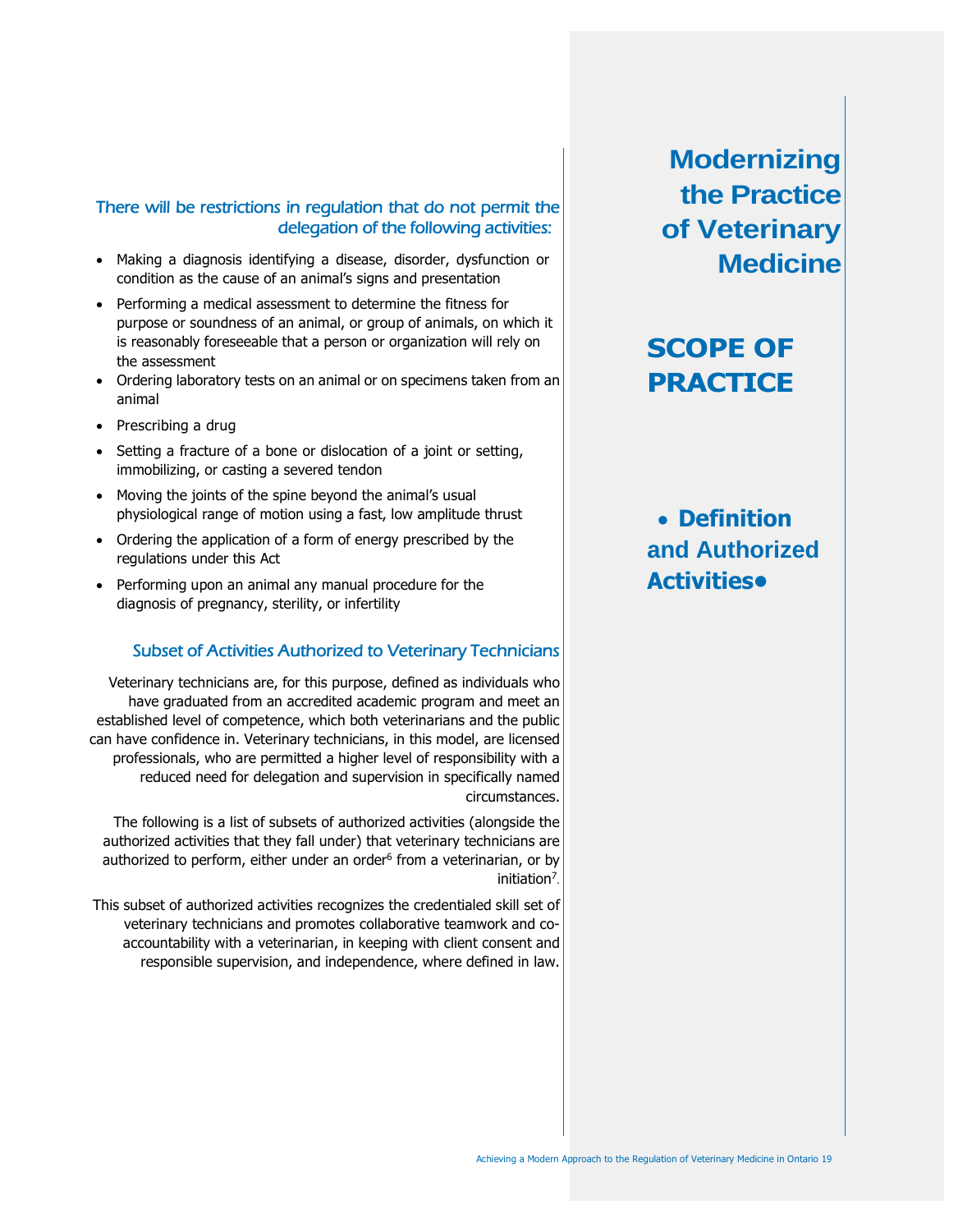# Modernizing the Practice of Veterinary Medicine

## SCOPE OF PRACTICE

### • Definition and Authorized Activities•

### There will be restrictions in regulation that do not permit the delegation of the following activities:

- Making a diagnosis identifying a disease, disorder, dysfunction or condition as the cause of an animal's signs and presentation
- Performing a medical assessment to determine the fitness for purpose or soundness of an animal, or group of animals, on which it is reasonably foreseeable that a person or organization will rely on the assessment
- Ordering laboratory tests on an animal or on specimens taken from an animal
- Prescribing a drug
- Setting a fracture of a bone or dislocation of a joint or setting, immobilizing, or casting a severed tendon
- Moving the joints of the spine beyond the animal's usual physiological range of motion using a fast, low amplitude thrust
- Ordering the application of a form of energy prescribed by the regulations under this Act
- Performing upon an animal any manual procedure for the diagnosis of pregnancy, sterility, or infertility

### Subset of Activities Authorized to Veterinary Technicians

Veterinary technicians are, for this purpose, defined as individuals who have graduated from an accredited academic program and meet an established level of competence, which both veterinarians and the public can have confidence in. Veterinary technicians, in this model, are licensed professionals, who are permitted a higher level of responsibility with a reduced need for delegation and supervision in specifically named circumstances.

The following is a list of subsets of authorized activities (alongside the authorized activities that they fall under) that veterinary technicians are authorized to perform, either under an order[6] from a veterinarian, or by initiation[7].

This subset of authorized activities recognizes the credentialed skill set of veterinary technicians and promotes collaborative teamwork and co-accountability with a veterinarian, in keeping with client consent and responsible supervision, and independence, where defined in law.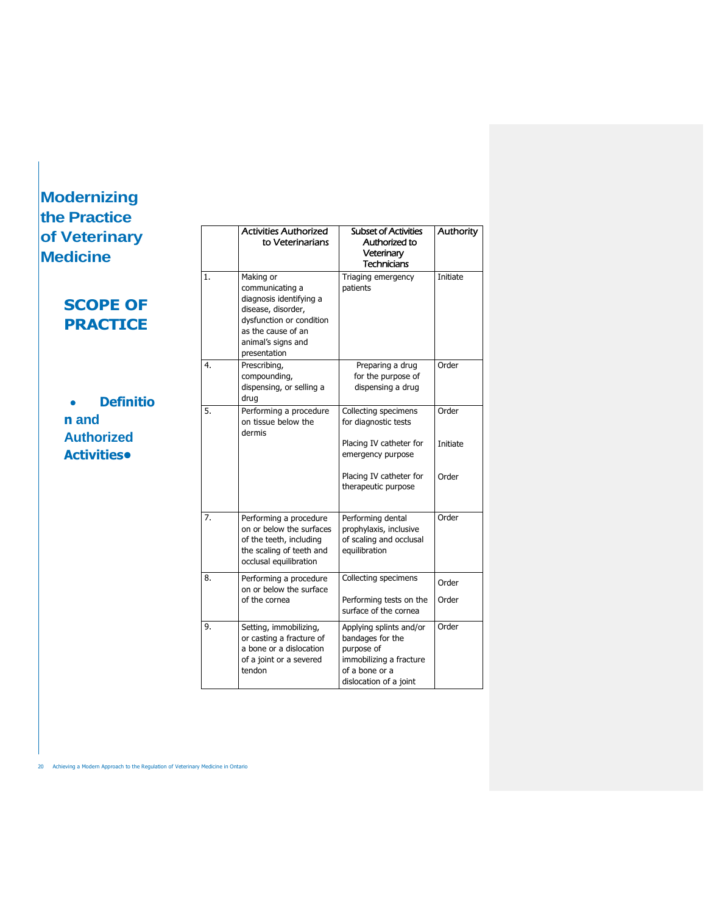# Modernizing the Practice of Veterinary Medicine

## SCOPE OF PRACTICE

- **Definition and Authorized Activities**

| | Activities Authorized to Veterinarians | Subset of Activities Authorized to Veterinary Technicians | Authority |
|---|---|---|---|
| 1. | Making or communicating a diagnosis identifying a disease, disorder, dysfunction or condition as the cause of an animal's signs and presentation | Triaging emergency patients | Initiate |
| 4. | Prescribing, compounding, dispensing, or selling a drug | Preparing a drug for the purpose of dispensing a drug | Order |
| 5. | Performing a procedure on tissue below the dermis | Collecting specimens for diagnostic tests | Order |
| | | Placing IV catheter for emergency purpose | Initiate |
| | | Placing IV catheter for therapeutic purpose | Order |
| 7. | Performing a procedure on or below the surfaces of the teeth, including the scaling of teeth and occlusal equilibration | Performing dental prophylaxis, inclusive of scaling and occlusal equilibration | Order |
| 8. | Performing a procedure on or below the surface of the cornea | Collecting specimens | Order |
| | | Performing tests on the surface of the cornea | Order |
| 9. | Setting, immobilizing, or casting a fracture of a bone or a dislocation of a joint or a severed tendon | Applying splints and/or bandages for the purpose of immobilizing a fracture of a bone or a dislocation of a joint | Order |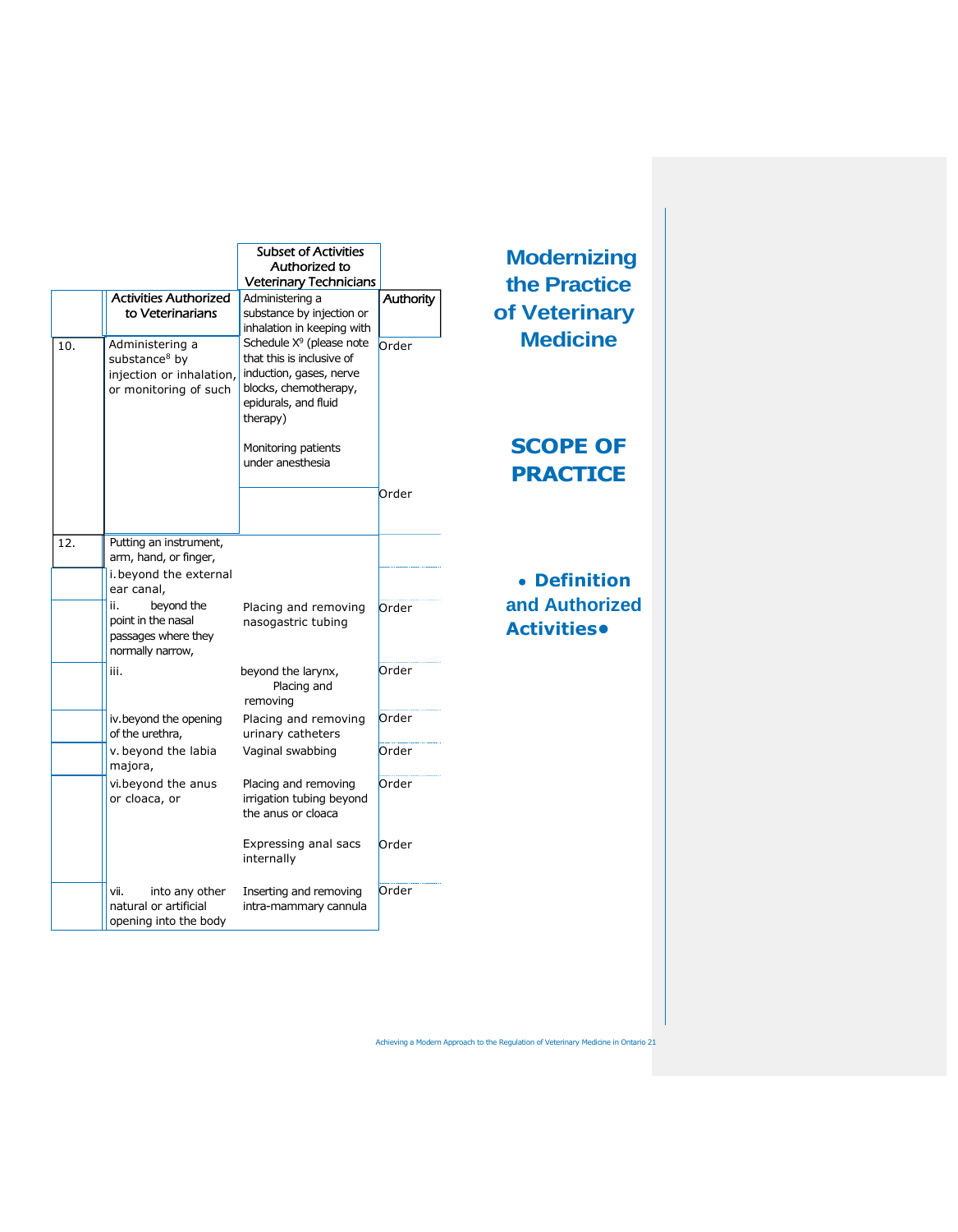| | Activities Authorized to Veterinarians | Subset of Activities Authorized to Veterinary Technicians | Authority |
|---|---|---|---|
| 10. | Administering a substance[8] by injection or inhalation, or monitoring of such | Administering a substance by injection or inhalation in keeping with Schedule X[9] (please note that this is inclusive of induction, gases, nerve blocks, chemotherapy, epidurals, and fluid therapy) | Order |
| | | Monitoring patients under anesthesia | Order |
| 12. | Putting an instrument, arm, hand, or finger, | | |
| | i. beyond the external ear canal, | | |
| | ii. beyond the point in the nasal passages where they normally narrow, | Placing and removing nasogastric tubing | Order |
| | iii. beyond the larynx, | Placing and removing | Order |
| | iv. beyond the opening of the urethra, | Placing and removing urinary catheters | Order |
| | v. beyond the labia majora, | Vaginal swabbing | Order |
| | vi. beyond the anus or cloaca, or | Placing and removing irrigation tubing beyond the anus or cloaca | Order |
| | | Expressing anal sacs internally | Order |
| | vii. into any other natural or artificial opening into the body | Inserting and removing intra-mammary cannula | Order |

**Modernizing the Practice of Veterinary Medicine**

**SCOPE OF PRACTICE**

**• Definition and Authorized Activities•**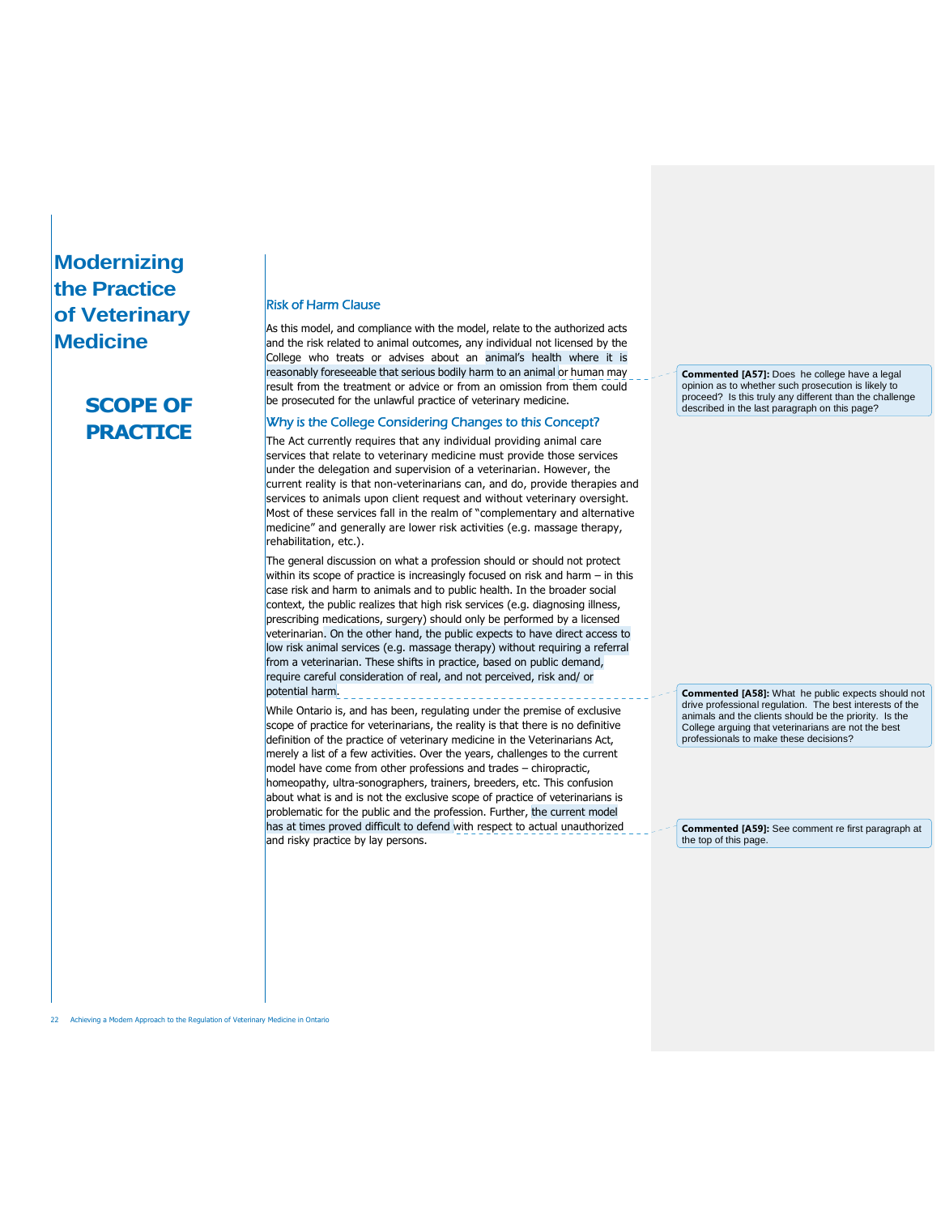# Modernizing the Practice of Veterinary Medicine

## SCOPE OF PRACTICE

### Risk of Harm Clause

As this model, and compliance with the model, relate to the authorized acts and the risk related to animal outcomes, any individual not licensed by the College who treats or advises about an animal's health where it is reasonably foreseeable that serious bodily harm to an animal or human may result from the treatment or advice or from an omission from them could be prosecuted for the unlawful practice of veterinary medicine.

**Commented [A57]:** Does he college have a legal opinion as to whether such prosecution is likely to proceed? Is this truly any different than the challenge described in the last paragraph on this page?

### Why is the College Considering Changes to this Concept?

The Act currently requires that any individual providing animal care services that relate to veterinary medicine must provide those services under the delegation and supervision of a veterinarian. However, the current reality is that non-veterinarians can, and do, provide therapies and services to animals upon client request and without veterinary oversight. Most of these services fall in the realm of "complementary and alternative medicine" and generally are lower risk activities (e.g. massage therapy, rehabilitation, etc.).

The general discussion on what a profession should or should not protect within its scope of practice is increasingly focused on risk and harm – in this case risk and harm to animals and to public health. In the broader social context, the public realizes that high risk services (e.g. diagnosing illness, prescribing medications, surgery) should only be performed by a licensed veterinarian. On the other hand, the public expects to have direct access to low risk animal services (e.g. massage therapy) without requiring a referral from a veterinarian. These shifts in practice, based on public demand, require careful consideration of real, and not perceived, risk and/ or potential harm.

**Commented [A58]:** What he public expects should not drive professional regulation. The best interests of the animals and the clients should be the priority. Is the College arguing that veterinarians are not the best professionals to make these decisions?

While Ontario is, and has been, regulating under the premise of exclusive scope of practice for veterinarians, the reality is that there is no definitive definition of the practice of veterinary medicine in the Veterinarians Act, merely a list of a few activities. Over the years, challenges to the current model have come from other professions and trades – chiropractic, homeopathy, ultra-sonographers, trainers, breeders, etc. This confusion about what is and is not the exclusive scope of practice of veterinarians is problematic for the public and the profession. Further, the current model has at times proved difficult to defend with respect to actual unauthorized and risky practice by lay persons.

**Commented [A59]:** See comment re first paragraph at the top of this page.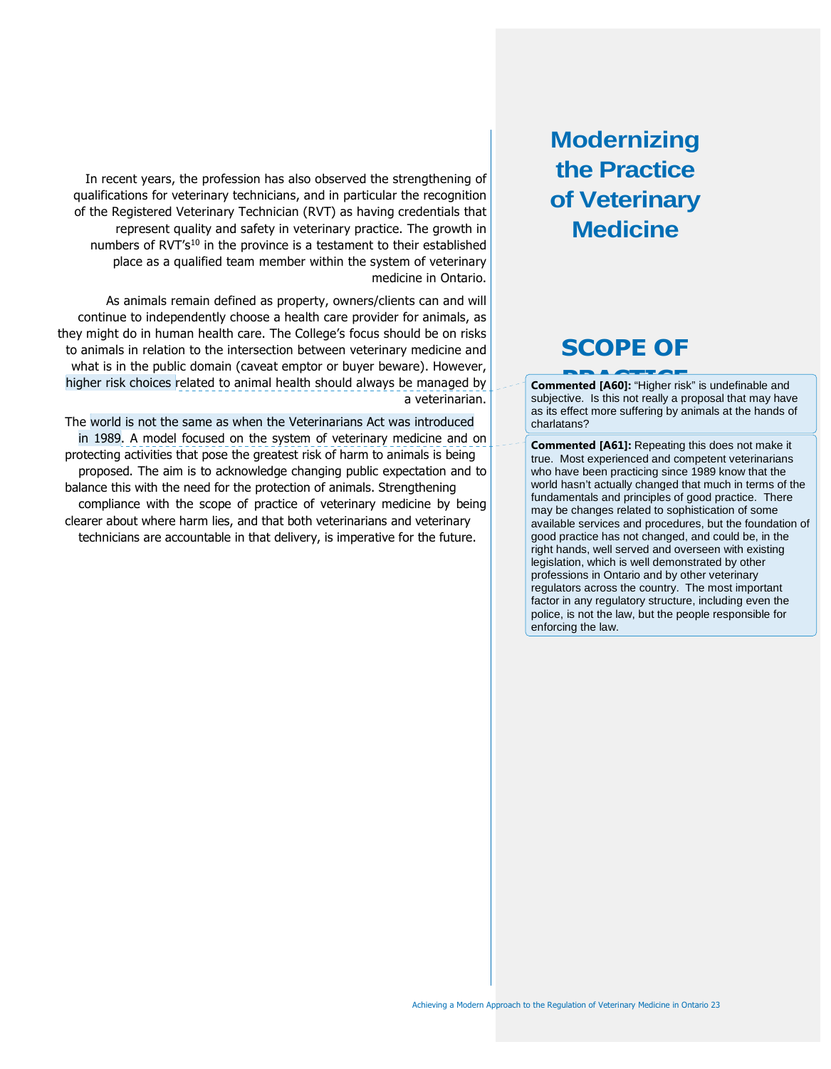# Modernizing the Practice of Veterinary Medicine

## SCOPE OF PRACTICE

In recent years, the profession has also observed the strengthening of qualifications for veterinary technicians, and in particular the recognition of the Registered Veterinary Technician (RVT) as having credentials that represent quality and safety in veterinary practice. The growth in numbers of RVT's[10] in the province is a testament to their established place as a qualified team member within the system of veterinary medicine in Ontario.

As animals remain defined as property, owners/clients can and will continue to independently choose a health care provider for animals, as they might do in human health care. The College's focus should be on risks to animals in relation to the intersection between veterinary medicine and what is in the public domain (caveat emptor or buyer beware). However, higher risk choices related to animal health should always be managed by a veterinarian.

The world is not the same as when the Veterinarians Act was introduced in 1989. A model focused on the system of veterinary medicine and on protecting activities that pose the greatest risk of harm to animals is being proposed. The aim is to acknowledge changing public expectation and to balance this with the need for the protection of animals. Strengthening compliance with the scope of practice of veterinary medicine by being clearer about where harm lies, and that both veterinarians and veterinary technicians are accountable in that delivery, is imperative for the future.

**Commented [A60]:** "Higher risk" is undefinable and subjective. Is this not really a proposal that may have as its effect more suffering by animals at the hands of charlatans?

**Commented [A61]:** Repeating this does not make it true. Most experienced and competent veterinarians who have been practicing since 1989 know that the world hasn't actually changed that much in terms of the fundamentals and principles of good practice. There may be changes related to sophistication of some available services and procedures, but the foundation of good practice has not changed, and could be, in the right hands, well served and overseen with existing legislation, which is well demonstrated by other professions in Ontario and by other veterinary regulators across the country. The most important factor in any regulatory structure, including even the police, is not the law, but the people responsible for enforcing the law.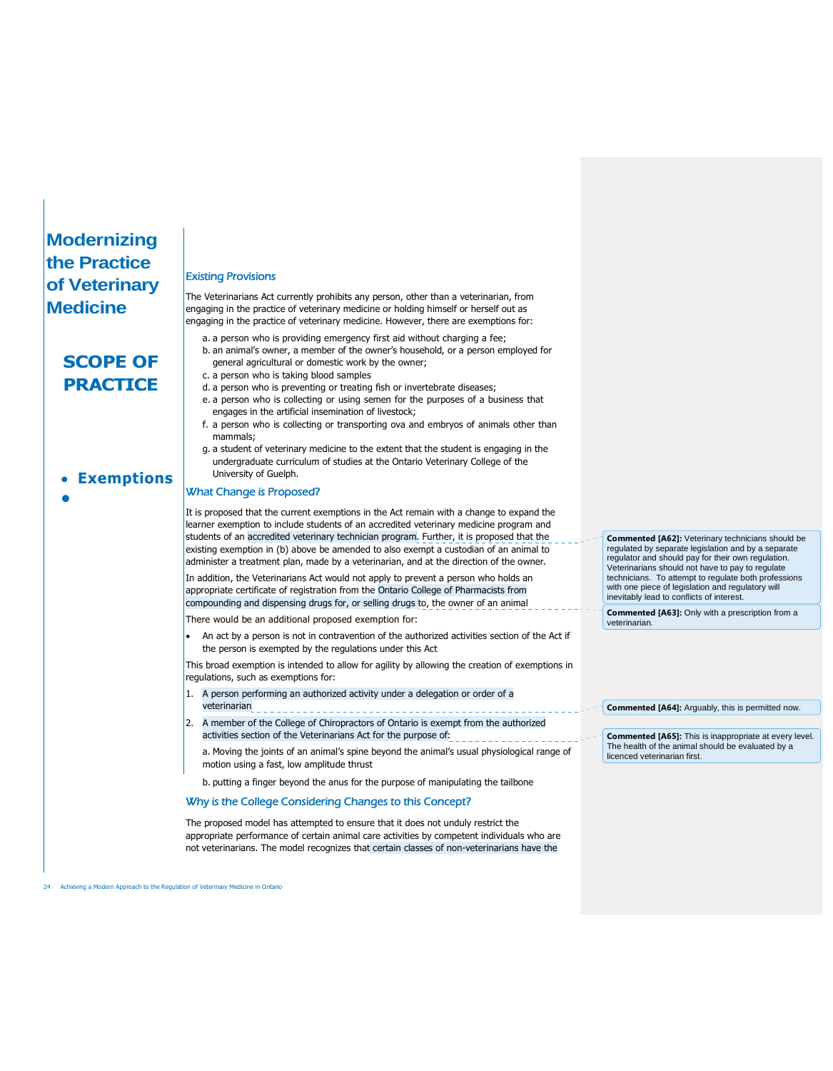# Modernizing the Practice of Veterinary Medicine

## SCOPE OF PRACTICE

- **Exemptions**

### Existing Provisions

The Veterinarians Act currently prohibits any person, other than a veterinarian, from engaging in the practice of veterinary medicine or holding himself or herself out as engaging in the practice of veterinary medicine. However, there are exemptions for:

a. a person who is providing emergency first aid without charging a fee;
b. an animal's owner, a member of the owner's household, or a person employed for general agricultural or domestic work by the owner;
c. a person who is taking blood samples
d. a person who is preventing or treating fish or invertebrate diseases;
e. a person who is collecting or using semen for the purposes of a business that engages in the artificial insemination of livestock;
f. a person who is collecting or transporting ova and embryos of animals other than mammals;
g. a student of veterinary medicine to the extent that the student is engaging in the undergraduate curriculum of studies at the Ontario Veterinary College of the University of Guelph.

### What Change is Proposed?

It is proposed that the current exemptions in the Act remain with a change to expand the learner exemption to include students of an accredited veterinary medicine program and students of an accredited veterinary technician program. Further, it is proposed that the existing exemption in (b) above be amended to also exempt a custodian of an animal to administer a treatment plan, made by a veterinarian, and at the direction of the owner.

In addition, the Veterinarians Act would not apply to prevent a person who holds an appropriate certificate of registration from the Ontario College of Pharmacists from compounding and dispensing drugs for, or selling drugs to, the owner of an animal

There would be an additional proposed exemption for:

- An act by a person is not in contravention of the authorized activities section of the Act if the person is exempted by the regulations under this Act

This broad exemption is intended to allow for agility by allowing the creation of exemptions in regulations, such as exemptions for:

1. A person performing an authorized activity under a delegation or order of a veterinarian
2. A member of the College of Chiropractors of Ontario is exempt from the authorized activities section of the Veterinarians Act for the purpose of:

   a. Moving the joints of an animal's spine beyond the animal's usual physiological range of motion using a fast, low amplitude thrust

   b. putting a finger beyond the anus for the purpose of manipulating the tailbone

### Why is the College Considering Changes to this Concept?

The proposed model has attempted to ensure that it does not unduly restrict the appropriate performance of certain animal care activities by competent individuals who are not veterinarians. The model recognizes that certain classes of non-veterinarians have the

**Commented [A62]:** Veterinary technicians should be regulated by separate legislation and by a separate regulator and should pay for their own regulation. Veterinarians should not have to pay to regulate technicians. To attempt to regulate both professions with one piece of legislation and regulatory will inevitably lead to conflicts of interest.

**Commented [A63]:** Only with a prescription from a veterinarian.

**Commented [A64]:** Arguably, this is permitted now.

**Commented [A65]:** This is inappropriate at every level. The health of the animal should be evaluated by a licenced veterinarian first.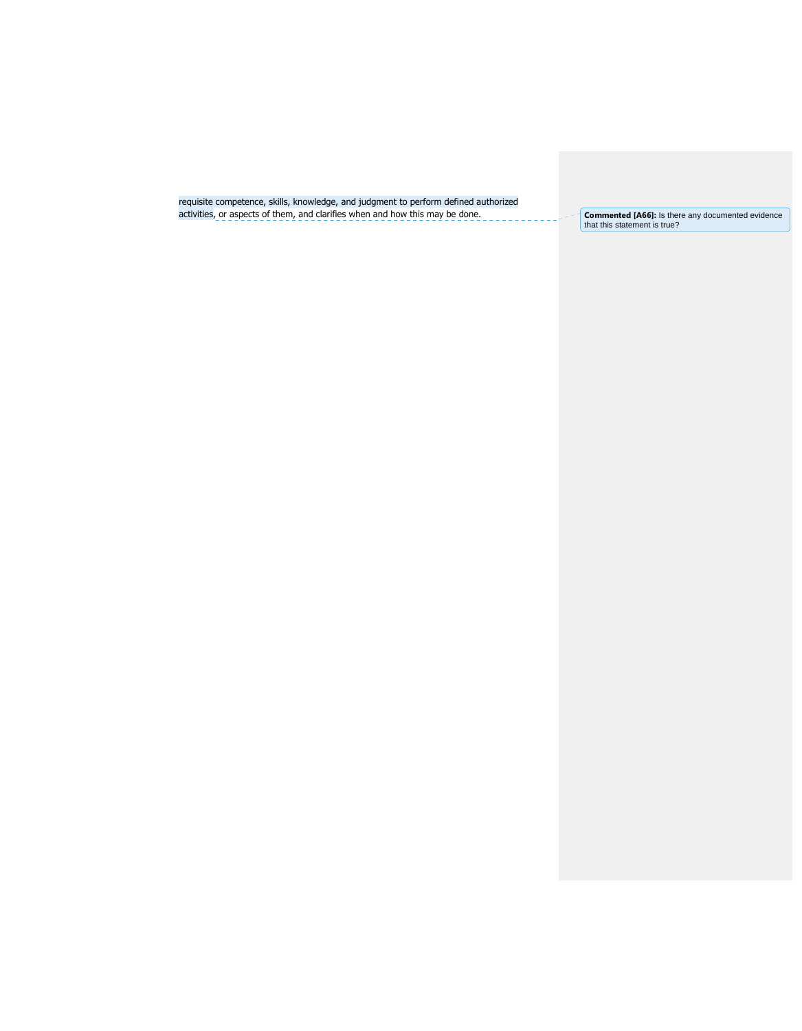requisite competence, skills, knowledge, and judgment to perform defined authorized activities, or aspects of them, and clarifies when and how this may be done.

**Commented [A66]:** Is there any documented evidence that this statement is true?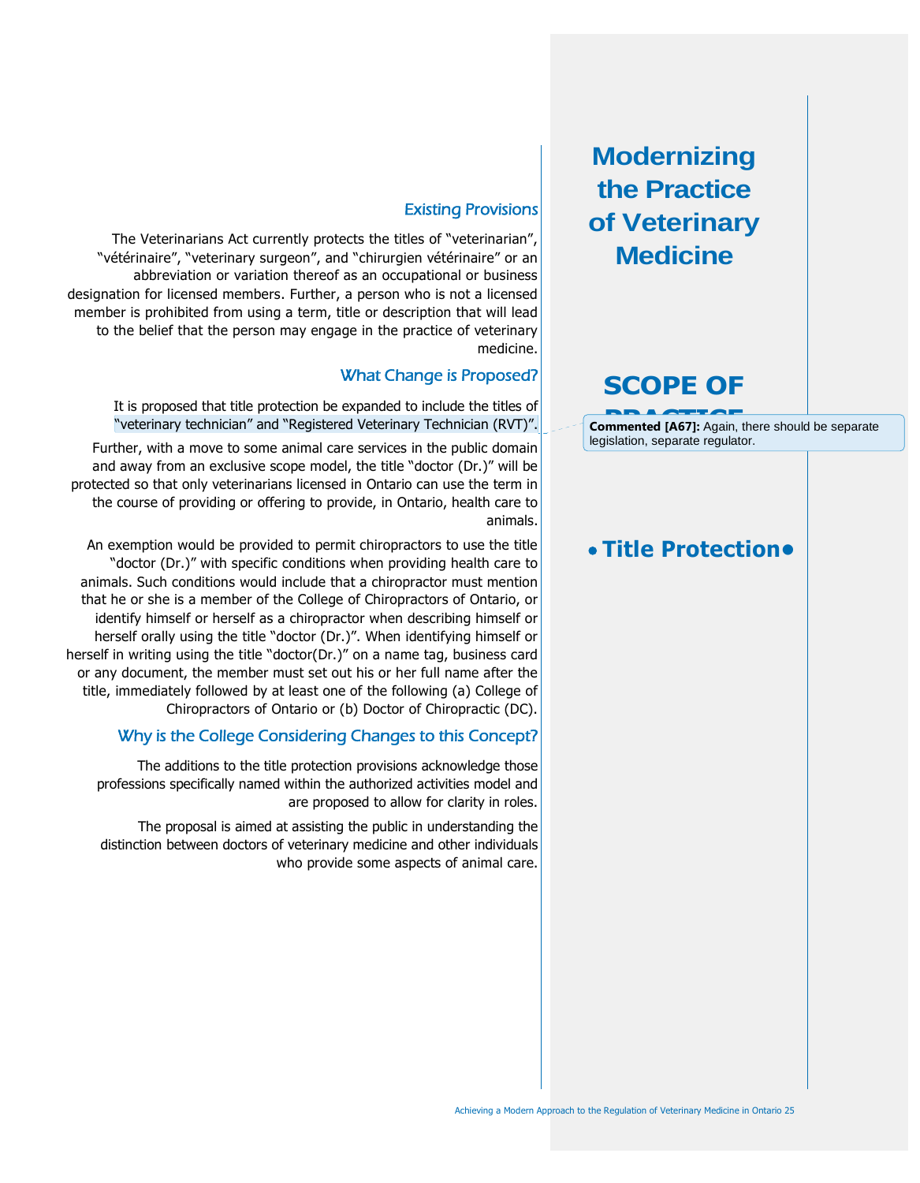# Modernizing the Practice of Veterinary Medicine

## SCOPE OF PRACTICE

### • Title Protection •

### Existing Provisions

The Veterinarians Act currently protects the titles of "veterinarian", "vétérinaire", "veterinary surgeon", and "chirurgien vétérinaire" or an abbreviation or variation thereof as an occupational or business designation for licensed members. Further, a person who is not a licensed member is prohibited from using a term, title or description that will lead to the belief that the person may engage in the practice of veterinary medicine.

### What Change is Proposed?

It is proposed that title protection be expanded to include the titles of "veterinary technician" and "Registered Veterinary Technician (RVT)".

**Commented [A67]:** Again, there should be separate legislation, separate regulator.

Further, with a move to some animal care services in the public domain and away from an exclusive scope model, the title "doctor (Dr.)" will be protected so that only veterinarians licensed in Ontario can use the term in the course of providing or offering to provide, in Ontario, health care to animals.

An exemption would be provided to permit chiropractors to use the title "doctor (Dr.)" with specific conditions when providing health care to animals. Such conditions would include that a chiropractor must mention that he or she is a member of the College of Chiropractors of Ontario, or identify himself or herself as a chiropractor when describing himself or herself orally using the title "doctor (Dr.)". When identifying himself or herself in writing using the title "doctor(Dr.)" on a name tag, business card or any document, the member must set out his or her full name after the title, immediately followed by at least one of the following (a) College of Chiropractors of Ontario or (b) Doctor of Chiropractic (DC).

### Why is the College Considering Changes to this Concept?

The additions to the title protection provisions acknowledge those professions specifically named within the authorized activities model and are proposed to allow for clarity in roles.

The proposal is aimed at assisting the public in understanding the distinction between doctors of veterinary medicine and other individuals who provide some aspects of animal care.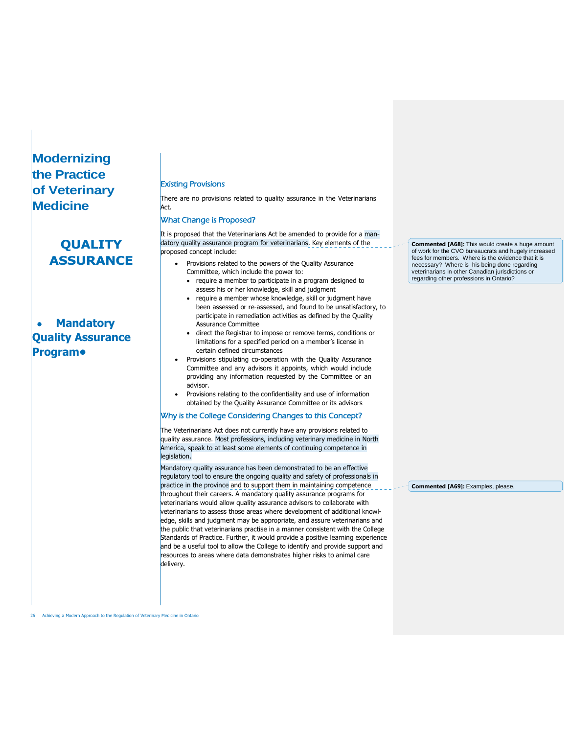# Modernizing the Practice of Veterinary Medicine

## QUALITY ASSURANCE

- **Mandatory Quality Assurance Program**

### Existing Provisions

There are no provisions related to quality assurance in the Veterinarians Act.

### What Change is Proposed?

It is proposed that the Veterinarians Act be amended to provide for a mandatory quality assurance program for veterinarians. Key elements of the proposed concept include:

- Provisions related to the powers of the Quality Assurance Committee, which include the power to:
  - require a member to participate in a program designed to assess his or her knowledge, skill and judgment
  - require a member whose knowledge, skill or judgment have been assessed or re-assessed, and found to be unsatisfactory, to participate in remediation activities as defined by the Quality Assurance Committee
  - direct the Registrar to impose or remove terms, conditions or limitations for a specified period on a member's license in certain defined circumstances
- Provisions stipulating co-operation with the Quality Assurance Committee and any advisors it appoints, which would include providing any information requested by the Committee or an advisor.
- Provisions relating to the confidentiality and use of information obtained by the Quality Assurance Committee or its advisors

### Why is the College Considering Changes to this Concept?

The Veterinarians Act does not currently have any provisions related to quality assurance. Most professions, including veterinary medicine in North America, speak to at least some elements of continuing competence in legislation.

Mandatory quality assurance has been demonstrated to be an effective regulatory tool to ensure the ongoing quality and safety of professionals in practice in the province and to support them in maintaining competence throughout their careers. A mandatory quality assurance programs for veterinarians would allow quality assurance advisors to collaborate with veterinarians to assess those areas where development of additional knowledge, skills and judgment may be appropriate, and assure veterinarians and the public that veterinarians practise in a manner consistent with the College Standards of Practice. Further, it would provide a positive learning experience and be a useful tool to allow the College to identify and provide support and resources to areas where data demonstrates higher risks to animal care delivery.

**Commented [A68]:** This would create a huge amount of work for the CVO bureaucrats and hugely increased fees for members. Where is the evidence that it is necessary? Where is his being done regarding veterinarians in other Canadian jurisdictions or regarding other professions in Ontario?

**Commented [A69]:** Examples, please.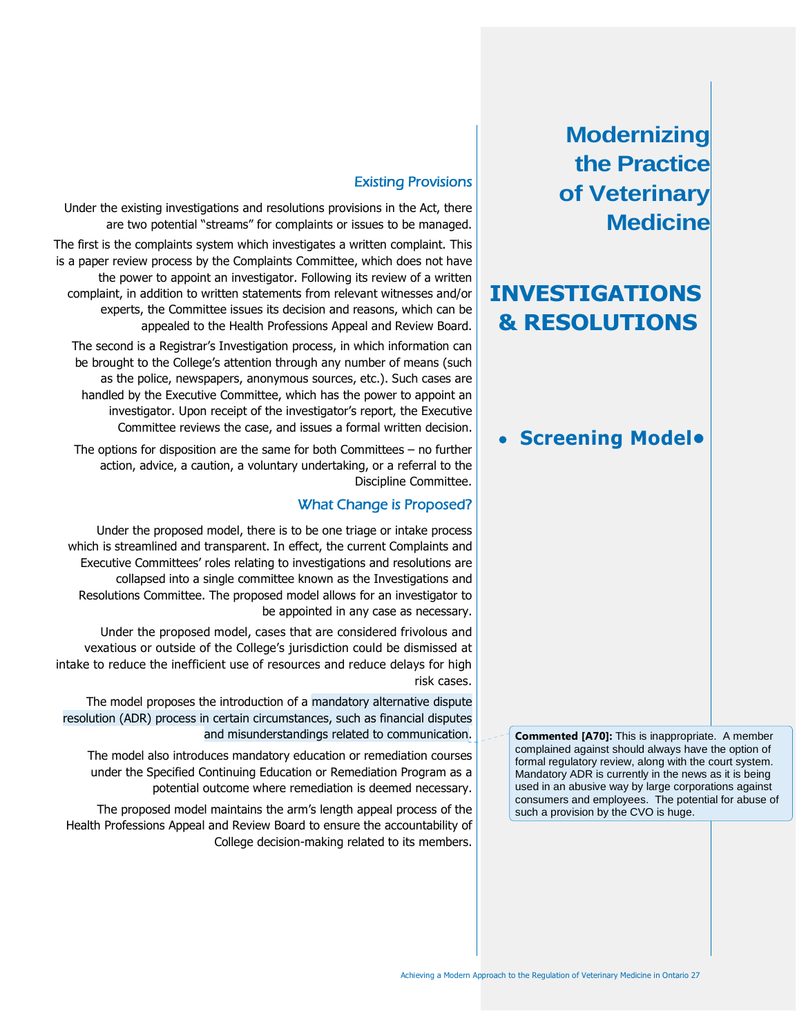# Modernizing the Practice of Veterinary Medicine

## INVESTIGATIONS & RESOLUTIONS

### • Screening Model•

### Existing Provisions

Under the existing investigations and resolutions provisions in the Act, there are two potential "streams" for complaints or issues to be managed.

The first is the complaints system which investigates a written complaint. This is a paper review process by the Complaints Committee, which does not have the power to appoint an investigator. Following its review of a written complaint, in addition to written statements from relevant witnesses and/or experts, the Committee issues its decision and reasons, which can be appealed to the Health Professions Appeal and Review Board.

The second is a Registrar's Investigation process, in which information can be brought to the College's attention through any number of means (such as the police, newspapers, anonymous sources, etc.). Such cases are handled by the Executive Committee, which has the power to appoint an investigator. Upon receipt of the investigator's report, the Executive Committee reviews the case, and issues a formal written decision.

The options for disposition are the same for both Committees – no further action, advice, a caution, a voluntary undertaking, or a referral to the Discipline Committee.

### What Change is Proposed?

Under the proposed model, there is to be one triage or intake process which is streamlined and transparent. In effect, the current Complaints and Executive Committees' roles relating to investigations and resolutions are collapsed into a single committee known as the Investigations and Resolutions Committee. The proposed model allows for an investigator to be appointed in any case as necessary.

Under the proposed model, cases that are considered frivolous and vexatious or outside of the College's jurisdiction could be dismissed at intake to reduce the inefficient use of resources and reduce delays for high risk cases.

The model proposes the introduction of a mandatory alternative dispute resolution (ADR) process in certain circumstances, such as financial disputes and misunderstandings related to communication.

> **Commented [A70]:** This is inappropriate. A member complained against should always have the option of formal regulatory review, along with the court system. Mandatory ADR is currently in the news as it is being used in an abusive way by large corporations against consumers and employees. The potential for abuse of such a provision by the CVO is huge.

The model also introduces mandatory education or remediation courses under the Specified Continuing Education or Remediation Program as a potential outcome where remediation is deemed necessary.

The proposed model maintains the arm's length appeal process of the Health Professions Appeal and Review Board to ensure the accountability of College decision-making related to its members.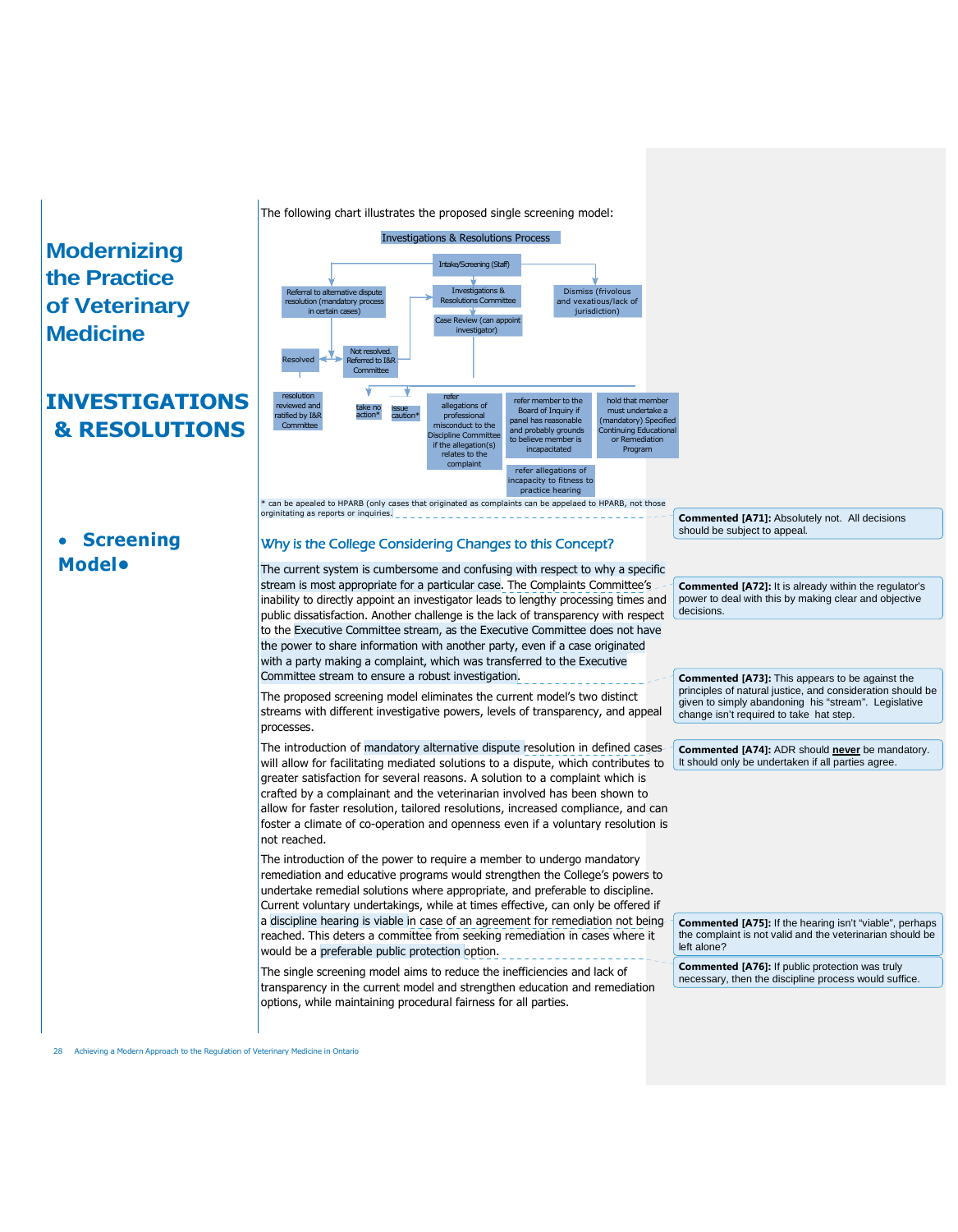# Modernizing the Practice of Veterinary Medicine

# INVESTIGATIONS & RESOLUTIONS

- **Screening Model**

The following chart illustrates the proposed single screening model:

**Investigations & Resolutions Process**

- Intake/Screening (Staff)
  - Referral to alternative dispute resolution (mandatory process in certain cases)
    - Resolved
      - resolution reviewed and ratified by I&R Committee
    - Not resolved. Referred to I&R Committee
  - Investigations & Resolutions Committee
    - Case Review (can appoint investigator)
      - take no action*
      - issue caution*
      - refer allegations of professional misconduct to the Discipline Committee if the allegation(s) relates to the complaint
      - refer member to the Board of Inquiry if panel has reasonable and probably grounds to believe member is incapacitated
        - refer allegations of incapacity to fitness to practice hearing
      - hold that member must undertake a (mandatory) Specified Continuing Educational or Remediation Program
  - Dismiss (frivolous and vexatious/lack of jurisdiction)

\* can be apealed to HPARB (only cases that originated as complaints can be appelaed to HPARB, not those orginitating as reports or inquiries.

> **Commented [A71]:** Absolutely not. All decisions should be subject to appeal.

## *Why is the College Considering Changes to this Concept?*

The current system is cumbersome and confusing with respect to why a specific stream is most appropriate for a particular case. The Complaints Committee's inability to directly appoint an investigator leads to lengthy processing times and public dissatisfaction. Another challenge is the lack of transparency with respect to the Executive Committee stream, as the Executive Committee does not have the power to share information with another party, even if a case originated with a party making a complaint, which was transferred to the Executive Committee stream to ensure a robust investigation.

> **Commented [A72]:** It is already within the regulator's power to deal with this by making clear and objective decisions.

> **Commented [A73]:** This appears to be against the principles of natural justice, and consideration should be given to simply abandoning his "stream". Legislative change isn't required to take hat step.

The proposed screening model eliminates the current model's two distinct streams with different investigative powers, levels of transparency, and appeal processes.

The introduction of mandatory alternative dispute resolution in defined cases will allow for facilitating mediated solutions to a dispute, which contributes to greater satisfaction for several reasons. A solution to a complaint which is crafted by a complainant and the veterinarian involved has been shown to allow for faster resolution, tailored resolutions, increased compliance, and can foster a climate of co-operation and openness even if a voluntary resolution is not reached.

> **Commented [A74]:** ADR should **never** be mandatory. It should only be undertaken if all parties agree.

The introduction of the power to require a member to undergo mandatory remediation and educative programs would strengthen the College's powers to undertake remedial solutions where appropriate, and preferable to discipline. Current voluntary undertakings, while at times effective, can only be offered if a discipline hearing is viable in case of an agreement for remediation not being reached. This deters a committee from seeking remediation in cases where it would be a preferable public protection option.

> **Commented [A75]:** If the hearing isn't "viable", perhaps the complaint is not valid and the veterinarian should be left alone?

> **Commented [A76]:** If public protection was truly necessary, then the discipline process would suffice.

The single screening model aims to reduce the inefficiencies and lack of transparency in the current model and strengthen education and remediation options, while maintaining procedural fairness for all parties.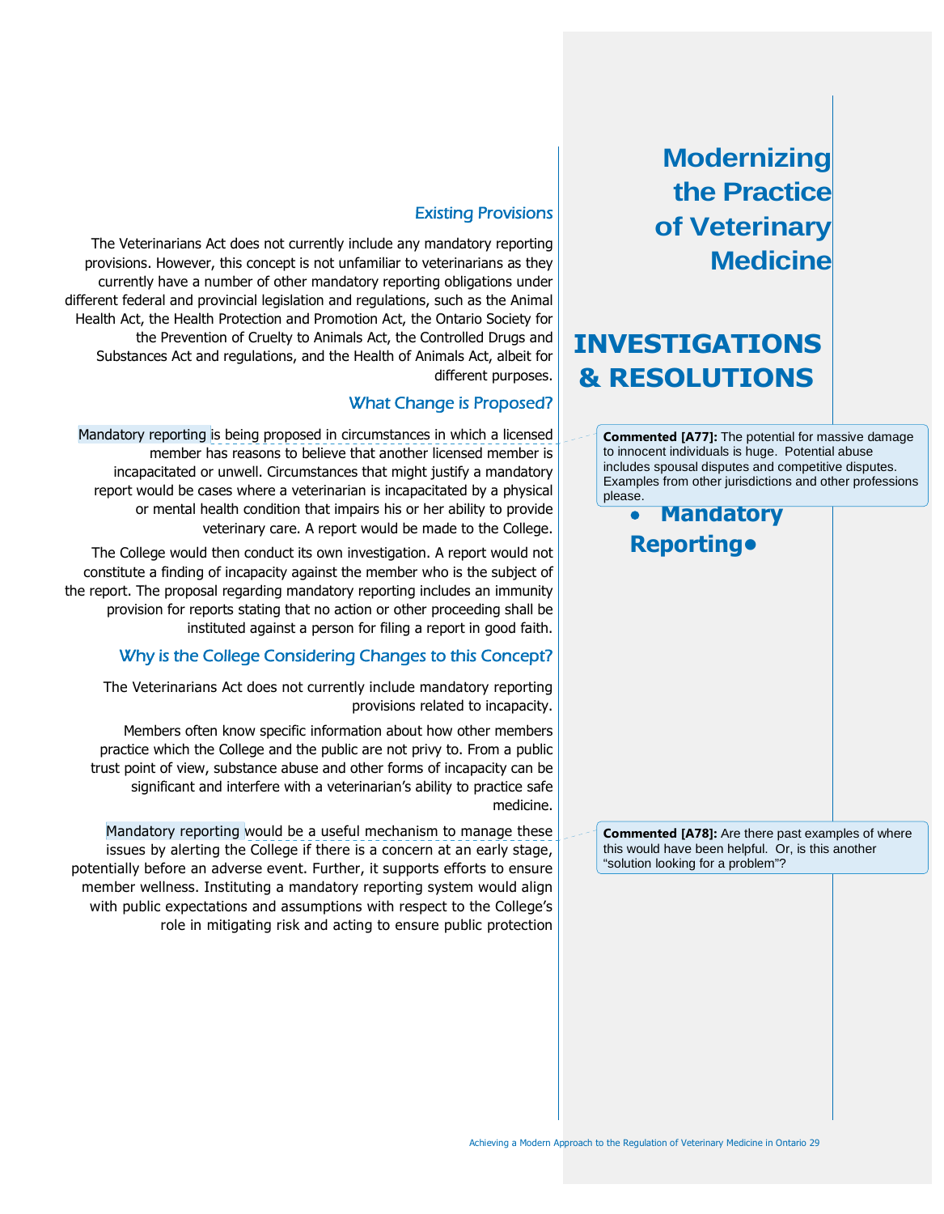# Modernizing the Practice of Veterinary Medicine

## INVESTIGATIONS & RESOLUTIONS

- **Mandatory Reporting**

### Existing Provisions

The Veterinarians Act does not currently include any mandatory reporting provisions. However, this concept is not unfamiliar to veterinarians as they currently have a number of other mandatory reporting obligations under different federal and provincial legislation and regulations, such as the Animal Health Act, the Health Protection and Promotion Act, the Ontario Society for the Prevention of Cruelty to Animals Act, the Controlled Drugs and Substances Act and regulations, and the Health of Animals Act, albeit for different purposes.

### What Change is Proposed?

Mandatory reporting is being proposed in circumstances in which a licensed member has reasons to believe that another licensed member is incapacitated or unwell. Circumstances that might justify a mandatory report would be cases where a veterinarian is incapacitated by a physical or mental health condition that impairs his or her ability to provide veterinary care. A report would be made to the College.

**Commented [A77]:** The potential for massive damage to innocent individuals is huge. Potential abuse includes spousal disputes and competitive disputes. Examples from other jurisdictions and other professions please.

The College would then conduct its own investigation. A report would not constitute a finding of incapacity against the member who is the subject of the report. The proposal regarding mandatory reporting includes an immunity provision for reports stating that no action or other proceeding shall be instituted against a person for filing a report in good faith.

### Why is the College Considering Changes to this Concept?

The Veterinarians Act does not currently include mandatory reporting provisions related to incapacity.

Members often know specific information about how other members practice which the College and the public are not privy to. From a public trust point of view, substance abuse and other forms of incapacity can be significant and interfere with a veterinarian's ability to practice safe medicine.

Mandatory reporting would be a useful mechanism to manage these issues by alerting the College if there is a concern at an early stage, potentially before an adverse event. Further, it supports efforts to ensure member wellness. Instituting a mandatory reporting system would align with public expectations and assumptions with respect to the College's role in mitigating risk and acting to ensure public protection

**Commented [A78]:** Are there past examples of where this would have been helpful. Or, is this another "solution looking for a problem"?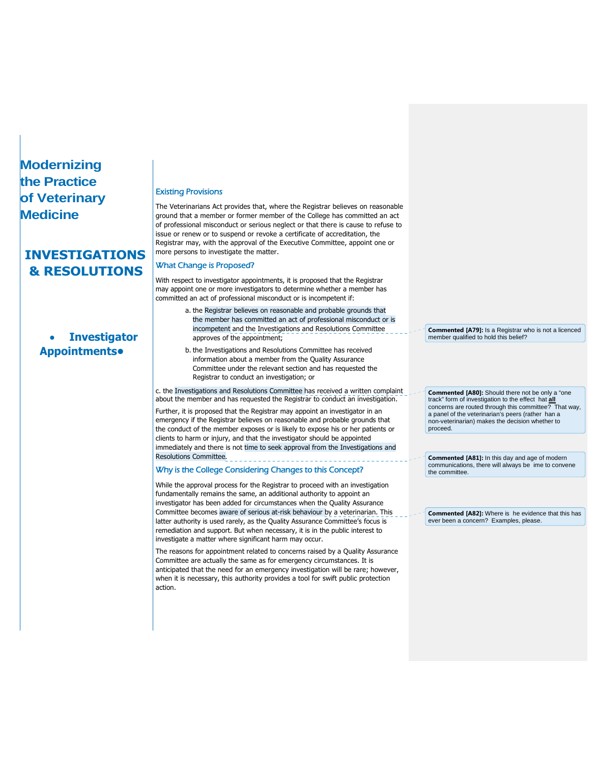# Modernizing the Practice of Veterinary Medicine

# INVESTIGATIONS & RESOLUTIONS

## • Investigator Appointments•

### Existing Provisions

The Veterinarians Act provides that, where the Registrar believes on reasonable ground that a member or former member of the College has committed an act of professional misconduct or serious neglect or that there is cause to refuse to issue or renew or to suspend or revoke a certificate of accreditation, the Registrar may, with the approval of the Executive Committee, appoint one or more persons to investigate the matter.

### What Change is Proposed?

With respect to investigator appointments, it is proposed that the Registrar may appoint one or more investigators to determine whether a member has committed an act of professional misconduct or is incompetent if:

a. the Registrar believes on reasonable and probable grounds that the member has committed an act of professional misconduct or is incompetent and the Investigations and Resolutions Committee approves of the appointment;

b. the Investigations and Resolutions Committee has received information about a member from the Quality Assurance Committee under the relevant section and has requested the Registrar to conduct an investigation; or

c. the Investigations and Resolutions Committee has received a written complaint about the member and has requested the Registrar to conduct an investigation.

Further, it is proposed that the Registrar may appoint an investigator in an emergency if the Registrar believes on reasonable and probable grounds that the conduct of the member exposes or is likely to expose his or her patients or clients to harm or injury, and that the investigator should be appointed immediately and there is not time to seek approval from the Investigations and Resolutions Committee.

### Why is the College Considering Changes to this Concept?

While the approval process for the Registrar to proceed with an investigation fundamentally remains the same, an additional authority to appoint an investigator has been added for circumstances when the Quality Assurance Committee becomes aware of serious at-risk behaviour by a veterinarian. This latter authority is used rarely, as the Quality Assurance Committee's focus is remediation and support. But when necessary, it is in the public interest to investigate a matter where significant harm may occur.

The reasons for appointment related to concerns raised by a Quality Assurance Committee are actually the same as for emergency circumstances. It is anticipated that the need for an emergency investigation will be rare; however, when it is necessary, this authority provides a tool for swift public protection action.

**Commented [A79]:** Is a Registrar who is not a licenced member qualified to hold this belief?

**Commented [A80]:** Should there not be only a "one track" form of investigation to the effect hat **all** concerns are routed through this committee? That way, a panel of the veterinarian's peers (rather han a non-veterinarian) makes the decision whether to proceed.

**Commented [A81]:** In this day and age of modern communications, there will always be ime to convene the committee.

**Commented [A82]:** Where is he evidence that this has ever been a concern? Examples, please.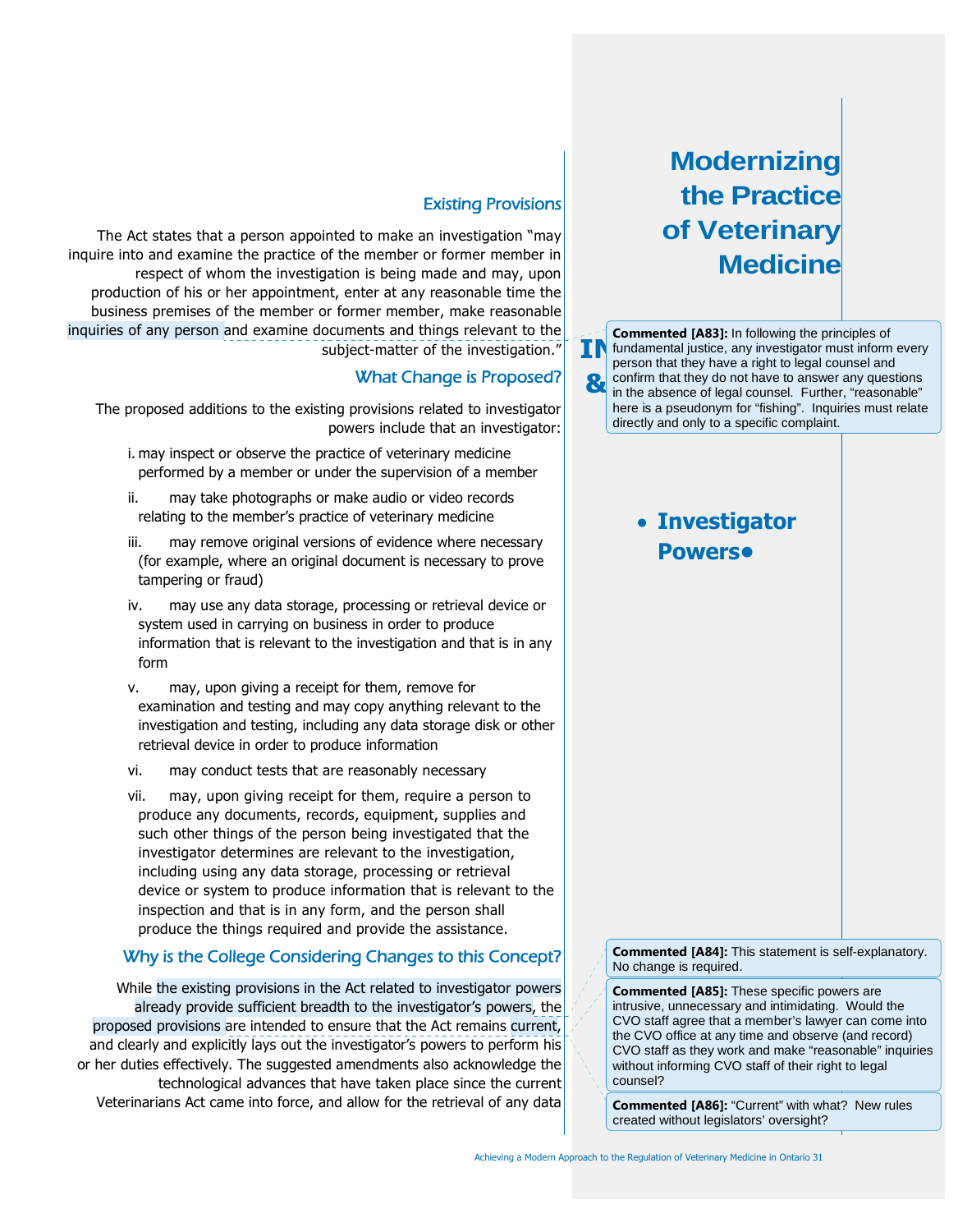## Modernizing the Practice of Veterinary Medicine

- **Investigator Powers**

### Existing Provisions

The Act states that a person appointed to make an investigation "may inquire into and examine the practice of the member or former member in respect of whom the investigation is being made and may, upon production of his or her appointment, enter at any reasonable time the business premises of the member or former member, make reasonable inquiries of any person and examine documents and things relevant to the subject-matter of the investigation."

> **Commented [A83]:** In following the principles of fundamental justice, any investigator must inform every person that they have a right to legal counsel and confirm that they do not have to answer any questions in the absence of legal counsel. Further, "reasonable" here is a pseudonym for "fishing". Inquiries must relate directly and only to a specific complaint.

### What Change is Proposed?

The proposed additions to the existing provisions related to investigator powers include that an investigator:

i. may inspect or observe the practice of veterinary medicine performed by a member or under the supervision of a member

ii. may take photographs or make audio or video records relating to the member's practice of veterinary medicine

iii. may remove original versions of evidence where necessary (for example, where an original document is necessary to prove tampering or fraud)

iv. may use any data storage, processing or retrieval device or system used in carrying on business in order to produce information that is relevant to the investigation and that is in any form

v. may, upon giving a receipt for them, remove for examination and testing and may copy anything relevant to the investigation and testing, including any data storage disk or other retrieval device in order to produce information

vi. may conduct tests that are reasonably necessary

vii. may, upon giving receipt for them, require a person to produce any documents, records, equipment, supplies and such other things of the person being investigated that the investigator determines are relevant to the investigation, including using any data storage, processing or retrieval device or system to produce information that is relevant to the inspection and that is in any form, and the person shall produce the things required and provide the assistance.

### Why is the College Considering Changes to this Concept?

While the existing provisions in the Act related to investigator powers already provide sufficient breadth to the investigator's powers, the proposed provisions are intended to ensure that the Act remains current, and clearly and explicitly lays out the investigator's powers to perform his or her duties effectively. The suggested amendments also acknowledge the technological advances that have taken place since the current Veterinarians Act came into force, and allow for the retrieval of any data

> **Commented [A84]:** This statement is self-explanatory. No change is required.

> **Commented [A85]:** These specific powers are intrusive, unnecessary and intimidating. Would the CVO staff agree that a member's lawyer can come into the CVO office at any time and observe (and record) CVO staff as they work and make "reasonable" inquiries without informing CVO staff of their right to legal counsel?

> **Commented [A86]:** "Current" with what? New rules created without legislators' oversight?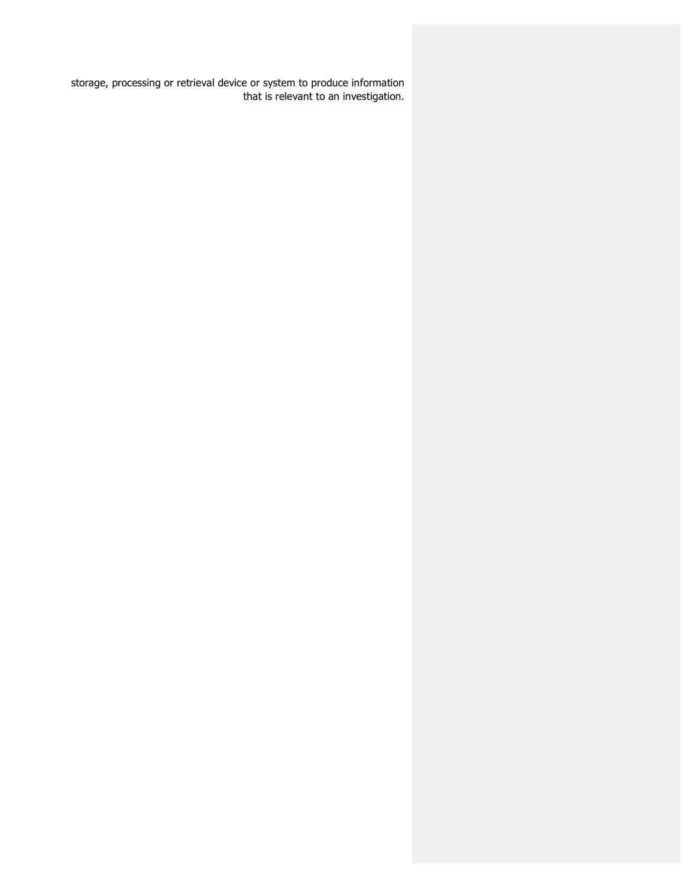storage, processing or retrieval device or system to produce information that is relevant to an investigation.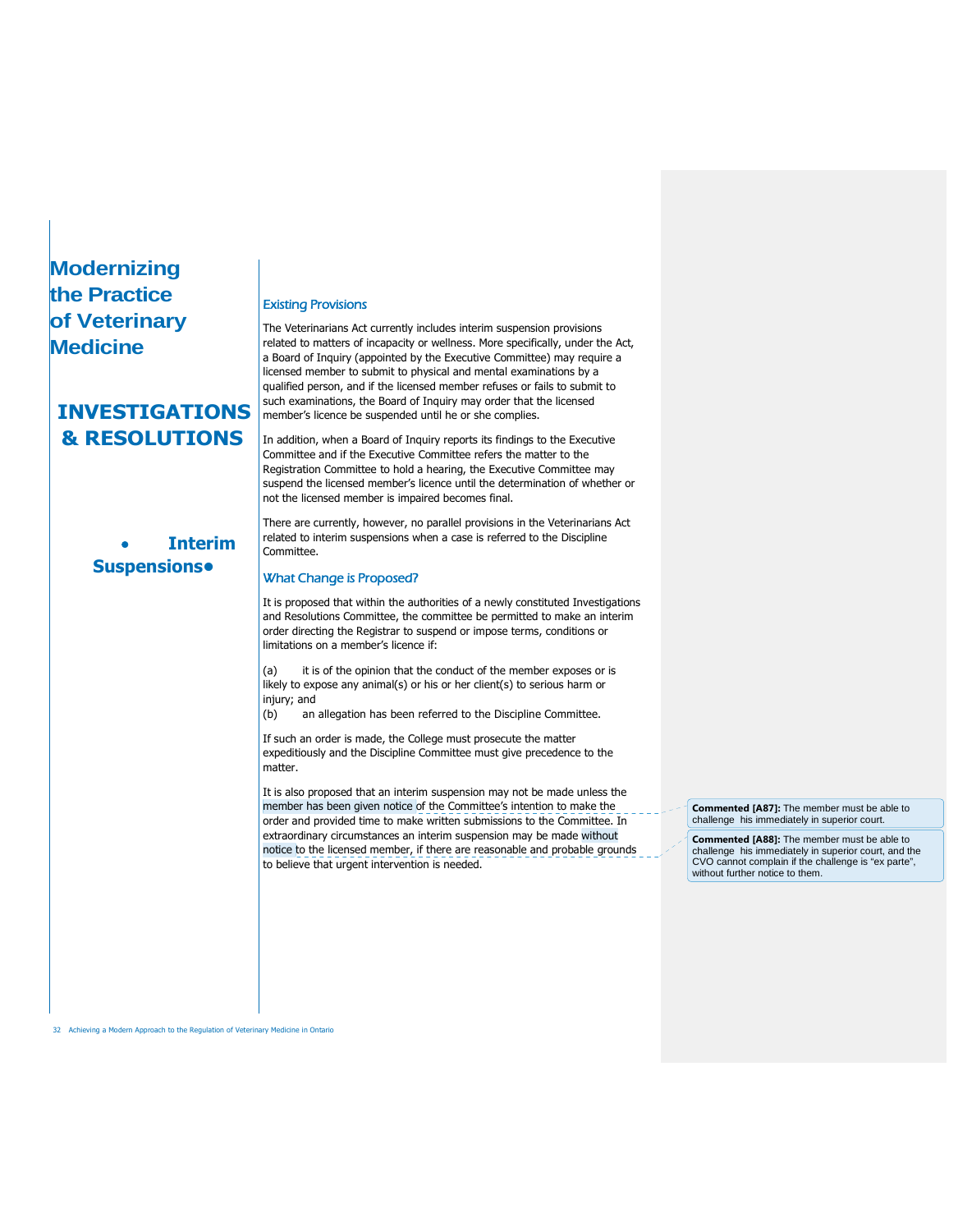# Modernizing the Practice of Veterinary Medicine

## INVESTIGATIONS & RESOLUTIONS

### • Interim Suspensions •

#### Existing Provisions

The Veterinarians Act currently includes interim suspension provisions related to matters of incapacity or wellness. More specifically, under the Act, a Board of Inquiry (appointed by the Executive Committee) may require a licensed member to submit to physical and mental examinations by a qualified person, and if the licensed member refuses or fails to submit to such examinations, the Board of Inquiry may order that the licensed member's licence be suspended until he or she complies.

In addition, when a Board of Inquiry reports its findings to the Executive Committee and if the Executive Committee refers the matter to the Registration Committee to hold a hearing, the Executive Committee may suspend the licensed member's licence until the determination of whether or not the licensed member is impaired becomes final.

There are currently, however, no parallel provisions in the Veterinarians Act related to interim suspensions when a case is referred to the Discipline Committee.

#### What Change is Proposed?

It is proposed that within the authorities of a newly constituted Investigations and Resolutions Committee, the committee be permitted to make an interim order directing the Registrar to suspend or impose terms, conditions or limitations on a member's licence if:

(a) it is of the opinion that the conduct of the member exposes or is likely to expose any animal(s) or his or her client(s) to serious harm or injury; and
(b) an allegation has been referred to the Discipline Committee.

If such an order is made, the College must prosecute the matter expeditiously and the Discipline Committee must give precedence to the matter.

It is also proposed that an interim suspension may not be made unless the member has been given notice of the Committee's intention to make the order and provided time to make written submissions to the Committee. In extraordinary circumstances an interim suspension may be made without notice to the licensed member, if there are reasonable and probable grounds to believe that urgent intervention is needed.

**Commented [A87]:** The member must be able to challenge his immediately in superior court.

**Commented [A88]:** The member must be able to challenge his immediately in superior court, and the CVO cannot complain if the challenge is "ex parte", without further notice to them.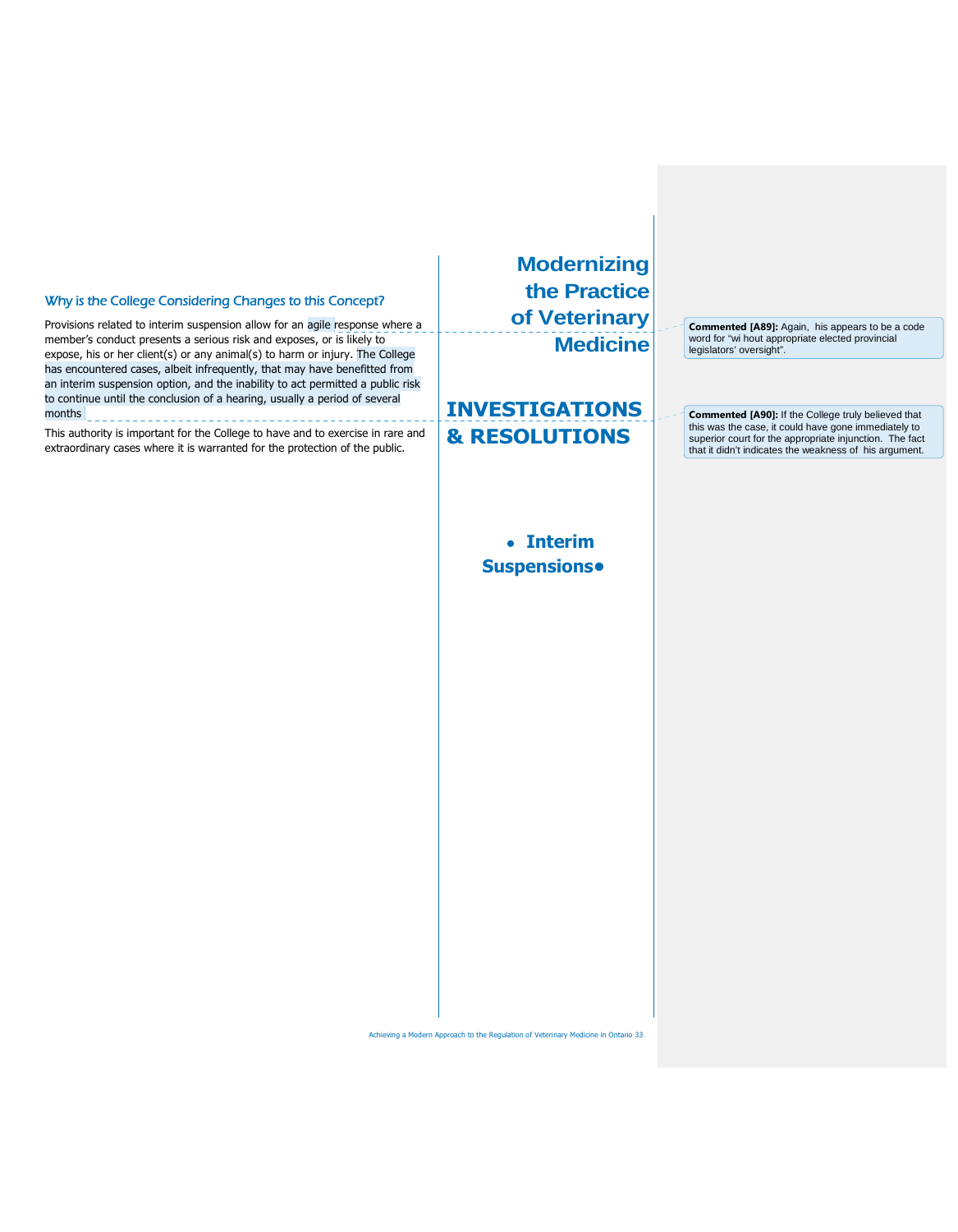## Why is the College Considering Changes to this Concept?

Provisions related to interim suspension allow for an agile response where a member's conduct presents a serious risk and exposes, or is likely to expose, his or her client(s) or any animal(s) to harm or injury. The College has encountered cases, albeit infrequently, that may have benefitted from an interim suspension option, and the inability to act permitted a public risk to continue until the conclusion of a hearing, usually a period of several months.

This authority is important for the College to have and to exercise in rare and extraordinary cases where it is warranted for the protection of the public.

# Modernizing the Practice of Veterinary Medicine

# INVESTIGATIONS & RESOLUTIONS

- **Interim Suspensions**

**Commented [A89]:** Again, his appears to be a code word for "wi hout appropriate elected provincial legislators' oversight".

**Commented [A90]:** If the College truly believed that this was the case, it could have gone immediately to superior court for the appropriate injunction. The fact that it didn't indicates the weakness of his argument.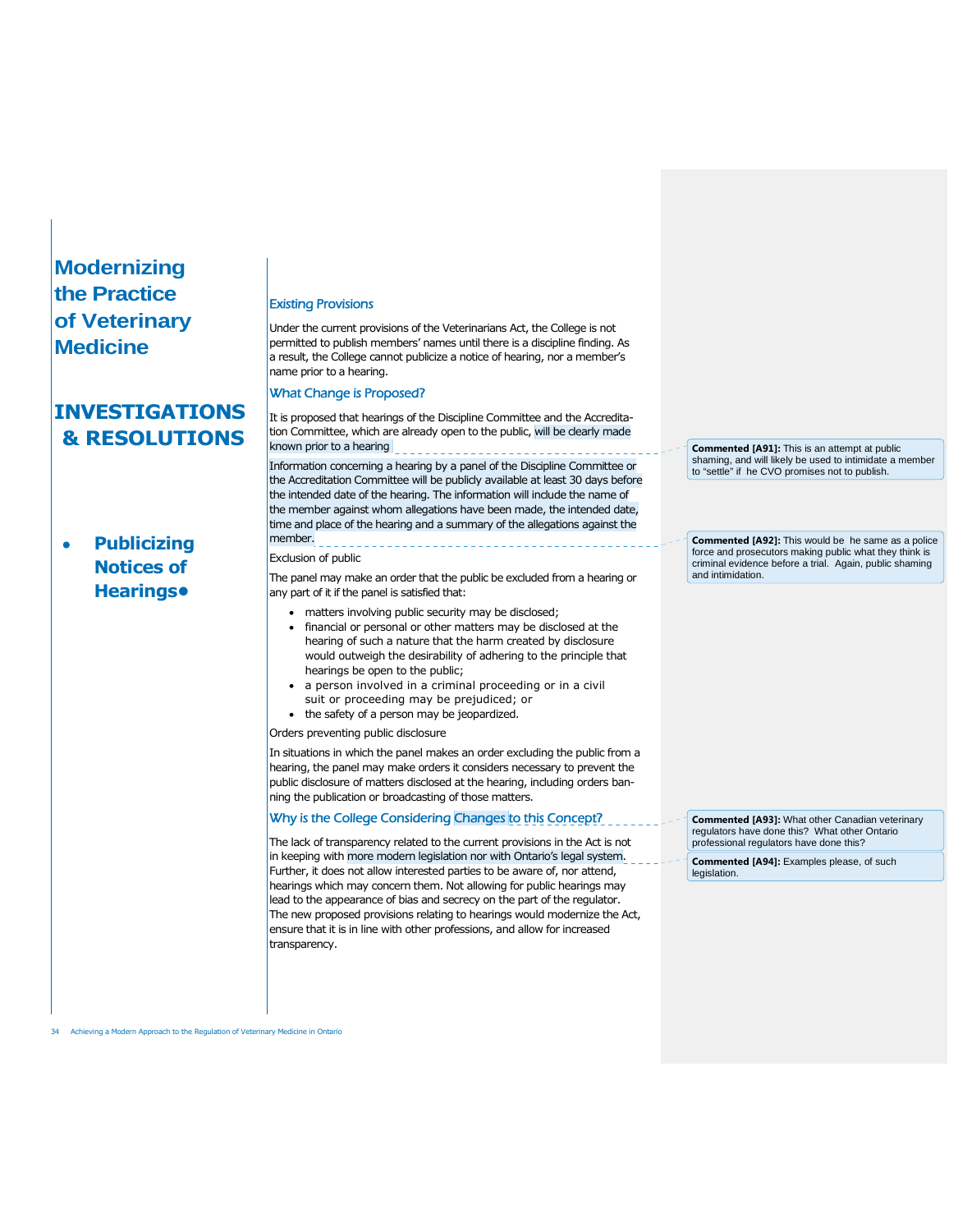# Modernizing the Practice of Veterinary Medicine

## INVESTIGATIONS & RESOLUTIONS

- **Publicizing Notices of Hearings•**

### *Existing Provisions*

Under the current provisions of the Veterinarians Act, the College is not permitted to publish members' names until there is a discipline finding. As a result, the College cannot publicize a notice of hearing, nor a member's name prior to a hearing.

### *What Change is Proposed?*

It is proposed that hearings of the Discipline Committee and the Accreditation Committee, which are already open to the public, will be clearly made known prior to a hearing

Information concerning a hearing by a panel of the Discipline Committee or the Accreditation Committee will be publicly available at least 30 days before the intended date of the hearing. The information will include the name of the member against whom allegations have been made, the intended date, time and place of the hearing and a summary of the allegations against the member.

Exclusion of public

The panel may make an order that the public be excluded from a hearing or any part of it if the panel is satisfied that:

- matters involving public security may be disclosed;
- financial or personal or other matters may be disclosed at the hearing of such a nature that the harm created by disclosure would outweigh the desirability of adhering to the principle that hearings be open to the public;
- a person involved in a criminal proceeding or in a civil suit or proceeding may be prejudiced; or
- the safety of a person may be jeopardized.

Orders preventing public disclosure

In situations in which the panel makes an order excluding the public from a hearing, the panel may make orders it considers necessary to prevent the public disclosure of matters disclosed at the hearing, including orders banning the publication or broadcasting of those matters.

### *Why is the College Considering Changes to this Concept?*

The lack of transparency related to the current provisions in the Act is not in keeping with more modern legislation nor with Ontario's legal system. Further, it does not allow interested parties to be aware of, nor attend, hearings which may concern them. Not allowing for public hearings may lead to the appearance of bias and secrecy on the part of the regulator. The new proposed provisions relating to hearings would modernize the Act, ensure that it is in line with other professions, and allow for increased transparency.

**Commented [A91]:** This is an attempt at public shaming, and will likely be used to intimidate a member to "settle" if he CVO promises not to publish.

**Commented [A92]:** This would be he same as a police force and prosecutors making public what they think is criminal evidence before a trial. Again, public shaming and intimidation.

**Commented [A93]:** What other Canadian veterinary regulators have done this? What other Ontario professional regulators have done this?

**Commented [A94]:** Examples please, of such legislation.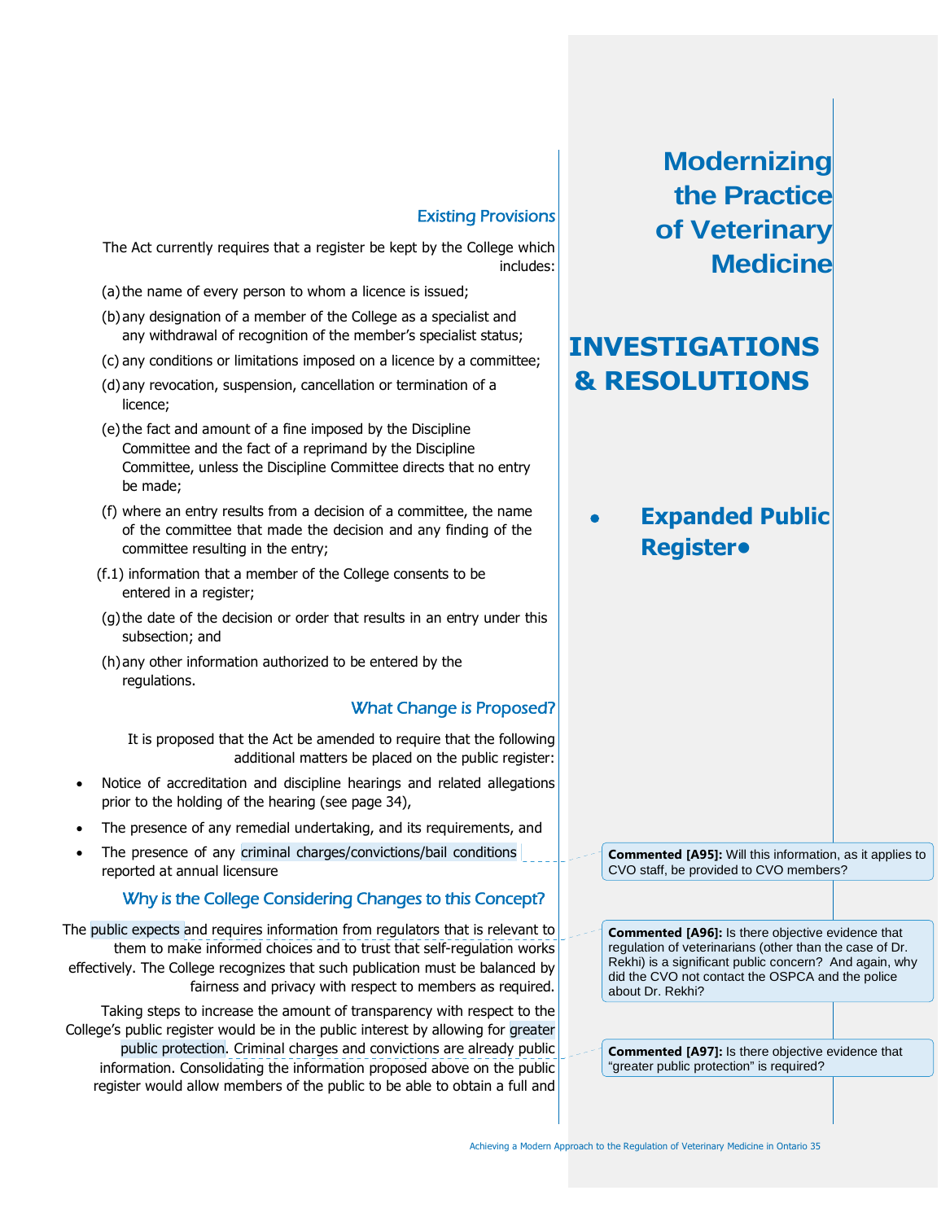# Modernizing the Practice of Veterinary Medicine

## INVESTIGATIONS & RESOLUTIONS

### Expanded Public Register

#### Existing Provisions

The Act currently requires that a register be kept by the College which includes:

(a) the name of every person to whom a licence is issued;

(b) any designation of a member of the College as a specialist and any withdrawal of recognition of the member's specialist status;

(c) any conditions or limitations imposed on a licence by a committee;

(d) any revocation, suspension, cancellation or termination of a licence;

(e) the fact and amount of a fine imposed by the Discipline Committee and the fact of a reprimand by the Discipline Committee, unless the Discipline Committee directs that no entry be made;

(f) where an entry results from a decision of a committee, the name of the committee that made the decision and any finding of the committee resulting in the entry;

(f.1) information that a member of the College consents to be entered in a register;

(g) the date of the decision or order that results in an entry under this subsection; and

(h) any other information authorized to be entered by the regulations.

#### What Change is Proposed?

It is proposed that the Act be amended to require that the following additional matters be placed on the public register:

- Notice of accreditation and discipline hearings and related allegations prior to the holding of the hearing (see page 34),
- The presence of any remedial undertaking, and its requirements, and
- The presence of any criminal charges/convictions/bail conditions reported at annual licensure

#### Why is the College Considering Changes to this Concept?

The public expects and requires information from regulators that is relevant to them to make informed choices and to trust that self-regulation works effectively. The College recognizes that such publication must be balanced by fairness and privacy with respect to members as required.

Taking steps to increase the amount of transparency with respect to the College's public register would be in the public interest by allowing for greater public protection. Criminal charges and convictions are already public information. Consolidating the information proposed above on the public register would allow members of the public to be able to obtain a full and

**Commented [A95]:** Will this information, as it applies to CVO staff, be provided to CVO members?

**Commented [A96]:** Is there objective evidence that regulation of veterinarians (other than the case of Dr. Rekhi) is a significant public concern? And again, why did the CVO not contact the OSPCA and the police about Dr. Rekhi?

**Commented [A97]:** Is there objective evidence that "greater public protection" is required?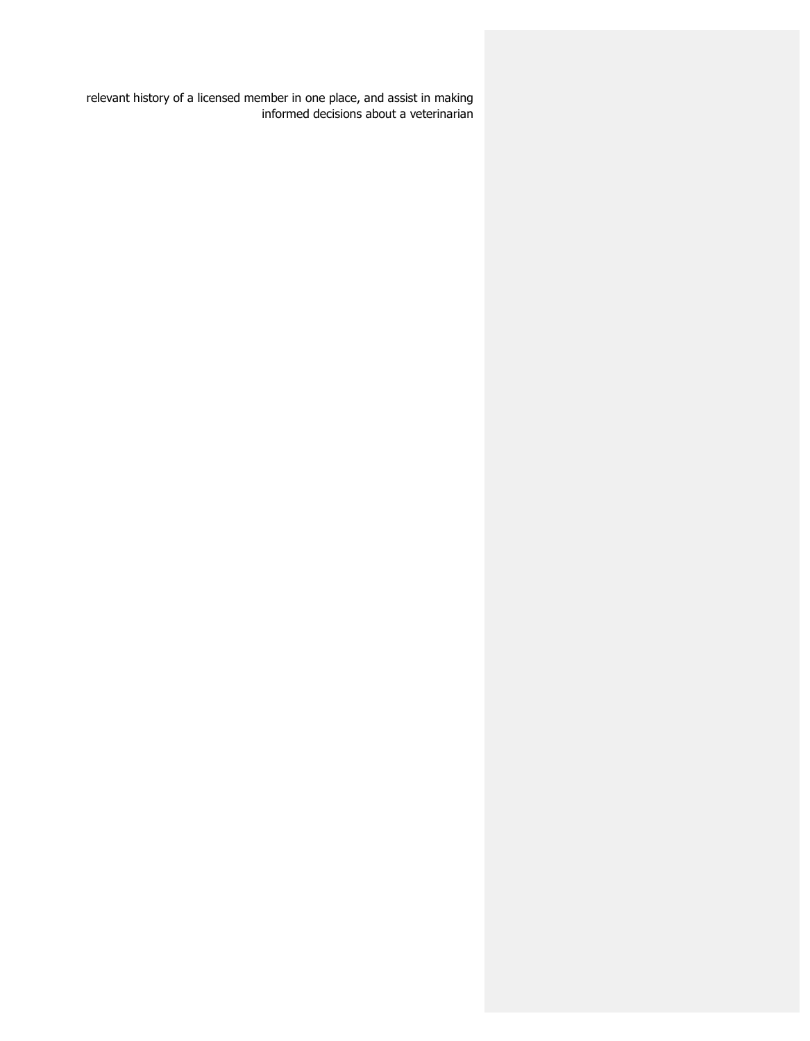relevant history of a licensed member in one place, and assist in making informed decisions about a veterinarian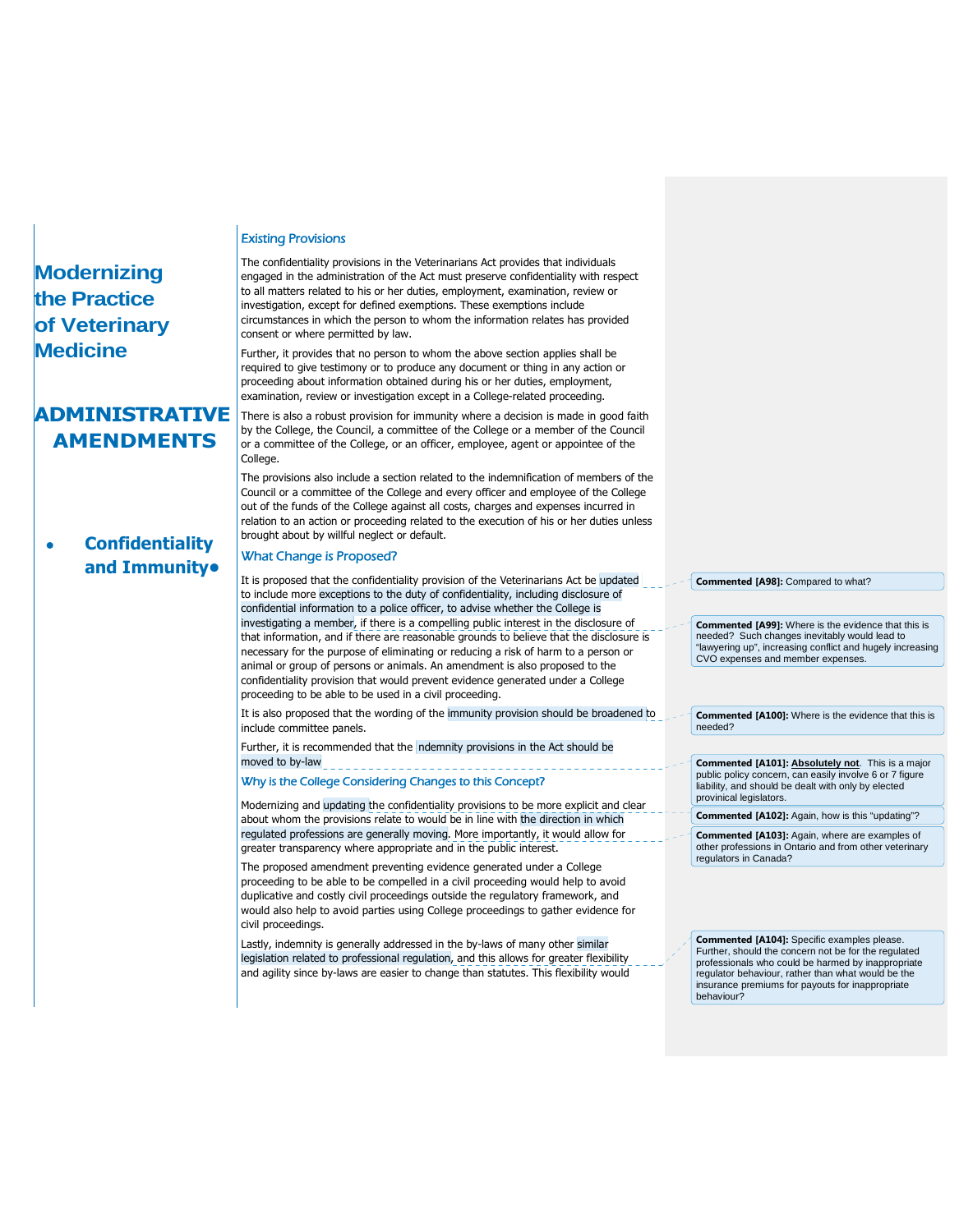# Modernizing the Practice of Veterinary Medicine

# ADMINISTRATIVE AMENDMENTS

- **Confidentiality and Immunity**

### Existing Provisions

The confidentiality provisions in the Veterinarians Act provides that individuals engaged in the administration of the Act must preserve confidentiality with respect to all matters related to his or her duties, employment, examination, review or investigation, except for defined exemptions. These exemptions include circumstances in which the person to whom the information relates has provided consent or where permitted by law.

Further, it provides that no person to whom the above section applies shall be required to give testimony or to produce any document or thing in any action or proceeding about information obtained during his or her duties, employment, examination, review or investigation except in a College-related proceeding.

There is also a robust provision for immunity where a decision is made in good faith by the College, the Council, a committee of the College or a member of the Council or a committee of the College, or an officer, employee, agent or appointee of the College.

The provisions also include a section related to the indemnification of members of the Council or a committee of the College and every officer and employee of the College out of the funds of the College against all costs, charges and expenses incurred in relation to an action or proceeding related to the execution of his or her duties unless brought about by willful neglect or default.

### What Change is Proposed?

It is proposed that the confidentiality provision of the Veterinarians Act be updated to include more exceptions to the duty of confidentiality, including disclosure of confidential information to a police officer, to advise whether the College is investigating a member, if there is a compelling public interest in the disclosure of that information, and if there are reasonable grounds to believe that the disclosure is necessary for the purpose of eliminating or reducing a risk of harm to a person or animal or group of persons or animals. An amendment is also proposed to the confidentiality provision that would prevent evidence generated under a College proceeding to be able to be used in a civil proceeding.

It is also proposed that the wording of the immunity provision should be broadened to include committee panels.

Further, it is recommended that the ndemnity provisions in the Act should be moved to by-law

### Why is the College Considering Changes to this Concept?

Modernizing and updating the confidentiality provisions to be more explicit and clear about whom the provisions relate to would be in line with the direction in which regulated professions are generally moving. More importantly, it would allow for greater transparency where appropriate and in the public interest.

The proposed amendment preventing evidence generated under a College proceeding to be able to be compelled in a civil proceeding would help to avoid duplicative and costly civil proceedings outside the regulatory framework, and would also help to avoid parties using College proceedings to gather evidence for civil proceedings.

Lastly, indemnity is generally addressed in the by-laws of many other similar legislation related to professional regulation, and this allows for greater flexibility and agility since by-laws are easier to change than statutes. This flexibility would

---

**Commented [A98]:** Compared to what?

**Commented [A99]:** Where is the evidence that this is needed? Such changes inevitably would lead to "lawyering up", increasing conflict and hugely increasing CVO expenses and member expenses.

**Commented [A100]:** Where is the evidence that this is needed?

**Commented [A101]:** **Absolutely not**. This is a major public policy concern, can easily involve 6 or 7 figure liability, and should be dealt with only by elected provincial legislators.

**Commented [A102]:** Again, how is this "updating"?

**Commented [A103]:** Again, where are examples of other professions in Ontario and from other veterinary regulators in Canada?

**Commented [A104]:** Specific examples please. Further, should the concern not be for the regulated professionals who could be harmed by inappropriate regulator behaviour, rather than what would be the insurance premiums for payouts for inappropriate behaviour?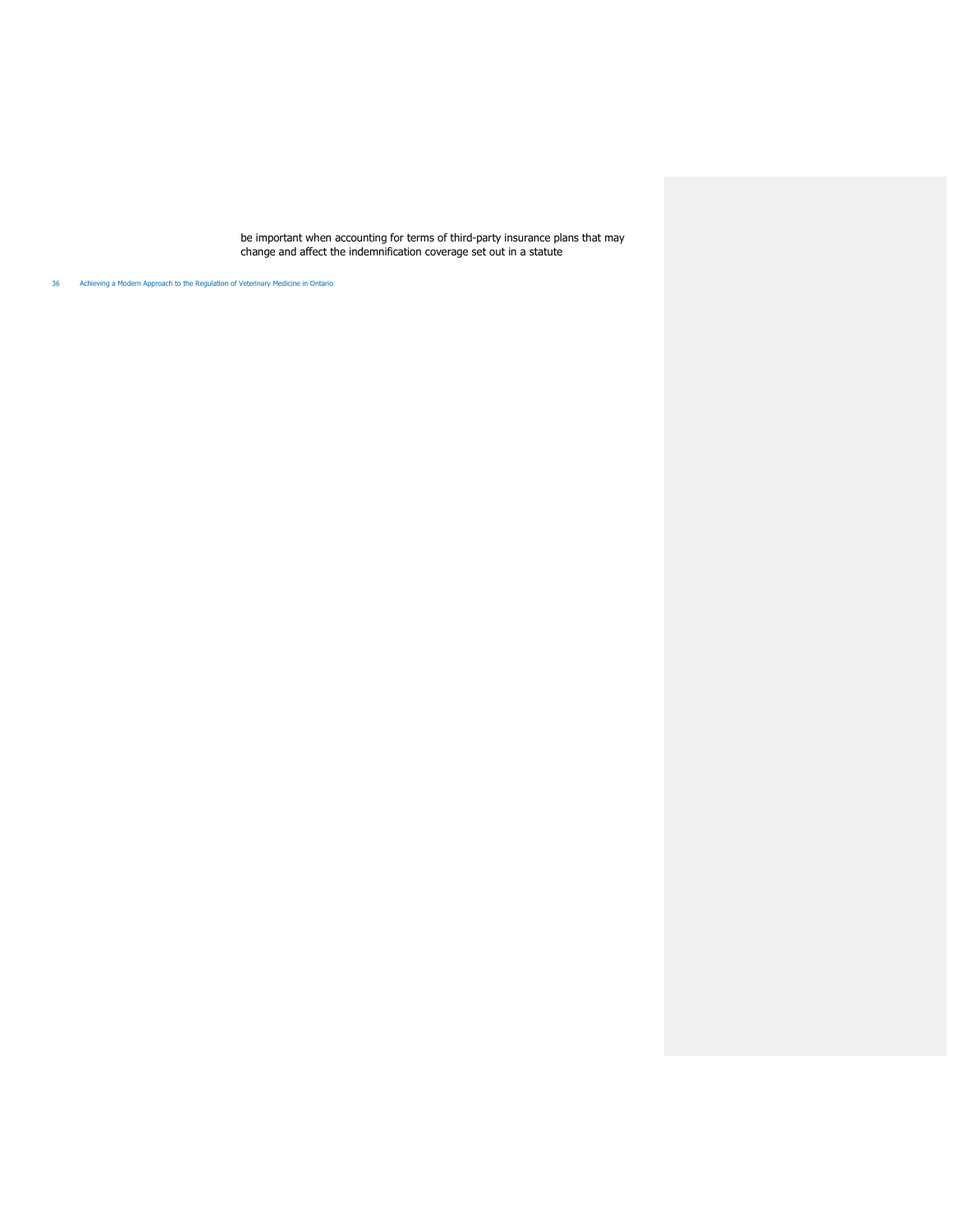be important when accounting for terms of third-party insurance plans that may change and affect the indemnification coverage set out in a statute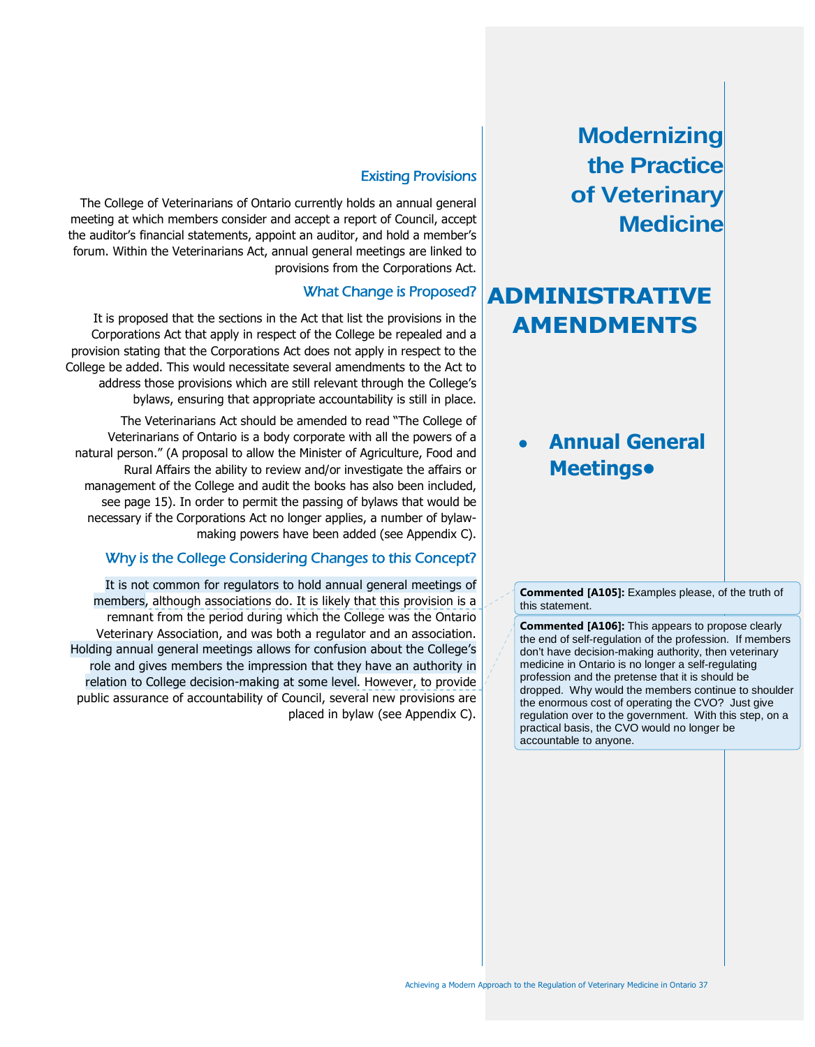# Modernizing the Practice of Veterinary Medicine

## ADMINISTRATIVE AMENDMENTS

- **Annual General Meetings**

### Existing Provisions

The College of Veterinarians of Ontario currently holds an annual general meeting at which members consider and accept a report of Council, accept the auditor's financial statements, appoint an auditor, and hold a member's forum. Within the Veterinarians Act, annual general meetings are linked to provisions from the Corporations Act.

### What Change is Proposed?

It is proposed that the sections in the Act that list the provisions in the Corporations Act that apply in respect of the College be repealed and a provision stating that the Corporations Act does not apply in respect to the College be added. This would necessitate several amendments to the Act to address those provisions which are still relevant through the College's bylaws, ensuring that appropriate accountability is still in place.

The Veterinarians Act should be amended to read "The College of Veterinarians of Ontario is a body corporate with all the powers of a natural person." (A proposal to allow the Minister of Agriculture, Food and Rural Affairs the ability to review and/or investigate the affairs or management of the College and audit the books has also been included, see page 15). In order to permit the passing of bylaws that would be necessary if the Corporations Act no longer applies, a number of bylaw-making powers have been added (see Appendix C).

### Why is the College Considering Changes to this Concept?

It is not common for regulators to hold annual general meetings of members, although associations do. It is likely that this provision is a remnant from the period during which the College was the Ontario Veterinary Association, and was both a regulator and an association. Holding annual general meetings allows for confusion about the College's role and gives members the impression that they have an authority in relation to College decision-making at some level. However, to provide public assurance of accountability of Council, several new provisions are placed in bylaw (see Appendix C).

**Commented [A105]:** Examples please, of the truth of this statement.

**Commented [A106]:** This appears to propose clearly the end of self-regulation of the profession. If members don't have decision-making authority, then veterinary medicine in Ontario is no longer a self-regulating profession and the pretense that it is should be dropped. Why would the members continue to shoulder the enormous cost of operating the CVO? Just give regulation over to the government. With this step, on a practical basis, the CVO would no longer be accountable to anyone.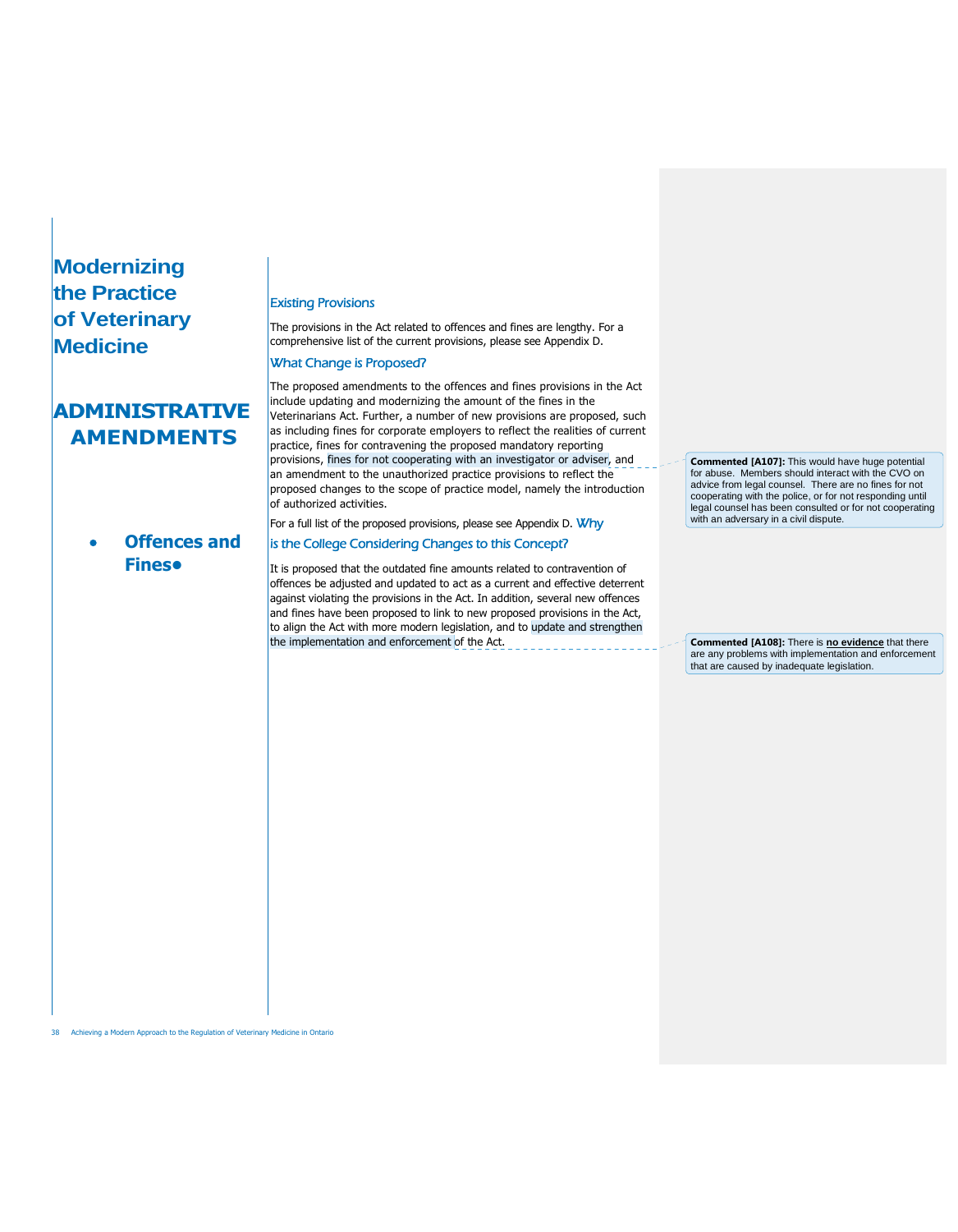# Modernizing the Practice of Veterinary Medicine

# ADMINISTRATIVE AMENDMENTS

- **Offences and Fines**

### Existing Provisions

The provisions in the Act related to offences and fines are lengthy. For a comprehensive list of the current provisions, please see Appendix D.

### What Change is Proposed?

The proposed amendments to the offences and fines provisions in the Act include updating and modernizing the amount of the fines in the Veterinarians Act. Further, a number of new provisions are proposed, such as including fines for corporate employers to reflect the realities of current practice, fines for contravening the proposed mandatory reporting provisions, fines for not cooperating with an investigator or adviser, and an amendment to the unauthorized practice provisions to reflect the proposed changes to the scope of practice model, namely the introduction of authorized activities.

> **Commented [A107]:** This would have huge potential for abuse. Members should interact with the CVO on advice from legal counsel. There are no fines for not cooperating with the police, or for not responding until legal counsel has been consulted or for not cooperating with an adversary in a civil dispute.

For a full list of the proposed provisions, please see Appendix D.

### Why is the College Considering Changes to this Concept?

It is proposed that the outdated fine amounts related to contravention of offences be adjusted and updated to act as a current and effective deterrent against violating the provisions in the Act. In addition, several new offences and fines have been proposed to link to new proposed provisions in the Act, to align the Act with more modern legislation, and to update and strengthen the implementation and enforcement of the Act.

> **Commented [A108]:** There is **no evidence** that there are any problems with implementation and enforcement that are caused by inadequate legislation.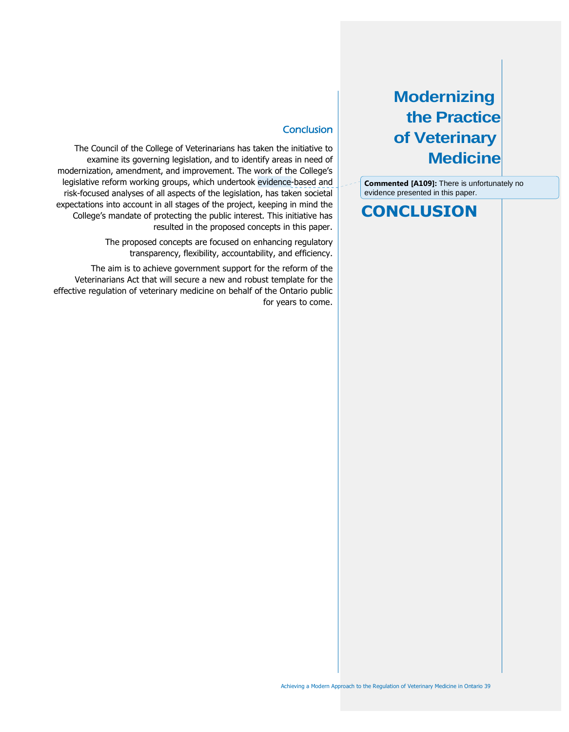# CONCLUSION

## Conclusion

The Council of the College of Veterinarians has taken the initiative to examine its governing legislation, and to identify areas in need of modernization, amendment, and improvement. The work of the College's legislative reform working groups, which undertook evidence-based and risk-focused analyses of all aspects of the legislation, has taken societal expectations into account in all stages of the project, keeping in mind the College's mandate of protecting the public interest. This initiative has resulted in the proposed concepts in this paper.

The proposed concepts are focused on enhancing regulatory transparency, flexibility, accountability, and efficiency.

The aim is to achieve government support for the reform of the Veterinarians Act that will secure a new and robust template for the effective regulation of veterinary medicine on behalf of the Ontario public for years to come.

**Commented [A109]:** There is unfortunately no evidence presented in this paper.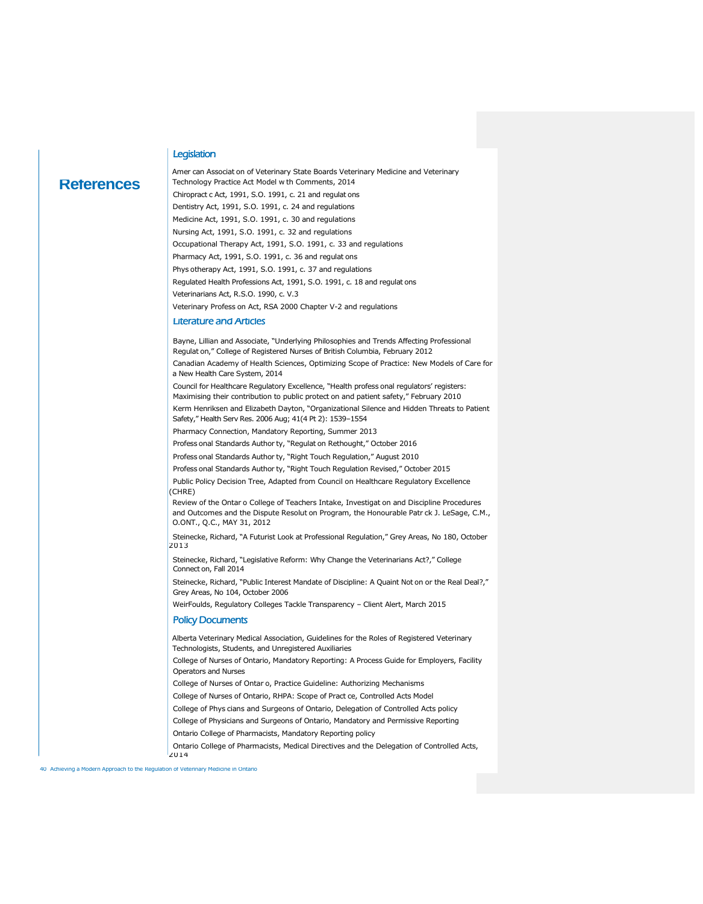# References

## Legislation

American Association of Veterinary State Boards Veterinary Medicine and Veterinary Technology Practice Act Model with Comments, 2014

Chiropractic Act, 1991, S.O. 1991, c. 21 and regulations

Dentistry Act, 1991, S.O. 1991, c. 24 and regulations

Medicine Act, 1991, S.O. 1991, c. 30 and regulations

Nursing Act, 1991, S.O. 1991, c. 32 and regulations

Occupational Therapy Act, 1991, S.O. 1991, c. 33 and regulations

Pharmacy Act, 1991, S.O. 1991, c. 36 and regulations

Physiotherapy Act, 1991, S.O. 1991, c. 37 and regulations

Regulated Health Professions Act, 1991, S.O. 1991, c. 18 and regulations

Veterinarians Act, R.S.O. 1990, c. V.3

Veterinary Profession Act, RSA 2000 Chapter V-2 and regulations

## Literature and Articles

Bayne, Lillian and Associate, "Underlying Philosophies and Trends Affecting Professional Regulation," College of Registered Nurses of British Columbia, February 2012

Canadian Academy of Health Sciences, Optimizing Scope of Practice: New Models of Care for a New Health Care System, 2014

Council for Healthcare Regulatory Excellence, "Health professional regulators' registers: Maximising their contribution to public protection and patient safety," February 2010

Kerm Henriksen and Elizabeth Dayton, "Organizational Silence and Hidden Threats to Patient Safety," Health Serv Res. 2006 Aug; 41(4 Pt 2): 1539–1554

Pharmacy Connection, Mandatory Reporting, Summer 2013

Professional Standards Authority, "Regulation Rethought," October 2016

Professional Standards Authority, "Right Touch Regulation," August 2010

Professional Standards Authority, "Right Touch Regulation Revised," October 2015

Public Policy Decision Tree, Adapted from Council on Healthcare Regulatory Excellence (CHRE)

Review of the Ontario College of Teachers Intake, Investigation and Discipline Procedures and Outcomes and the Dispute Resolution Program, the Honourable Patrick J. LeSage, C.M., O.ONT., Q.C., MAY 31, 2012

Steinecke, Richard, "A Futurist Look at Professional Regulation," Grey Areas, No 180, October 2013

Steinecke, Richard, "Legislative Reform: Why Change the Veterinarians Act?," College Connection, Fall 2014

Steinecke, Richard, "Public Interest Mandate of Discipline: A Quaint Notion or the Real Deal?," Grey Areas, No 104, October 2006

WeirFoulds, Regulatory Colleges Tackle Transparency – Client Alert, March 2015

## Policy Documents

Alberta Veterinary Medical Association, Guidelines for the Roles of Registered Veterinary Technologists, Students, and Unregistered Auxiliaries

College of Nurses of Ontario, Mandatory Reporting: A Process Guide for Employers, Facility Operators and Nurses

College of Nurses of Ontario, Practice Guideline: Authorizing Mechanisms

College of Nurses of Ontario, RHPA: Scope of Practice, Controlled Acts Model

College of Physicians and Surgeons of Ontario, Delegation of Controlled Acts policy

College of Physicians and Surgeons of Ontario, Mandatory and Permissive Reporting

Ontario College of Pharmacists, Mandatory Reporting policy

Ontario College of Pharmacists, Medical Directives and the Delegation of Controlled Acts, 2014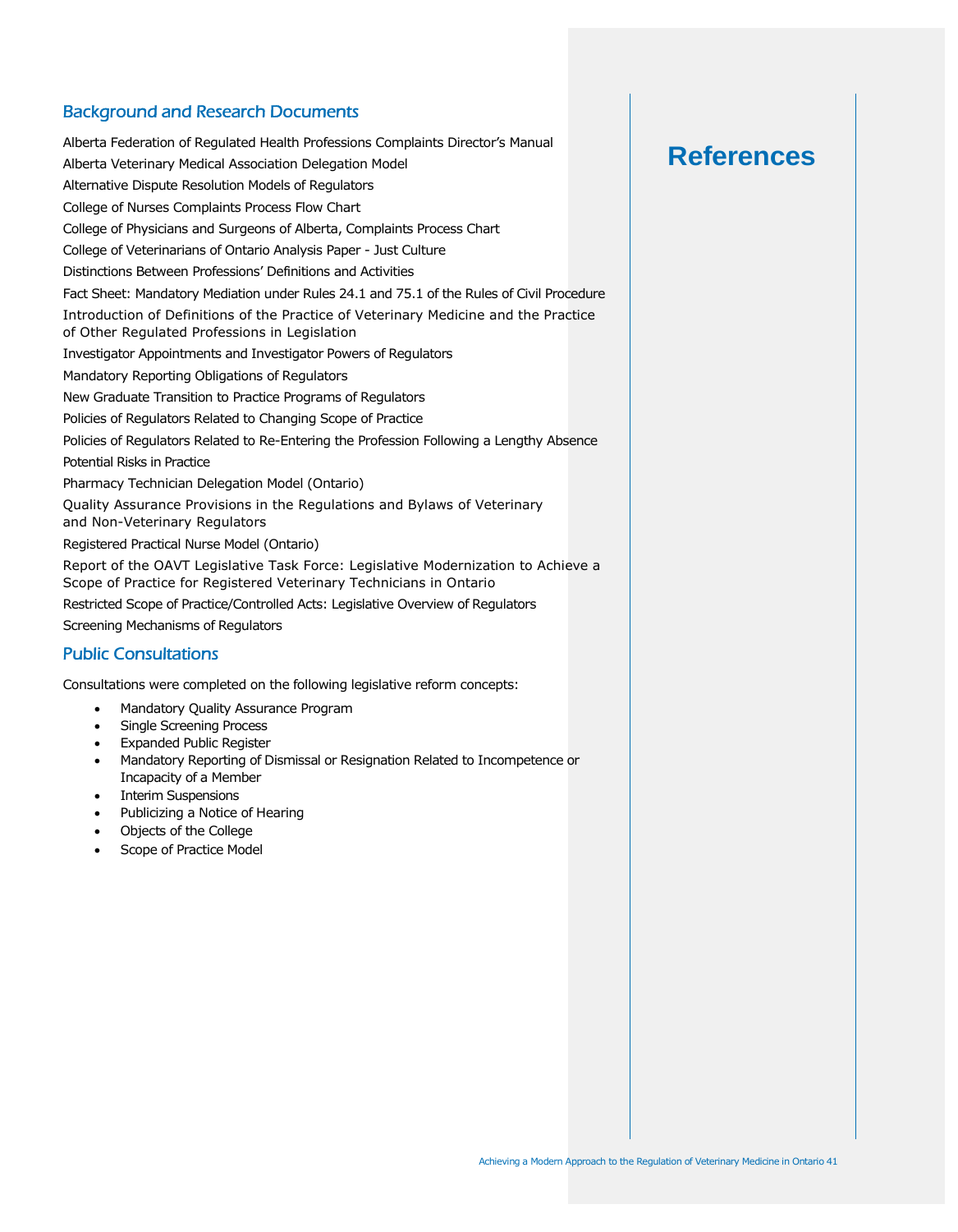# References

## Background and Research Documents

Alberta Federation of Regulated Health Professions Complaints Director's Manual

Alberta Veterinary Medical Association Delegation Model

Alternative Dispute Resolution Models of Regulators

College of Nurses Complaints Process Flow Chart

College of Physicians and Surgeons of Alberta, Complaints Process Chart

College of Veterinarians of Ontario Analysis Paper - Just Culture

Distinctions Between Professions' Definitions and Activities

Fact Sheet: Mandatory Mediation under Rules 24.1 and 75.1 of the Rules of Civil Procedure

Introduction of Definitions of the Practice of Veterinary Medicine and the Practice of Other Regulated Professions in Legislation

Investigator Appointments and Investigator Powers of Regulators

Mandatory Reporting Obligations of Regulators

New Graduate Transition to Practice Programs of Regulators

Policies of Regulators Related to Changing Scope of Practice

Policies of Regulators Related to Re-Entering the Profession Following a Lengthy Absence

Potential Risks in Practice

Pharmacy Technician Delegation Model (Ontario)

Quality Assurance Provisions in the Regulations and Bylaws of Veterinary and Non-Veterinary Regulators

Registered Practical Nurse Model (Ontario)

Report of the OAVT Legislative Task Force: Legislative Modernization to Achieve a Scope of Practice for Registered Veterinary Technicians in Ontario

Restricted Scope of Practice/Controlled Acts: Legislative Overview of Regulators

Screening Mechanisms of Regulators

## Public Consultations

Consultations were completed on the following legislative reform concepts:

- Mandatory Quality Assurance Program
- Single Screening Process
- Expanded Public Register
- Mandatory Reporting of Dismissal or Resignation Related to Incompetence or Incapacity of a Member
- Interim Suspensions
- Publicizing a Notice of Hearing
- Objects of the College
- Scope of Practice Model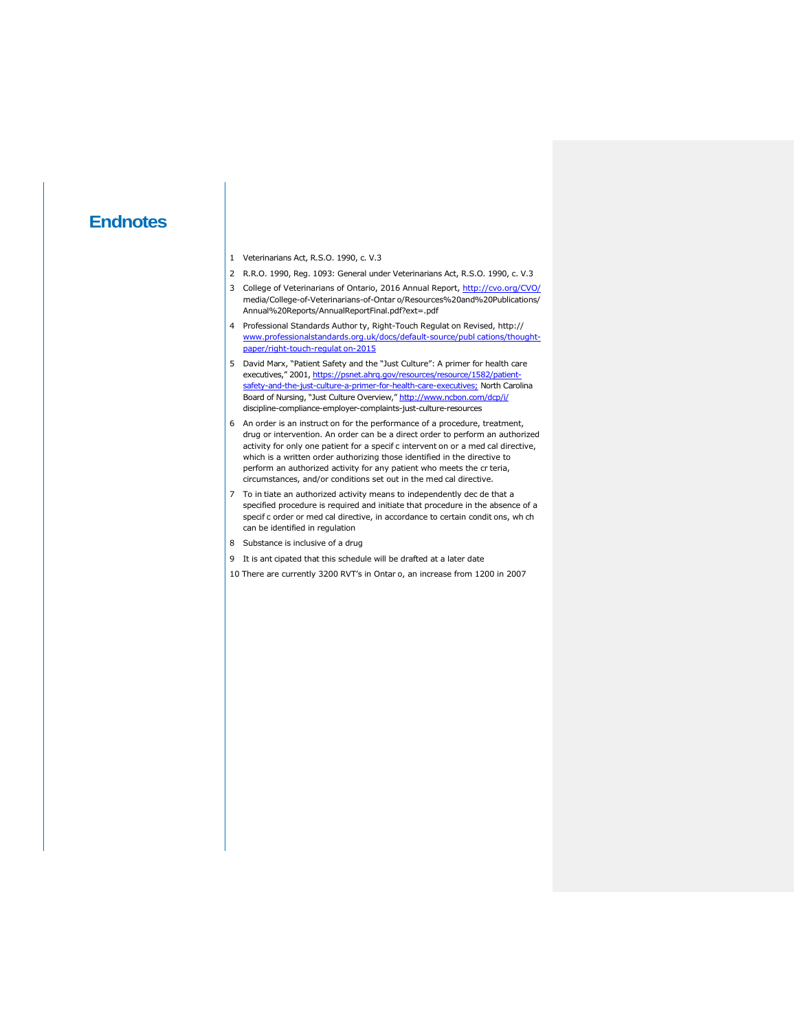# Endnotes

1 Veterinarians Act, R.S.O. 1990, c. V.3

2 R.R.O. 1990, Reg. 1093: General under Veterinarians Act, R.S.O. 1990, c. V.3

3 College of Veterinarians of Ontario, 2016 Annual Report, http://cvo.org/CVO/media/College-of-Veterinarians-of-Ontar o/Resources%20and%20Publications/Annual%20Reports/AnnualReportFinal.pdf?ext=.pdf

4 Professional Standards Author ty, Right-Touch Regulat on Revised, http://www.professionalstandards.org.uk/docs/default-source/publ cations/thought-paper/right-touch-regulat on-2015

5 David Marx, "Patient Safety and the "Just Culture": A primer for health care executives," 2001, https://psnet.ahrq.gov/resources/resource/1582/patient-safety-and-the-just-culture-a-primer-for-health-care-executives; North Carolina Board of Nursing, "Just Culture Overview," http://www.ncbon.com/dcp/i/discipline-compliance-employer-complaints-just-culture-resources

6 An order is an instruct on for the performance of a procedure, treatment, drug or intervention. An order can be a direct order to perform an authorized activity for only one patient for a specif c intervent on or a med cal directive, which is a written order authorizing those identified in the directive to perform an authorized activity for any patient who meets the cr teria, circumstances, and/or conditions set out in the med cal directive.

7 To in tiate an authorized activity means to independently dec de that a specified procedure is required and initiate that procedure in the absence of a specif c order or med cal directive, in accordance to certain condit ons, wh ch can be identified in regulation

8 Substance is inclusive of a drug

9 It is ant cipated that this schedule will be drafted at a later date

10 There are currently 3200 RVT's in Ontar o, an increase from 1200 in 2007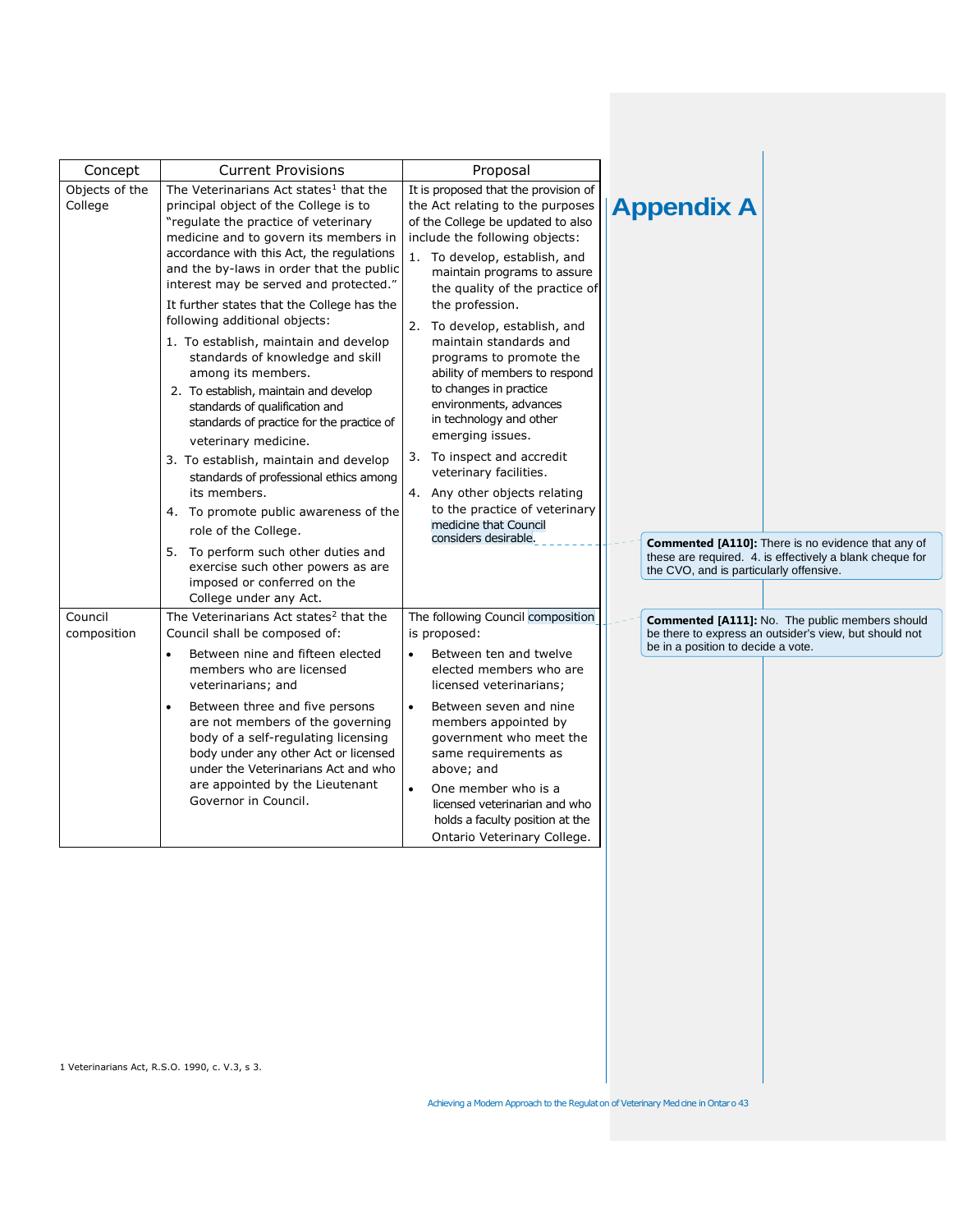# Appendix A

| Concept | Current Provisions | Proposal |
|---|---|---|
| Objects of the College | The Veterinarians Act states[1] that the principal object of the College is to "regulate the practice of veterinary medicine and to govern its members in accordance with this Act, the regulations and the by-laws in order that the public interest may be served and protected." <br><br> It further states that the College has the following additional objects: <br> 1. To establish, maintain and develop standards of knowledge and skill among its members. <br> 2. To establish, maintain and develop standards of qualification and standards of practice for the practice of veterinary medicine. <br> 3. To establish, maintain and develop standards of professional ethics among its members. <br> 4. To promote public awareness of the role of the College. <br> 5. To perform such other duties and exercise such other powers as are imposed or conferred on the College under any Act. | It is proposed that the provision of the Act relating to the purposes of the College be updated to also include the following objects: <br> 1. To develop, establish, and maintain programs to assure the quality of the practice of the profession. <br> 2. To develop, establish, and maintain standards and programs to promote the ability of members to respond to changes in practice environments, advances in technology and other emerging issues. <br> 3. To inspect and accredit veterinary facilities. <br> 4. Any other objects relating to the practice of veterinary medicine that Council considers desirable. |
| Council composition | The Veterinarians Act states[2] that the Council shall be composed of: <br> • Between nine and fifteen elected members who are licensed veterinarians; and <br> • Between three and five persons are not members of the governing body of a self-regulating licensing body under any other Act or licensed under the Veterinarians Act and who are appointed by the Lieutenant Governor in Council. | The following Council composition is proposed: <br> • Between ten and twelve elected members who are licensed veterinarians; <br> • Between seven and nine members appointed by government who meet the same requirements as above; and <br> • One member who is a licensed veterinarian and who holds a faculty position at the Ontario Veterinary College. |

**Commented [A110]:** There is no evidence that any of these are required. 4. is effectively a blank cheque for the CVO, and is particularly offensive.

**Commented [A111]:** No. The public members should be there to express an outsider's view, but should not be in a position to decide a vote.

1 Veterinarians Act, R.S.O. 1990, c. V.3, s 3.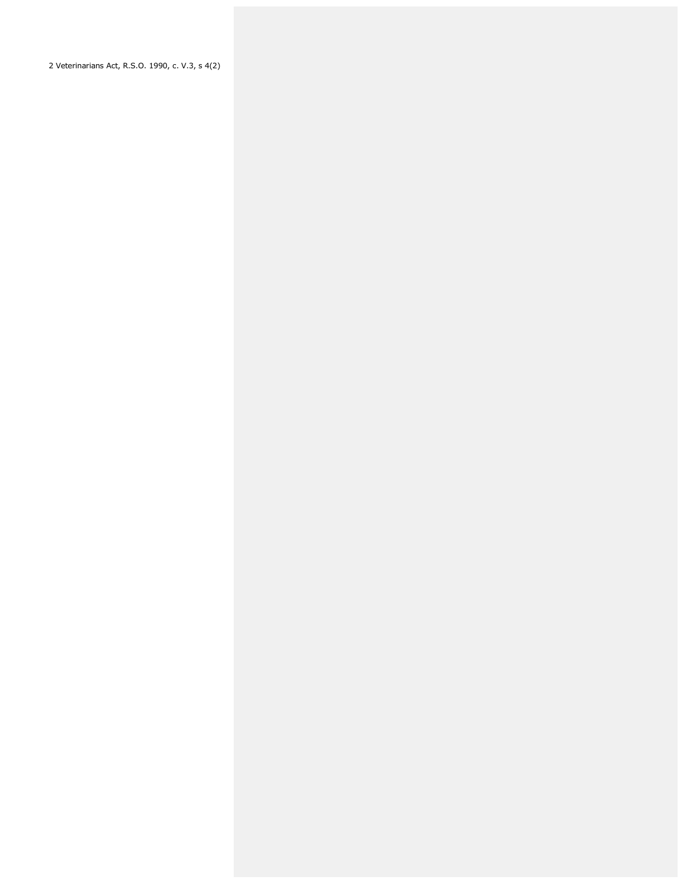2 Veterinarians Act, R.S.O. 1990, c. V.3, s 4(2)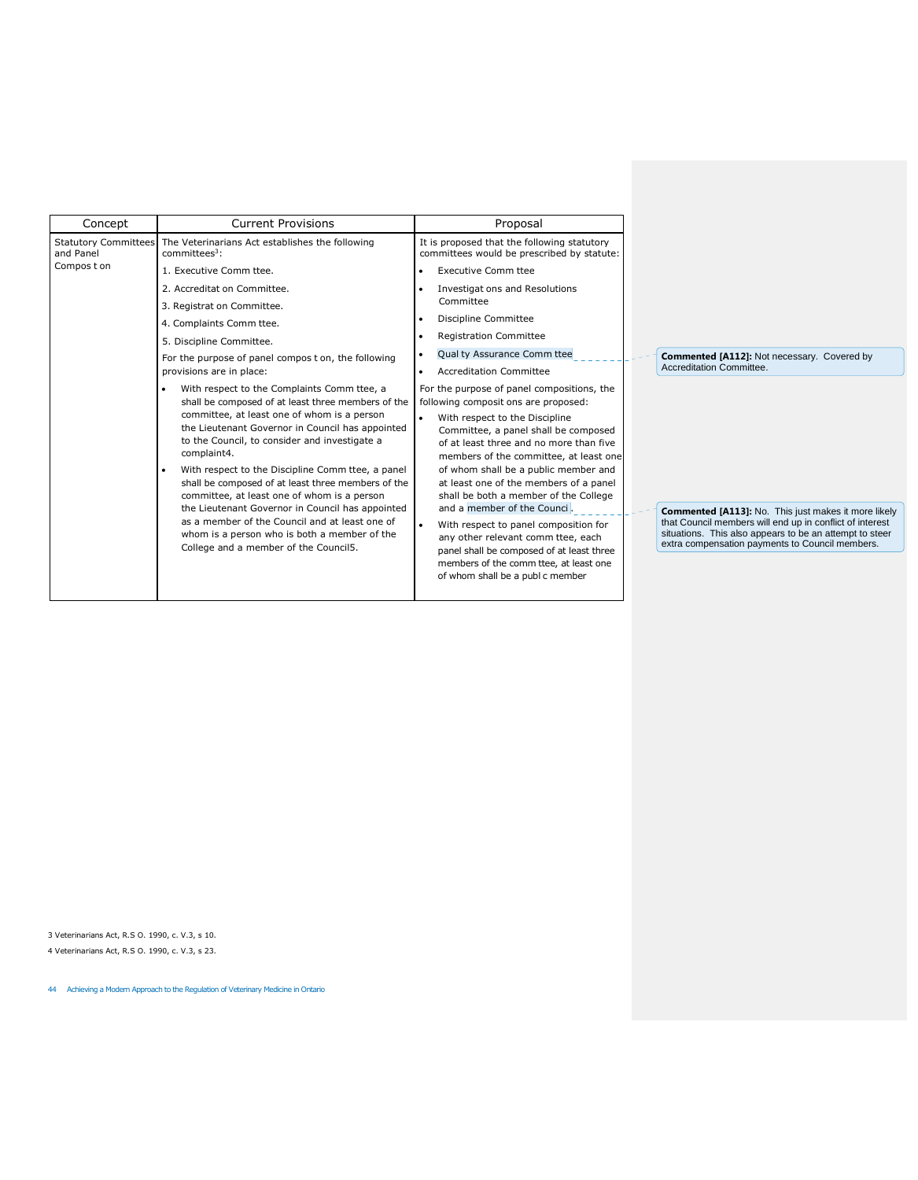| Concept | Current Provisions | Proposal |
|---|---|---|
| Statutory Committees and Panel Compos t on | The Veterinarians Act establishes the following committees[3]:<br><br>1. Executive Comm ttee.<br>2. Accreditat on Committee.<br>3. Registrat on Committee.<br>4. Complaints Comm ttee.<br>5. Discipline Committee.<br><br>For the purpose of panel compos t on, the following provisions are in place:<br><br>• With respect to the Complaints Comm ttee, a shall be composed of at least three members of the committee, at least one of whom is a person the Lieutenant Governor in Council has appointed to the Council, to consider and investigate a complaint4.<br>• With respect to the Discipline Comm ttee, a panel shall be composed of at least three members of the committee, at least one of whom is a person the Lieutenant Governor in Council has appointed as a member of the Council and at least one of whom is a person who is both a member of the College and a member of the Council5. | It is proposed that the following statutory committees would be prescribed by statute:<br><br>• Executive Comm ttee<br>• Investigat ons and Resolutions Committee<br>• Discipline Committee<br>• Registration Committee<br>• Qual ty Assurance Comm ttee<br>• Accreditation Committee<br><br>For the purpose of panel compositions, the following composit ons are proposed:<br><br>• With respect to the Discipline Committee, a panel shall be composed of at least three and no more than five members of the committee, at least one of whom shall be a public member and at least one of the members of a panel shall be both a member of the College and a member of the Counci .<br>• With respect to panel composition for any other relevant comm ttee, each panel shall be composed of at least three members of the comm ttee, at least one of whom shall be a publ c member |

**Commented [A112]:** Not necessary. Covered by Accreditation Committee.

**Commented [A113]:** No. This just makes it more likely that Council members will end up in conflict of interest situations. This also appears to be an attempt to steer extra compensation payments to Council members.

3 Veterinarians Act, R.S O. 1990, c. V.3, s 10.

4 Veterinarians Act, R.S O. 1990, c. V.3, s 23.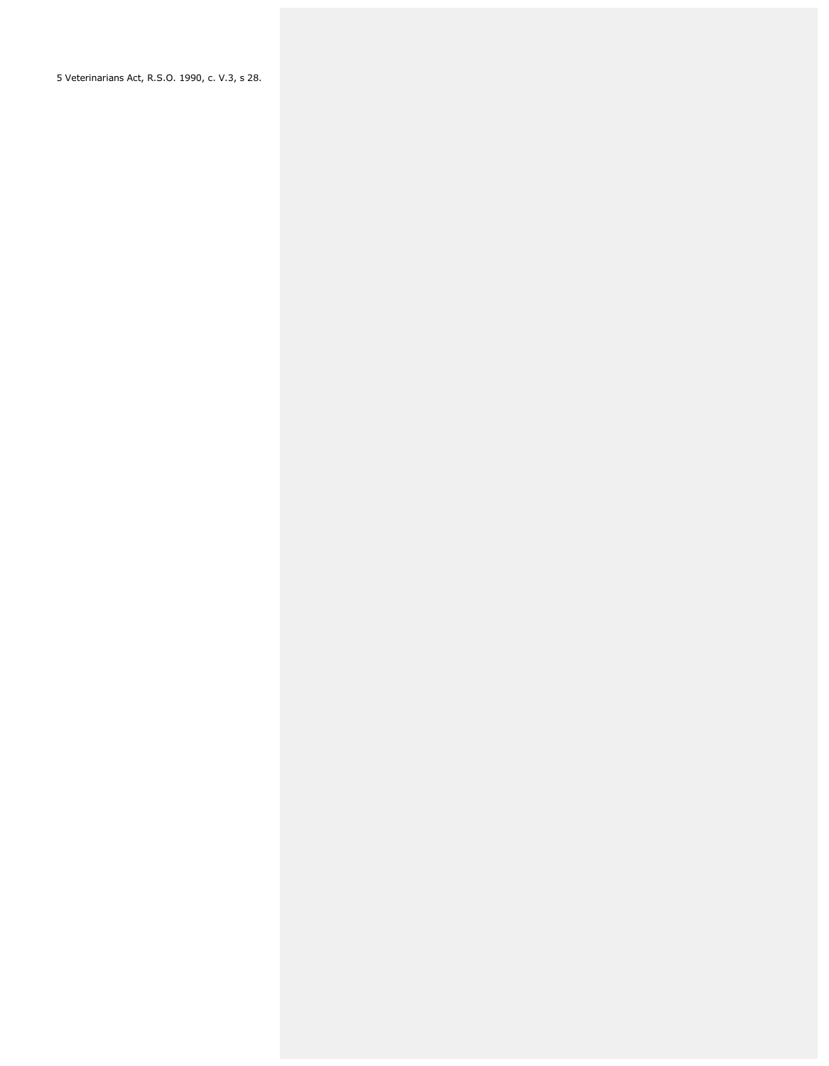5 Veterinarians Act, R.S.O. 1990, c. V.3, s 28.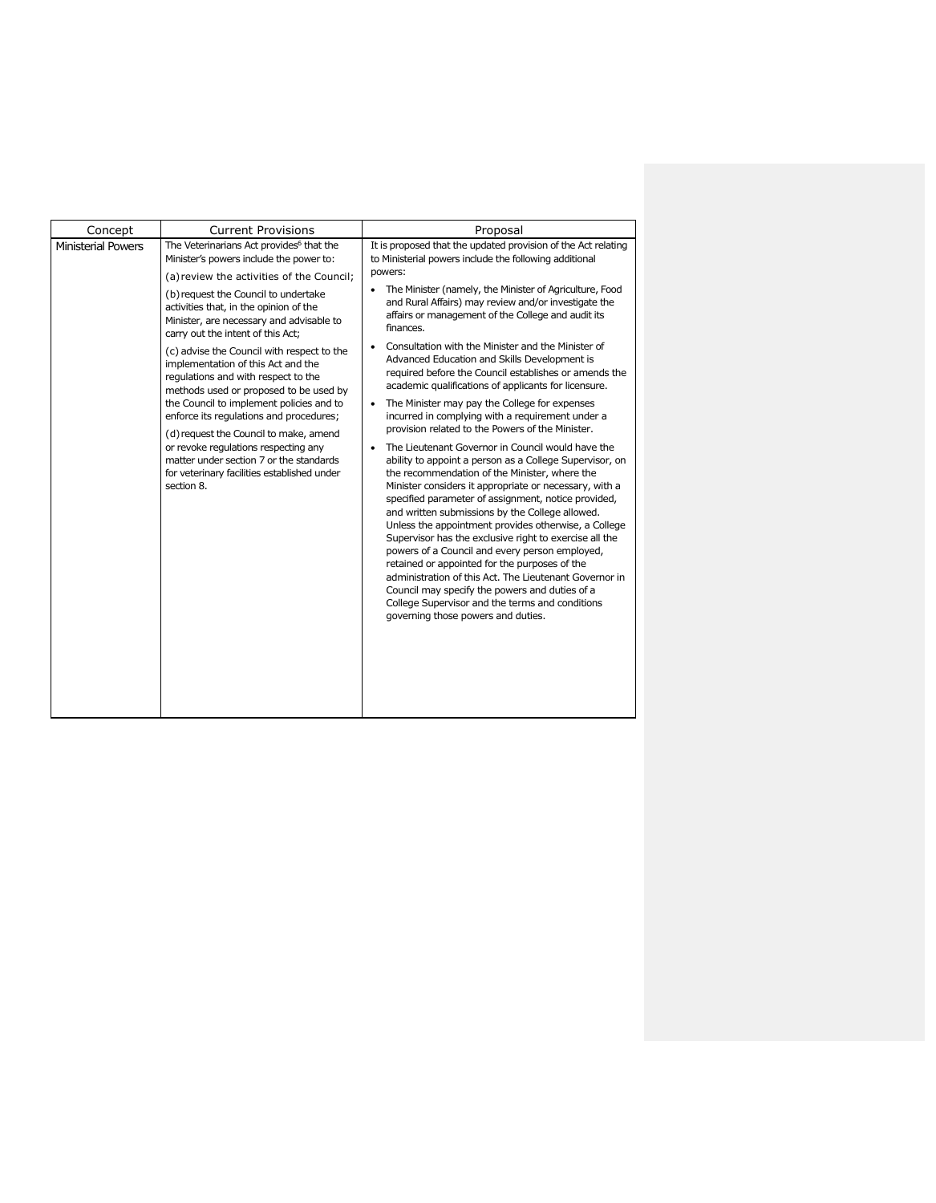| Concept | Current Provisions | Proposal |
| --- | --- | --- |
| Ministerial Powers | The Veterinarians Act provides[6] that the Minister's powers include the power to:<br><br>(a) review the activities of the Council;<br><br>(b) request the Council to undertake activities that, in the opinion of the Minister, are necessary and advisable to carry out the intent of this Act;<br><br>(c) advise the Council with respect to the implementation of this Act and the regulations and with respect to the methods used or proposed to be used by the Council to implement policies and to enforce its regulations and procedures;<br><br>(d) request the Council to make, amend or revoke regulations respecting any matter under section 7 or the standards for veterinary facilities established under section 8. | It is proposed that the updated provision of the Act relating to Ministerial powers include the following additional powers:<br><br>• The Minister (namely, the Minister of Agriculture, Food and Rural Affairs) may review and/or investigate the affairs or management of the College and audit its finances.<br><br>• Consultation with the Minister and the Minister of Advanced Education and Skills Development is required before the Council establishes or amends the academic qualifications of applicants for licensure.<br><br>• The Minister may pay the College for expenses incurred in complying with a requirement under a provision related to the Powers of the Minister.<br><br>• The Lieutenant Governor in Council would have the ability to appoint a person as a College Supervisor, on the recommendation of the Minister, where the Minister considers it appropriate or necessary, with a specified parameter of assignment, notice provided, and written submissions by the College allowed. Unless the appointment provides otherwise, a College Supervisor has the exclusive right to exercise all the powers of a Council and every person employed, retained or appointed for the purposes of the administration of this Act. The Lieutenant Governor in Council may specify the powers and duties of a College Supervisor and the terms and conditions governing those powers and duties. |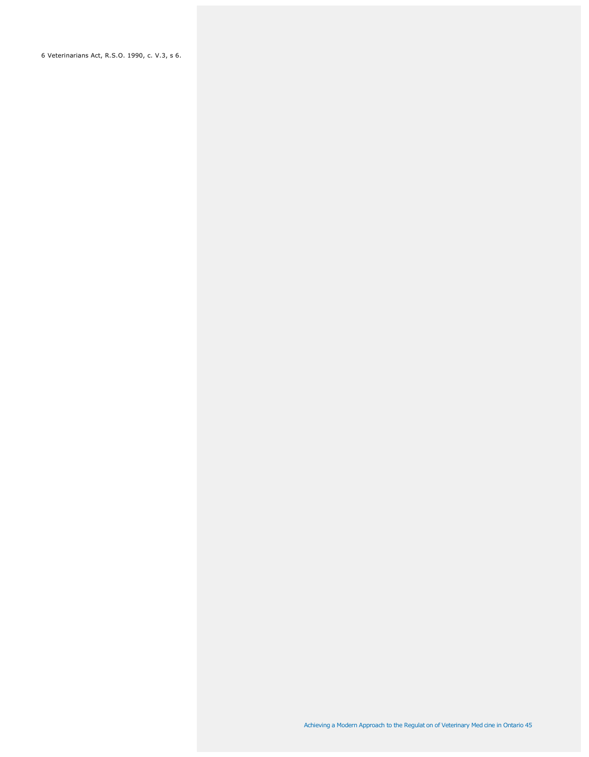6 Veterinarians Act, R.S.O. 1990, c. V.3, s 6.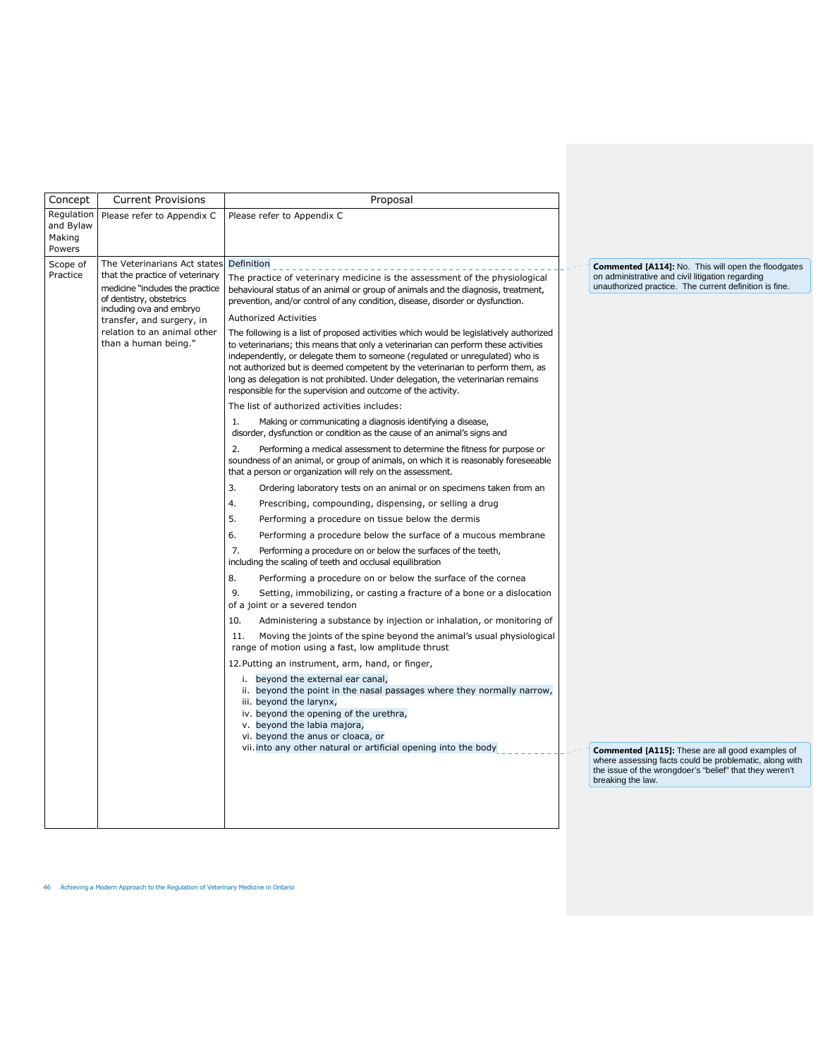| Concept | Current Provisions | Proposal |
|---|---|---|
| Regulation and Bylaw Making Powers | Please refer to Appendix C | Please refer to Appendix C |
| Scope of Practice | The Veterinarians Act states that the practice of veterinary medicine "includes the practice of dentistry, obstetrics including ova and embryo transfer, and surgery, in relation to an animal other than a human being." | Definition<br><br>The practice of veterinary medicine is the assessment of the physiological behavioural status of an animal or group of animals and the diagnosis, treatment, prevention, and/or control of any condition, disease, disorder or dysfunction.<br><br>Authorized Activities<br><br>The following is a list of proposed activities which would be legislatively authorized to veterinarians; this means that only a veterinarian can perform these activities independently, or delegate them to someone (regulated or unregulated) who is not authorized but is deemed competent by the veterinarian to perform them, as long as delegation is not prohibited. Under delegation, the veterinarian remains responsible for the supervision and outcome of the activity.<br><br>The list of authorized activities includes:<br><br>1. Making or communicating a diagnosis identifying a disease, disorder, dysfunction or condition as the cause of an animal's signs and<br><br>2. Performing a medical assessment to determine the fitness for purpose or soundness of an animal, or group of animals, on which it is reasonably foreseeable that a person or organization will rely on the assessment.<br><br>3. Ordering laboratory tests on an animal or on specimens taken from an<br><br>4. Prescribing, compounding, dispensing, or selling a drug<br><br>5. Performing a procedure on tissue below the dermis<br><br>6. Performing a procedure below the surface of a mucous membrane<br><br>7. Performing a procedure on or below the surfaces of the teeth, including the scaling of teeth and occlusal equilibration<br><br>8. Performing a procedure on or below the surface of the cornea<br><br>9. Setting, immobilizing, or casting a fracture of a bone or a dislocation of a joint or a severed tendon<br><br>10. Administering a substance by injection or inhalation, or monitoring of<br><br>11. Moving the joints of the spine beyond the animal's usual physiological range of motion using a fast, low amplitude thrust<br><br>12. Putting an instrument, arm, hand, or finger,<br><br>i. beyond the external ear canal,<br>ii. beyond the point in the nasal passages where they normally narrow,<br>iii. beyond the larynx,<br>iv. beyond the opening of the urethra,<br>v. beyond the labia majora,<br>vi. beyond the anus or cloaca, or<br>vii. into any other natural or artificial opening into the body |

**Commented [A114]:** No. This will open the floodgates on administrative and civil litigation regarding unauthorized practice. The current definition is fine.

**Commented [A115]:** These are all good examples of where assessing facts could be problematic, along with the issue of the wrongdoer's "belief" that they weren't breaking the law.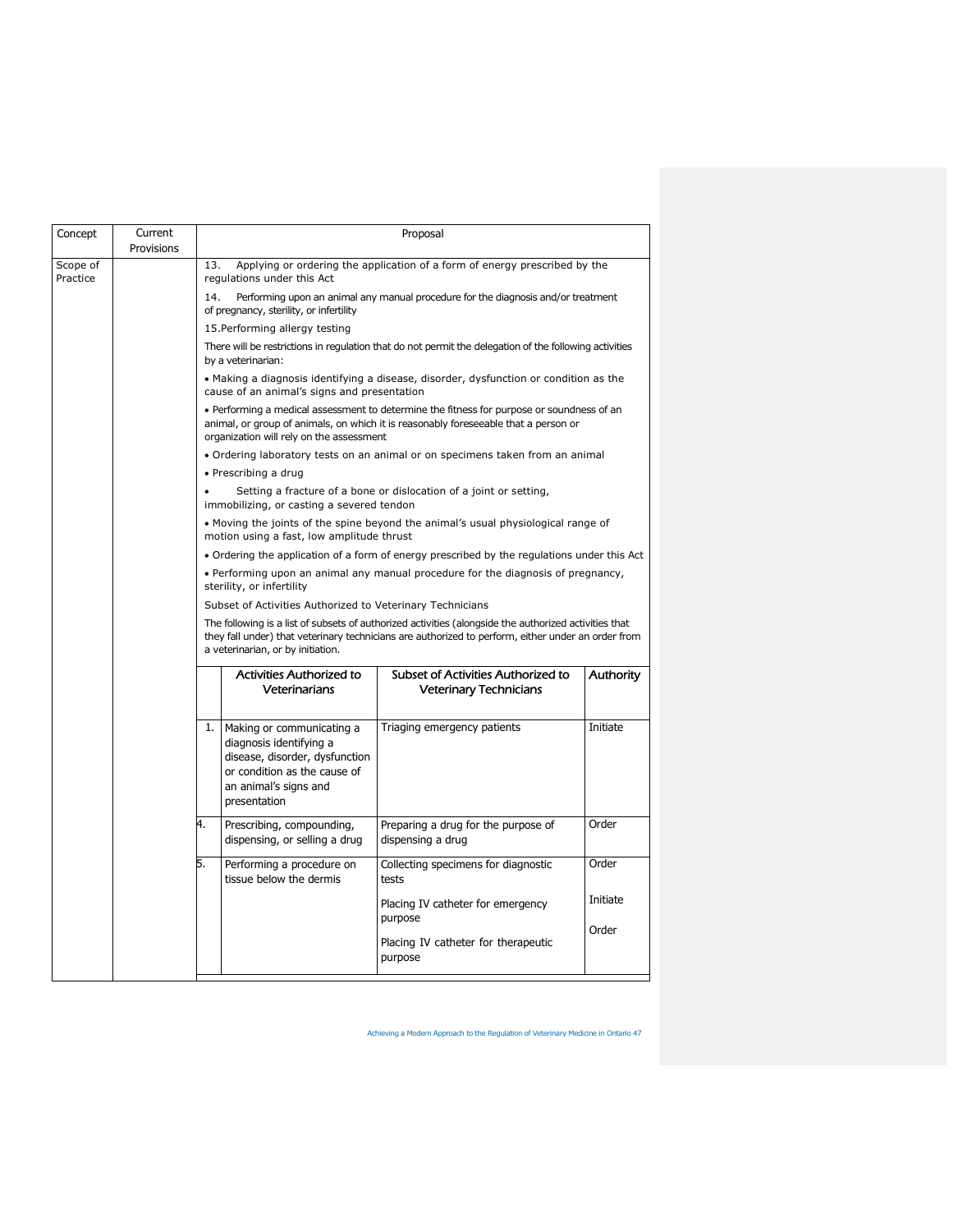| Concept | Current Provisions | Proposal |
|---|---|---|
| Scope of Practice | | 13. Applying or ordering the application of a form of energy prescribed by the regulations under this Act<br><br>14. Performing upon an animal any manual procedure for the diagnosis and/or treatment of pregnancy, sterility, or infertility<br><br>15.Performing allergy testing<br><br>There will be restrictions in regulation that do not permit the delegation of the following activities by a veterinarian:<br><br>• Making a diagnosis identifying a disease, disorder, dysfunction or condition as the cause of an animal's signs and presentation<br><br>• Performing a medical assessment to determine the fitness for purpose or soundness of an animal, or group of animals, on which it is reasonably foreseeable that a person or organization will rely on the assessment<br><br>• Ordering laboratory tests on an animal or on specimens taken from an animal<br><br>• Prescribing a drug<br><br>• Setting a fracture of a bone or dislocation of a joint or setting, immobilizing, or casting a severed tendon<br><br>• Moving the joints of the spine beyond the animal's usual physiological range of motion using a fast, low amplitude thrust<br><br>• Ordering the application of a form of energy prescribed by the regulations under this Act<br><br>• Performing upon an animal any manual procedure for the diagnosis of pregnancy, sterility, or infertility<br><br>Subset of Activities Authorized to Veterinary Technicians<br><br>The following is a list of subsets of authorized activities (alongside the authorized activities that they fall under) that veterinary technicians are authorized to perform, either under an order from a veterinarian, or by initiation. |

| | Activities Authorized to Veterinarians | Subset of Activities Authorized to Veterinary Technicians | Authority |
|---|---|---|---|
| 1. | Making or communicating a diagnosis identifying a disease, disorder, dysfunction or condition as the cause of an animal's signs and presentation | Triaging emergency patients | Initiate |
| 4. | Prescribing, compounding, dispensing, or selling a drug | Preparing a drug for the purpose of dispensing a drug | Order |
| 5. | Performing a procedure on tissue below the dermis | Collecting specimens for diagnostic tests<br><br>Placing IV catheter for emergency purpose<br><br>Placing IV catheter for therapeutic purpose | Order<br><br>Initiate<br><br>Order |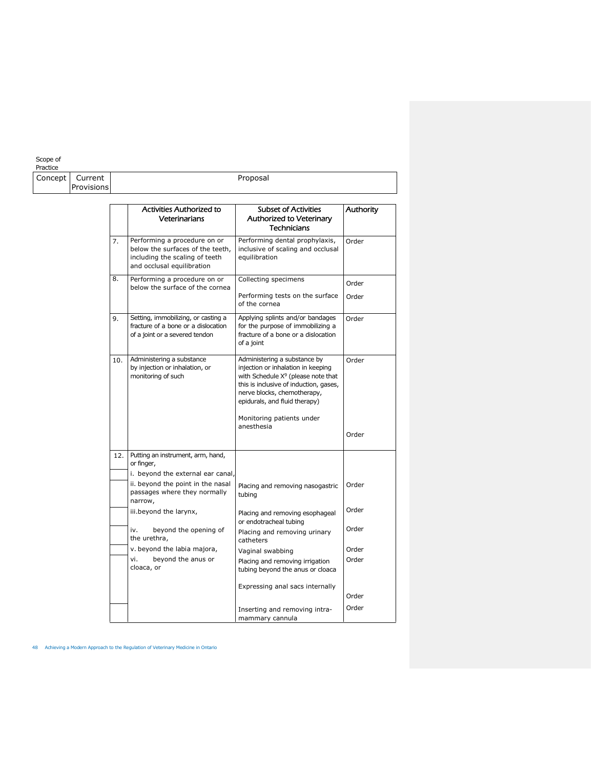Scope of Practice

| Concept | Current Provisions | Proposal |
| --- | --- | --- |

| | Activities Authorized to Veterinarians | Subset of Activities Authorized to Veterinary Technicians | Authority |
| --- | --- | --- | --- |
| 7. | Performing a procedure on or below the surfaces of the teeth, including the scaling of teeth and occlusal equilibration | Performing dental prophylaxis, inclusive of scaling and occlusal equilibration | Order |
| 8. | Performing a procedure on or below the surface of the cornea | Collecting specimens | Order |
| | | Performing tests on the surface of the cornea | Order |
| 9. | Setting, immobilizing, or casting a fracture of a bone or a dislocation of a joint or a severed tendon | Applying splints and/or bandages for the purpose of immobilizing a fracture of a bone or a dislocation of a joint | Order |
| 10. | Administering a substance by injection or inhalation, or monitoring of such | Administering a substance by injection or inhalation in keeping with Schedule X[9] (please note that this is inclusive of induction, gases, nerve blocks, chemotherapy, epidurals, and fluid therapy) | Order |
| | | Monitoring patients under anesthesia | Order |
| 12. | Putting an instrument, arm, hand, or finger, | | |
| | i. beyond the external ear canal, | | |
| | ii. beyond the point in the nasal passages where they normally narrow, | Placing and removing nasogastric tubing | Order |
| | iii. beyond the larynx, | Placing and removing esophageal or endotracheal tubing | Order |
| | iv. beyond the opening of the urethra, | Placing and removing urinary catheters | Order |
| | v. beyond the labia majora, | Vaginal swabbing | Order |
| | vi. beyond the anus or cloaca, or | Placing and removing irrigation tubing beyond the anus or cloaca | Order |
| | | Expressing anal sacs internally | Order |
| | | Inserting and removing intra-mammary cannula | Order |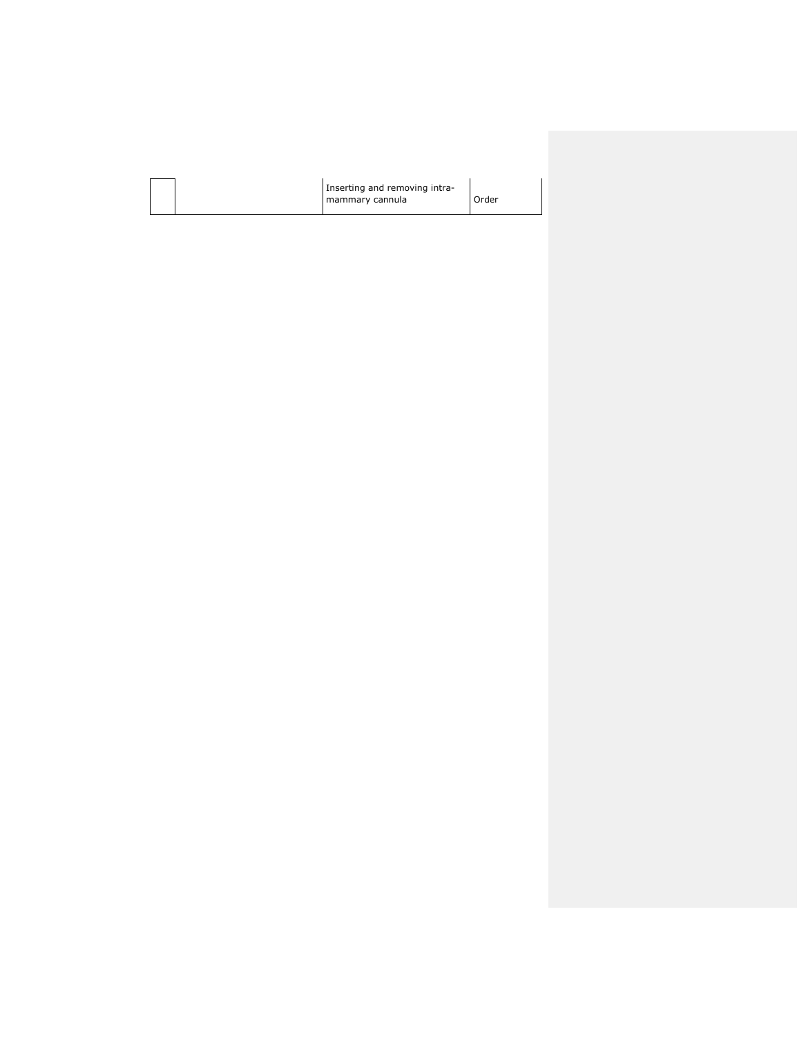| | | | |
|---|---|---|---|
| | | Inserting and removing intra-mammary cannula | Order |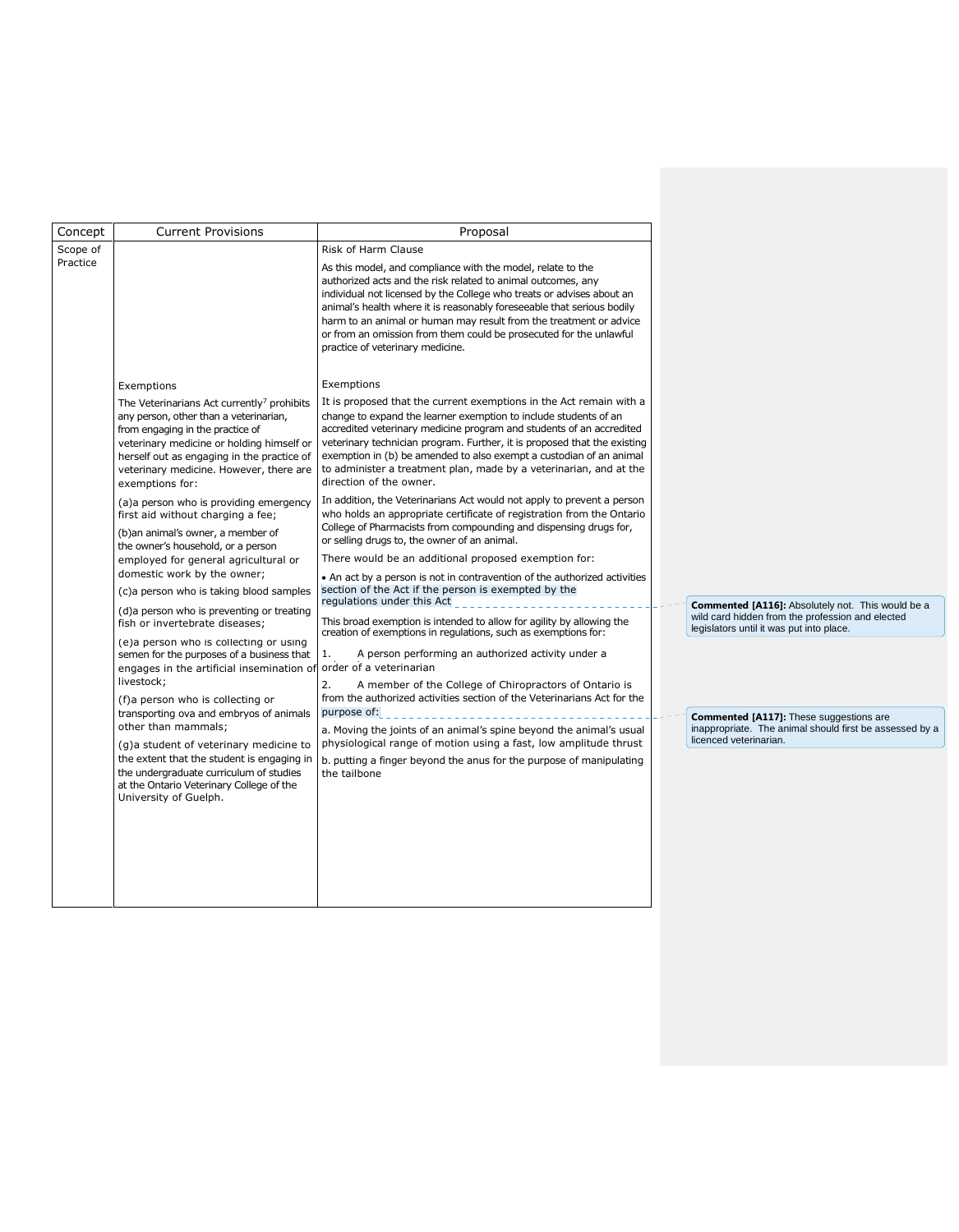| Concept | Current Provisions | Proposal |
|---|---|---|
| Scope of Practice | | Risk of Harm Clause<br><br>As this model, and compliance with the model, relate to the authorized acts and the risk related to animal outcomes, any individual not licensed by the College who treats or advises about an animal's health where it is reasonably foreseeable that serious bodily harm to an animal or human may result from the treatment or advice or from an omission from them could be prosecuted for the unlawful practice of veterinary medicine. |
| | Exemptions<br><br>The Veterinarians Act currently[7] prohibits any person, other than a veterinarian, from engaging in the practice of veterinary medicine or holding himself or herself out as engaging in the practice of veterinary medicine. However, there are exemptions for:<br><br>(a)a person who is providing emergency first aid without charging a fee;<br><br>(b)an animal's owner, a member of the owner's household, or a person employed for general agricultural or domestic work by the owner;<br><br>(c)a person who is taking blood samples<br><br>(d)a person who is preventing or treating fish or invertebrate diseases;<br><br>(e)a person who is collecting or using semen for the purposes of a business that engages in the artificial insemination of livestock;<br><br>(f)a person who is collecting or transporting ova and embryos of animals other than mammals;<br><br>(g)a student of veterinary medicine to the extent that the student is engaging in the undergraduate curriculum of studies at the Ontario Veterinary College of the University of Guelph. | Exemptions<br><br>It is proposed that the current exemptions in the Act remain with a change to expand the learner exemption to include students of an accredited veterinary medicine program and students of an accredited veterinary technician program. Further, it is proposed that the existing exemption in (b) be amended to also exempt a custodian of an animal to administer a treatment plan, made by a veterinarian, and at the direction of the owner.<br><br>In addition, the Veterinarians Act would not apply to prevent a person who holds an appropriate certificate of registration from the Ontario College of Pharmacists from compounding and dispensing drugs for, or selling drugs to, the owner of an animal.<br><br>There would be an additional proposed exemption for:<br><br>• An act by a person is not in contravention of the authorized activities section of the Act if the person is exempted by the regulations under this Act<br><br>This broad exemption is intended to allow for agility by allowing the creation of exemptions in regulations, such as exemptions for:<br><br>1. A person performing an authorized activity under a order of a veterinarian<br><br>2. A member of the College of Chiropractors of Ontario is from the authorized activities section of the Veterinarians Act for the purpose of:<br><br>a. Moving the joints of an animal's spine beyond the animal's usual physiological range of motion using a fast, low amplitude thrust<br><br>b. putting a finger beyond the anus for the purpose of manipulating the tailbone |

**Commented [A116]:** Absolutely not. This would be a wild card hidden from the profession and elected legislators until it was put into place.

**Commented [A117]:** These suggestions are inappropriate. The animal should first be assessed by a licenced veterinarian.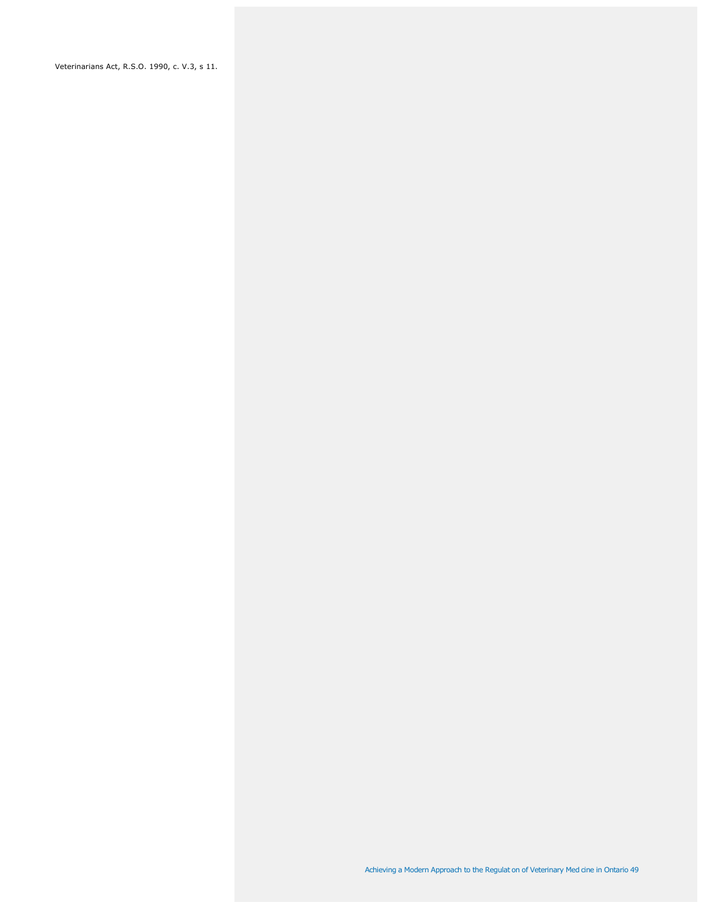Veterinarians Act, R.S.O. 1990, c. V.3, s 11.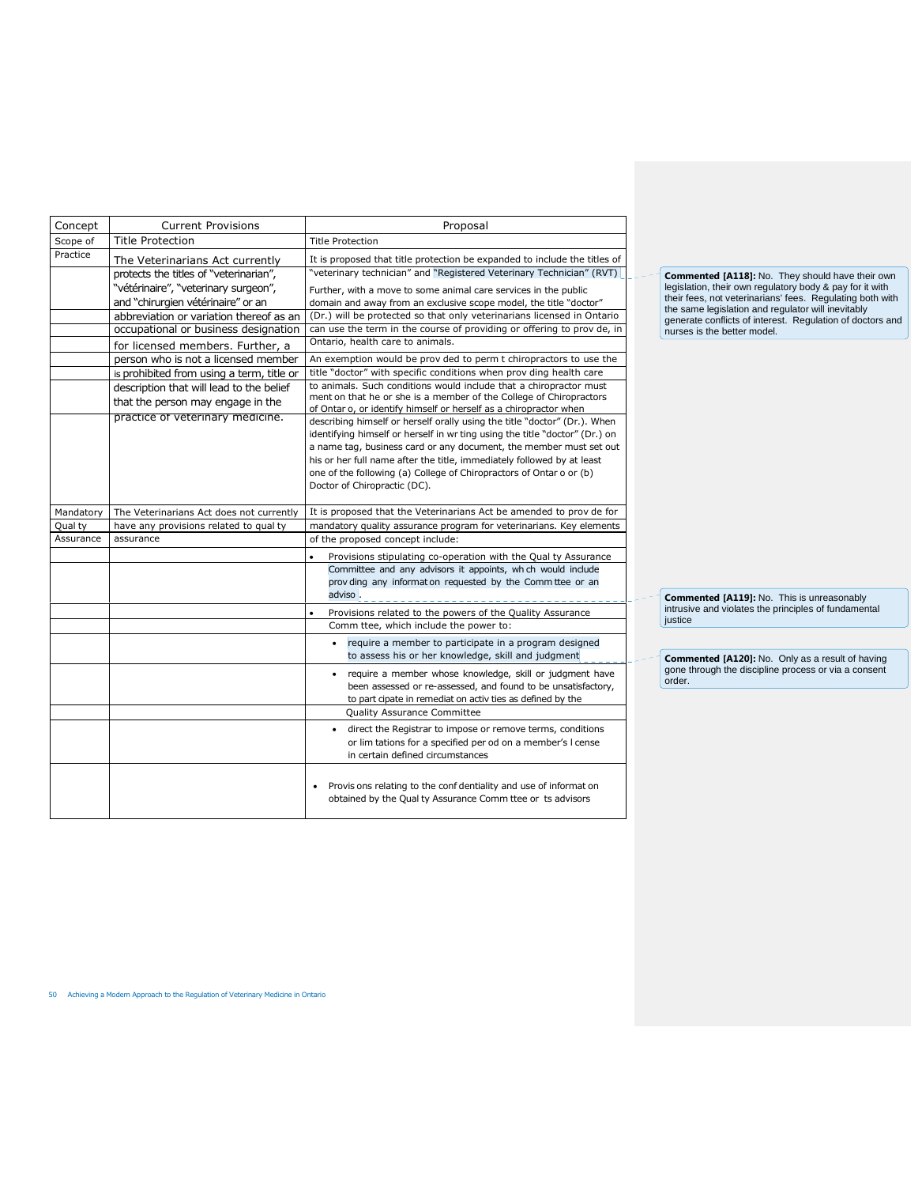| Concept | Current Provisions | Proposal |
|---|---|---|
| Scope of Practice | Title Protection<br><br>The Veterinarians Act currently protects the titles of "veterinarian", "vétérinaire", "veterinary surgeon", and "chirurgien vétérinaire" or an abbreviation or variation thereof as an occupational or business designation for licensed members. Further, a person who is not a licensed member is prohibited from using a term, title or description that will lead to the belief that the person may engage in the practice of veterinary medicine. | Title Protection<br><br>It is proposed that title protection be expanded to include the titles of "veterinary technician" and "Registered Veterinary Technician" (RVT)<br><br>Further, with a move to some animal care services in the public domain and away from an exclusive scope model, the title "doctor" (Dr.) will be protected so that only veterinarians licensed in Ontario can use the term in the course of providing or offering to prov de, in Ontario, health care to animals.<br><br>An exemption would be prov ded to perm t chiropractors to use the title "doctor" with specific conditions when prov ding health care to animals. Such conditions would include that a chiropractor must ment on that he or she is a member of the College of Chiropractors of Ontar o, or identify himself or herself as a chiropractor when describing himself or herself orally using the title "doctor" (Dr.). When identifying himself or herself in wr ting using the title "doctor" (Dr.) on a name tag, business card or any document, the member must set out his or her full name after the title, immediately followed by at least one of the following (a) College of Chiropractors of Ontar o or (b) Doctor of Chiropractic (DC). |
| Mandatory Qual ty Assurance | The Veterinarians Act does not currently have any provisions related to qual ty assurance | It is proposed that the Veterinarians Act be amended to prov de for mandatory quality assurance program for veterinarians. Key elements of the proposed concept include:<br><br>• Provisions stipulating co-operation with the Qual ty Assurance Committee and any advisors it appoints, wh ch would include prov ding any informat on requested by the Comm ttee or an adviso .<br><br>• Provisions related to the powers of the Quality Assurance Comm ttee, which include the power to:<br>&nbsp;&nbsp;• require a member to participate in a program designed to assess his or her knowledge, skill and judgment<br>&nbsp;&nbsp;• require a member whose knowledge, skill or judgment have been assessed or re-assessed, and found to be unsatisfactory, to part cipate in remediat on activ ties as defined by the Quality Assurance Committee<br>&nbsp;&nbsp;• direct the Registrar to impose or remove terms, conditions or lim tations for a specified per od on a member's l cense in certain defined circumstances<br><br>• Provis ons relating to the conf dentiality and use of informat on obtained by the Qual ty Assurance Comm ttee or ts advisors |

**Commented [A118]:** No. They should have their own legislation, their own regulatory body & pay for it with their fees, not veterinarians' fees. Regulating both with the same legislation and regulator will inevitably generate conflicts of interest. Regulation of doctors and nurses is the better model.

**Commented [A119]:** No. This is unreasonably intrusive and violates the principles of fundamental justice

**Commented [A120]:** No. Only as a result of having gone through the discipline process or via a consent order.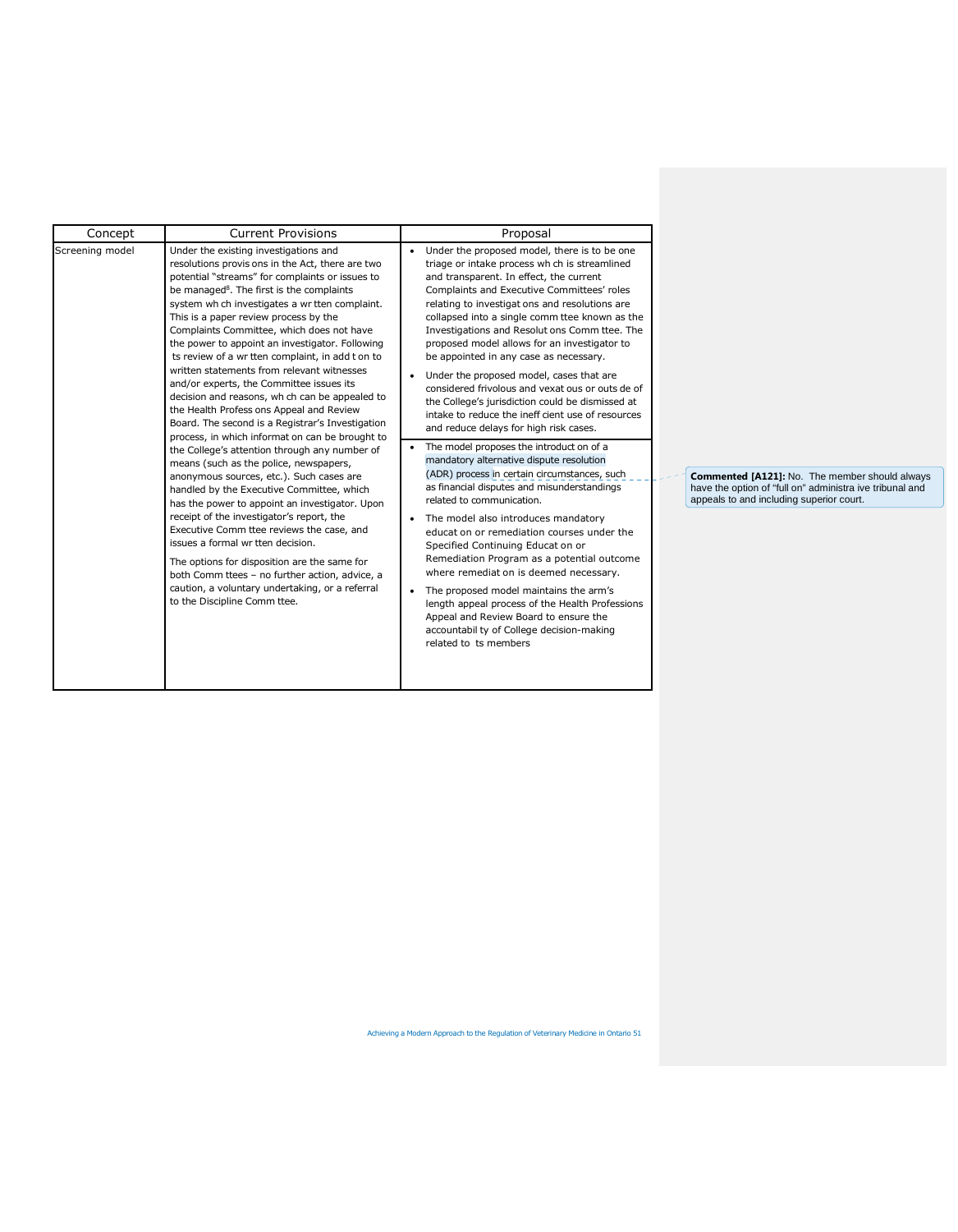| Concept | Current Provisions | Proposal |
| --- | --- | --- |
| Screening model | Under the existing investigations and resolutions provisions in the Act, there are two potential "streams" for complaints or issues to be managed[8]. The first is the complaints system which investigates a written complaint. This is a paper review process by the Complaints Committee, which does not have the power to appoint an investigator. Following its review of a written complaint, in addition to written statements from relevant witnesses and/or experts, the Committee issues its decision and reasons, which can be appealed to the Health Professions Appeal and Review Board. The second is a Registrar's Investigation process, in which information can be brought to the College's attention through any number of means (such as the police, newspapers, anonymous sources, etc.). Such cases are handled by the Executive Committee, which has the power to appoint an investigator. Upon receipt of the investigator's report, the Executive Committee reviews the case, and issues a formal written decision.<br><br>The options for disposition are the same for both Committees – no further action, advice, a caution, a voluntary undertaking, or a referral to the Discipline Committee. | • Under the proposed model, there is to be one triage or intake process which is streamlined and transparent. In effect, the current Complaints and Executive Committees' roles relating to investigations and resolutions are collapsed into a single committee known as the Investigations and Resolutions Committee. The proposed model allows for an investigator to be appointed in any case as necessary.<br><br>• Under the proposed model, cases that are considered frivolous and vexatious or outside of the College's jurisdiction could be dismissed at intake to reduce the inefficient use of resources and reduce delays for high risk cases.<br><br>• The model proposes the introduction of a mandatory alternative dispute resolution (ADR) process in certain circumstances, such as financial disputes and misunderstandings related to communication.<br><br>• The model also introduces mandatory education or remediation courses under the Specified Continuing Education or Remediation Program as a potential outcome where remediation is deemed necessary.<br><br>• The proposed model maintains the arm's length appeal process of the Health Professions Appeal and Review Board to ensure the accountability of College decision-making related to its members |

**Commented [A121]:** No. The member should always have the option of "full on" administrative tribunal and appeals to and including superior court.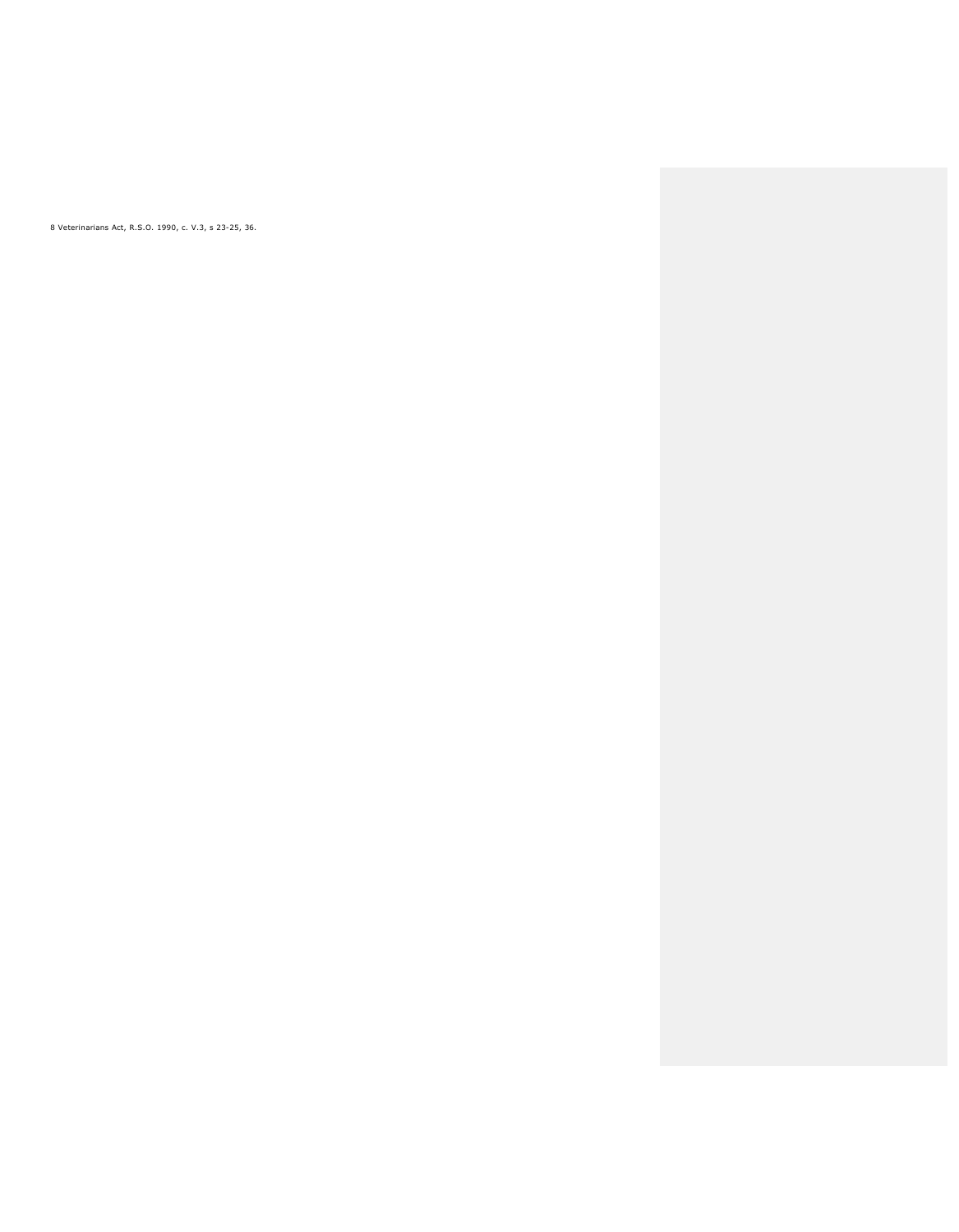8 Veterinarians Act, R.S.O. 1990, c. V.3, s 23-25, 36.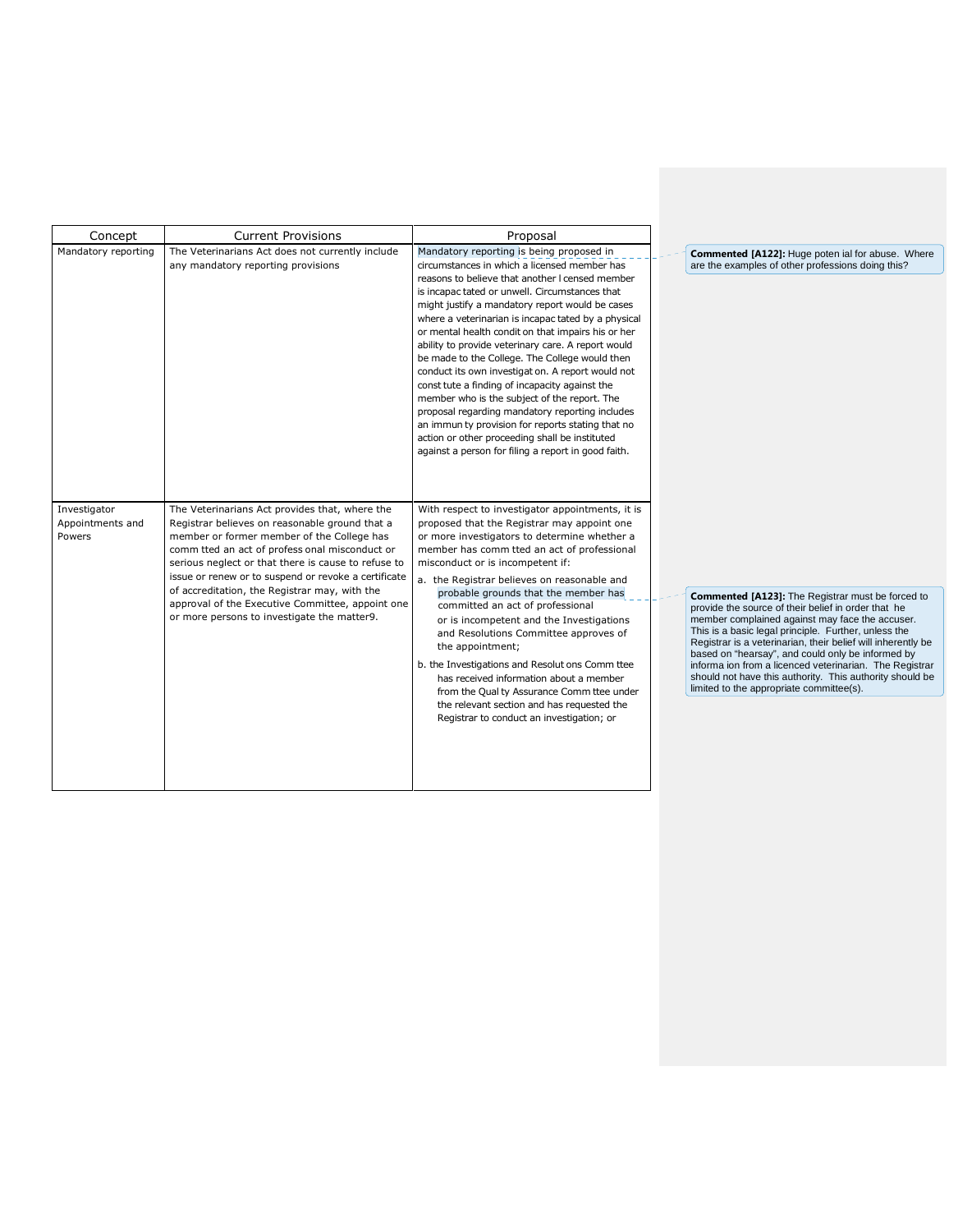| Concept | Current Provisions | Proposal |
|---|---|---|
| Mandatory reporting | The Veterinarians Act does not currently include any mandatory reporting provisions | Mandatory reporting is being proposed in circumstances in which a licensed member has reasons to believe that another licensed member is incapacitated or unwell. Circumstances that might justify a mandatory report would be cases where a veterinarian is incapacitated by a physical or mental health condition that impairs his or her ability to provide veterinary care. A report would be made to the College. The College would then conduct its own investigation. A report would not constitute a finding of incapacity against the member who is the subject of the report. The proposal regarding mandatory reporting includes an immunity provision for reports stating that no action or other proceeding shall be instituted against a person for filing a report in good faith. |
| Investigator Appointments and Powers | The Veterinarians Act provides that, where the Registrar believes on reasonable ground that a member or former member of the College has committed an act of professional misconduct or serious neglect or that there is cause to refuse to issue or renew or to suspend or revoke a certificate of accreditation, the Registrar may, with the approval of the Executive Committee, appoint one or more persons to investigate the matter9. | With respect to investigator appointments, it is proposed that the Registrar may appoint one or more investigators to determine whether a member has committed an act of professional misconduct or is incompetent if:<br>a. the Registrar believes on reasonable and probable grounds that the member has committed an act of professional or is incompetent and the Investigations and Resolutions Committee approves of the appointment;<br>b. the Investigations and Resolutions Committee has received information about a member from the Quality Assurance Committee under the relevant section and has requested the Registrar to conduct an investigation; or |

**Commented [A122]:** Huge potential for abuse. Where are the examples of other professions doing this?

**Commented [A123]:** The Registrar must be forced to provide the source of their belief in order that the member complained against may face the accuser. This is a basic legal principle. Further, unless the Registrar is a veterinarian, their belief will inherently be based on "hearsay", and could only be informed by information from a licenced veterinarian. The Registrar should not have this authority. This authority should be limited to the appropriate committee(s).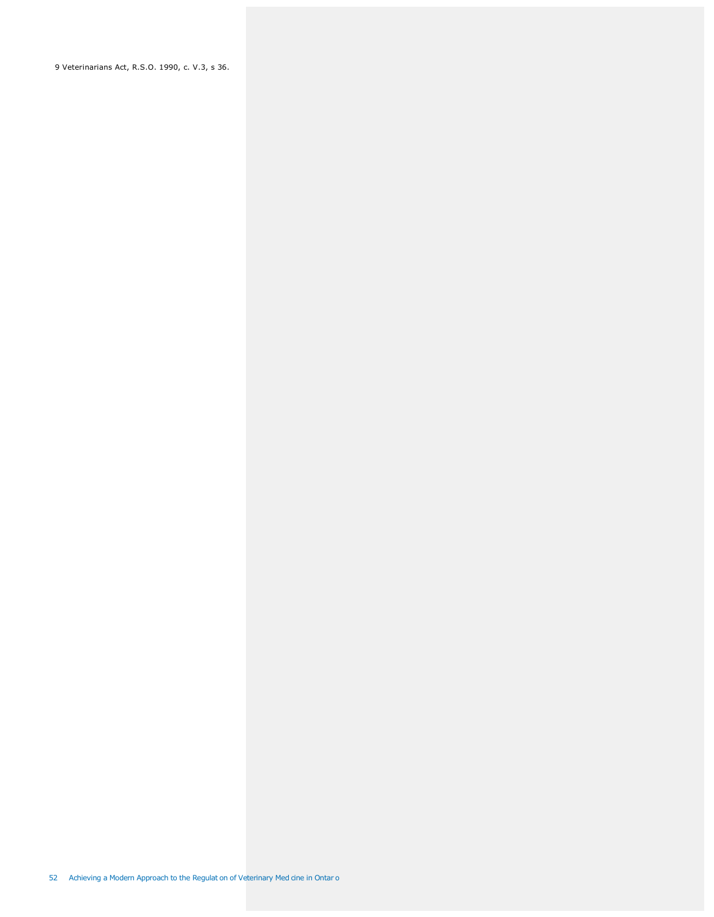9 Veterinarians Act, R.S.O. 1990, c. V.3, s 36.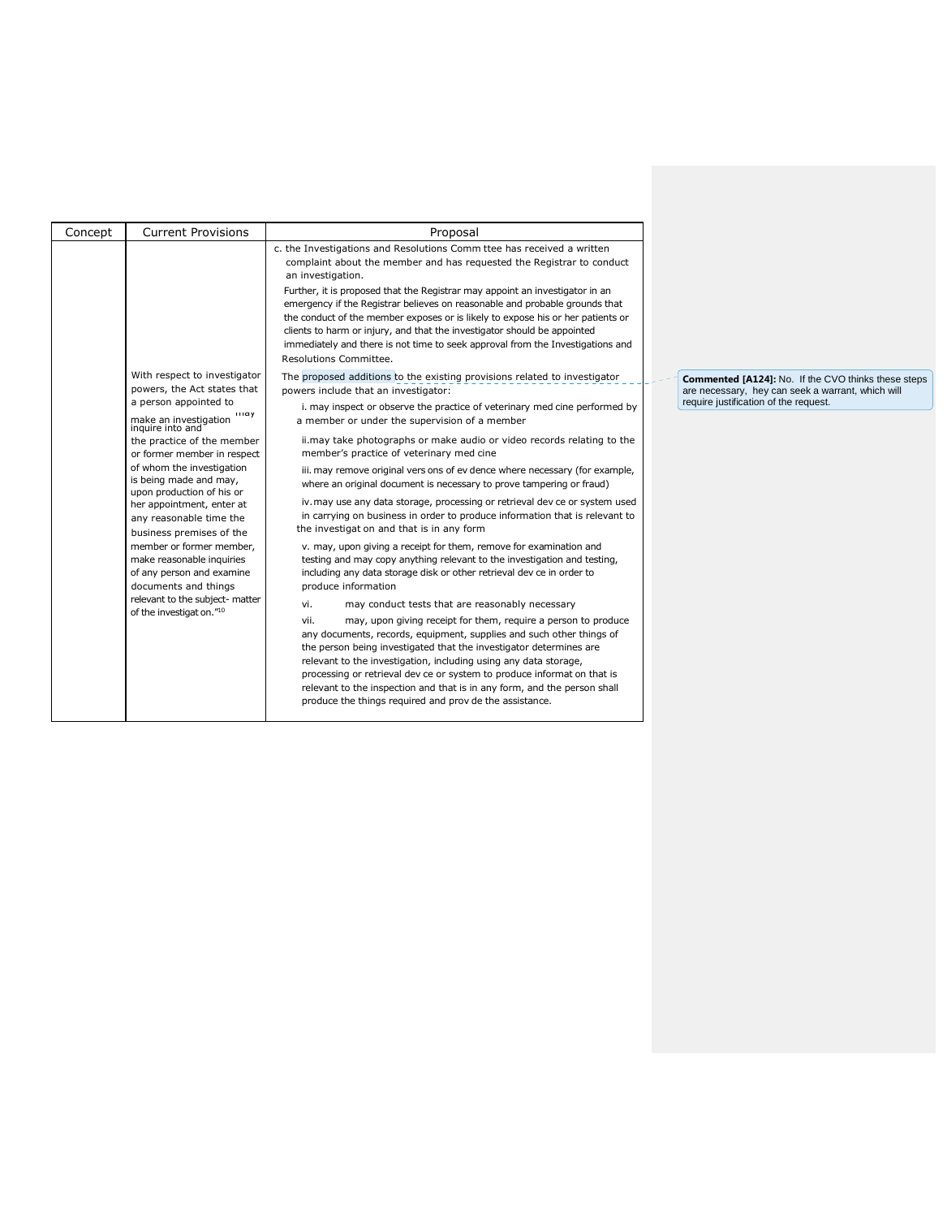| Concept | Current Provisions | Proposal |
| --- | --- | --- |
| | With respect to investigator powers, the Act states that a person appointed to make an investigation may inquire into and the practice of the member or former member in respect of whom the investigation is being made and may, upon production of his or her appointment, enter at any reasonable time the business premises of the member or former member, make reasonable inquiries of any person and examine documents and things relevant to the subject- matter of the investigation."[10] | c. the Investigations and Resolutions Committee has received a written complaint about the member and has requested the Registrar to conduct an investigation.<br><br>Further, it is proposed that the Registrar may appoint an investigator in an emergency if the Registrar believes on reasonable and probable grounds that the conduct of the member exposes or is likely to expose his or her patients or clients to harm or injury, and that the investigator should be appointed immediately and there is not time to seek approval from the Investigations and Resolutions Committee.<br><br>The proposed additions to the existing provisions related to investigator powers include that an investigator:<br><br>i. may inspect or observe the practice of veterinary medicine performed by a member or under the supervision of a member<br><br>ii. may take photographs or make audio or video records relating to the member's practice of veterinary medicine<br><br>iii. may remove original versions of evidence where necessary (for example, where an original document is necessary to prove tampering or fraud)<br><br>iv. may use any data storage, processing or retrieval device or system used in carrying on business in order to produce information that is relevant to the investigation and that is in any form<br><br>v. may, upon giving a receipt for them, remove for examination and testing and may copy anything relevant to the investigation and testing, including any data storage disk or other retrieval device in order to produce information<br><br>vi. may conduct tests that are reasonably necessary<br><br>vii. may, upon giving receipt for them, require a person to produce any documents, records, equipment, supplies and such other things of the person being investigated that the investigator determines are relevant to the investigation, including using any data storage, processing or retrieval device or system to produce information that is relevant to the inspection and that is in any form, and the person shall produce the things required and provide the assistance. |

**Commented [A124]:** No. If the CVO thinks these steps are necessary, hey can seek a warrant, which will require justification of the request.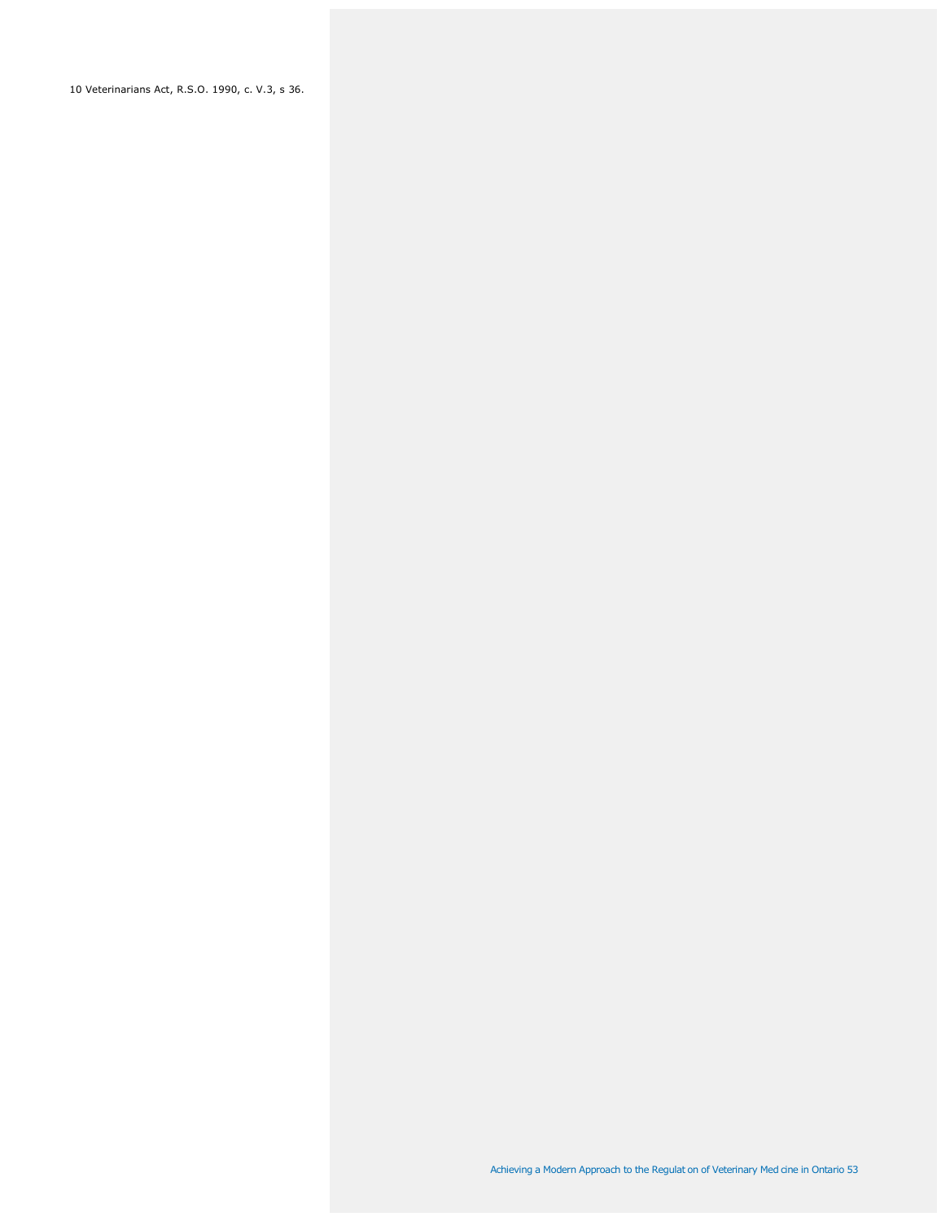10 Veterinarians Act, R.S.O. 1990, c. V.3, s 36.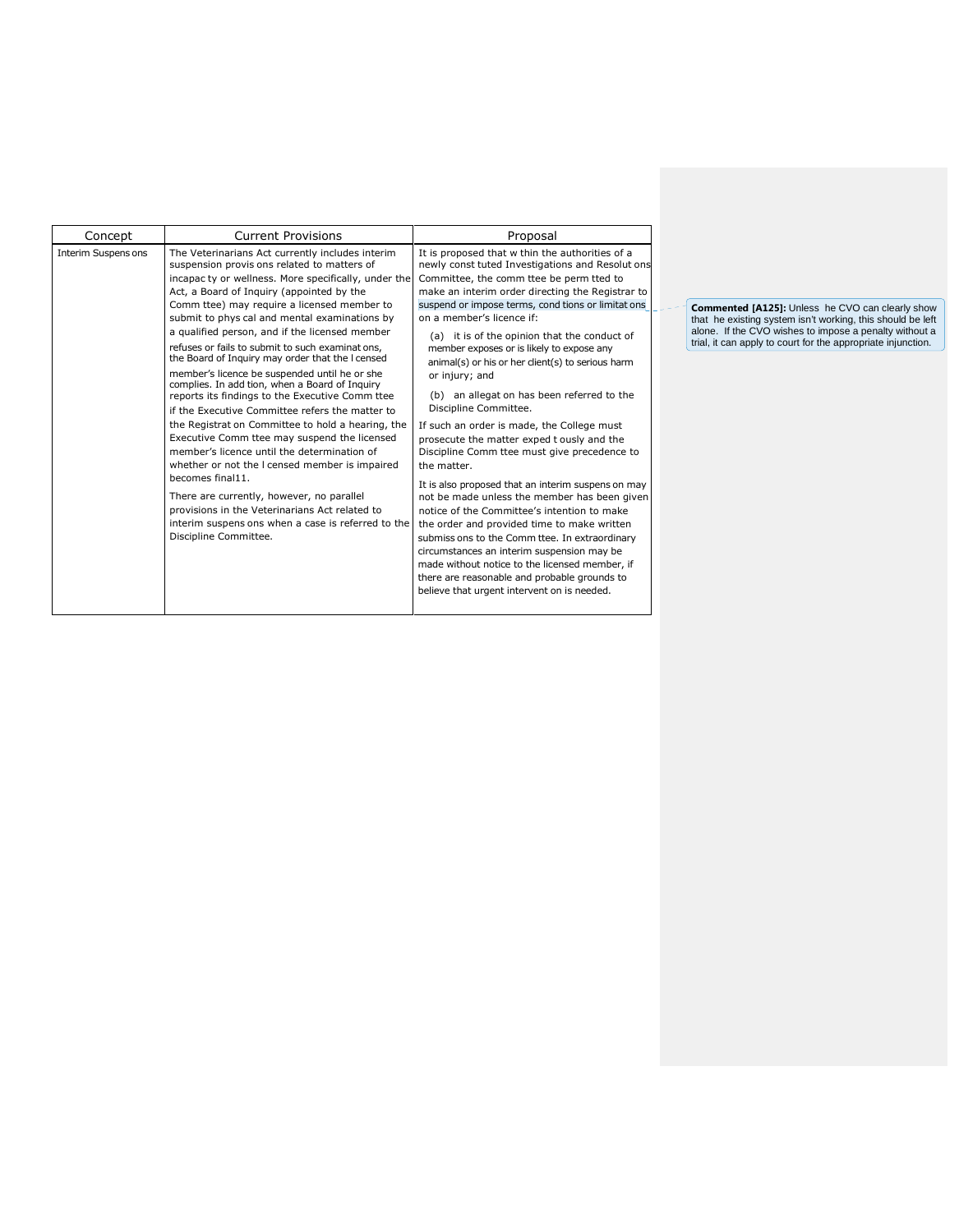| Concept | Current Provisions | Proposal |
| --- | --- | --- |
| Interim Suspensions | The Veterinarians Act currently includes interim suspension provisions related to matters of incapacity or wellness. More specifically, under the Act, a Board of Inquiry (appointed by the Committee) may require a licensed member to submit to physical and mental examinations by a qualified person, and if the licensed member refuses or fails to submit to such examinations, the Board of Inquiry may order that the licensed member's licence be suspended until he or she complies. In addition, when a Board of Inquiry reports its findings to the Executive Committee if the Executive Committee refers the matter to the Registration Committee to hold a hearing, the Executive Committee may suspend the licensed member's licence until the determination of whether or not the licensed member is impaired becomes final11.<br><br>There are currently, however, no parallel provisions in the Veterinarians Act related to interim suspensions when a case is referred to the Discipline Committee. | It is proposed that within the authorities of a newly constituted Investigations and Resolutions Committee, the committee be permitted to make an interim order directing the Registrar to suspend or impose terms, conditions or limitations on a member's licence if:<br><br>(a) it is of the opinion that the conduct of member exposes or is likely to expose any animal(s) or his or her client(s) to serious harm or injury; and<br><br>(b) an allegation has been referred to the Discipline Committee.<br><br>If such an order is made, the College must prosecute the matter expeditiously and the Discipline Committee must give precedence to the matter.<br><br>It is also proposed that an interim suspension may not be made unless the member has been given notice of the Committee's intention to make the order and provided time to make written submissions to the Committee. In extraordinary circumstances an interim suspension may be made without notice to the licensed member, if there are reasonable and probable grounds to believe that urgent intervention is needed. |

**Commented [A125]:** Unless the CVO can clearly show that the existing system isn't working, this should be left alone. If the CVO wishes to impose a penalty without a trial, it can apply to court for the appropriate injunction.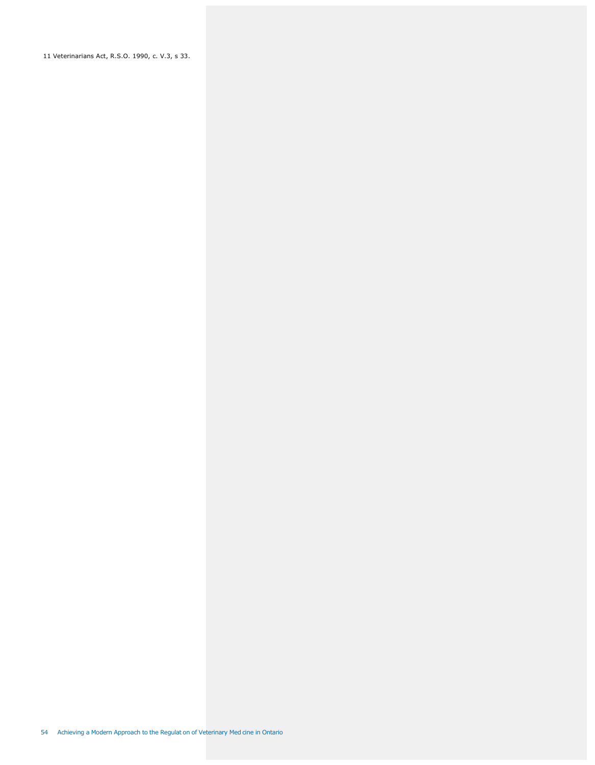11 Veterinarians Act, R.S.O. 1990, c. V.3, s 33.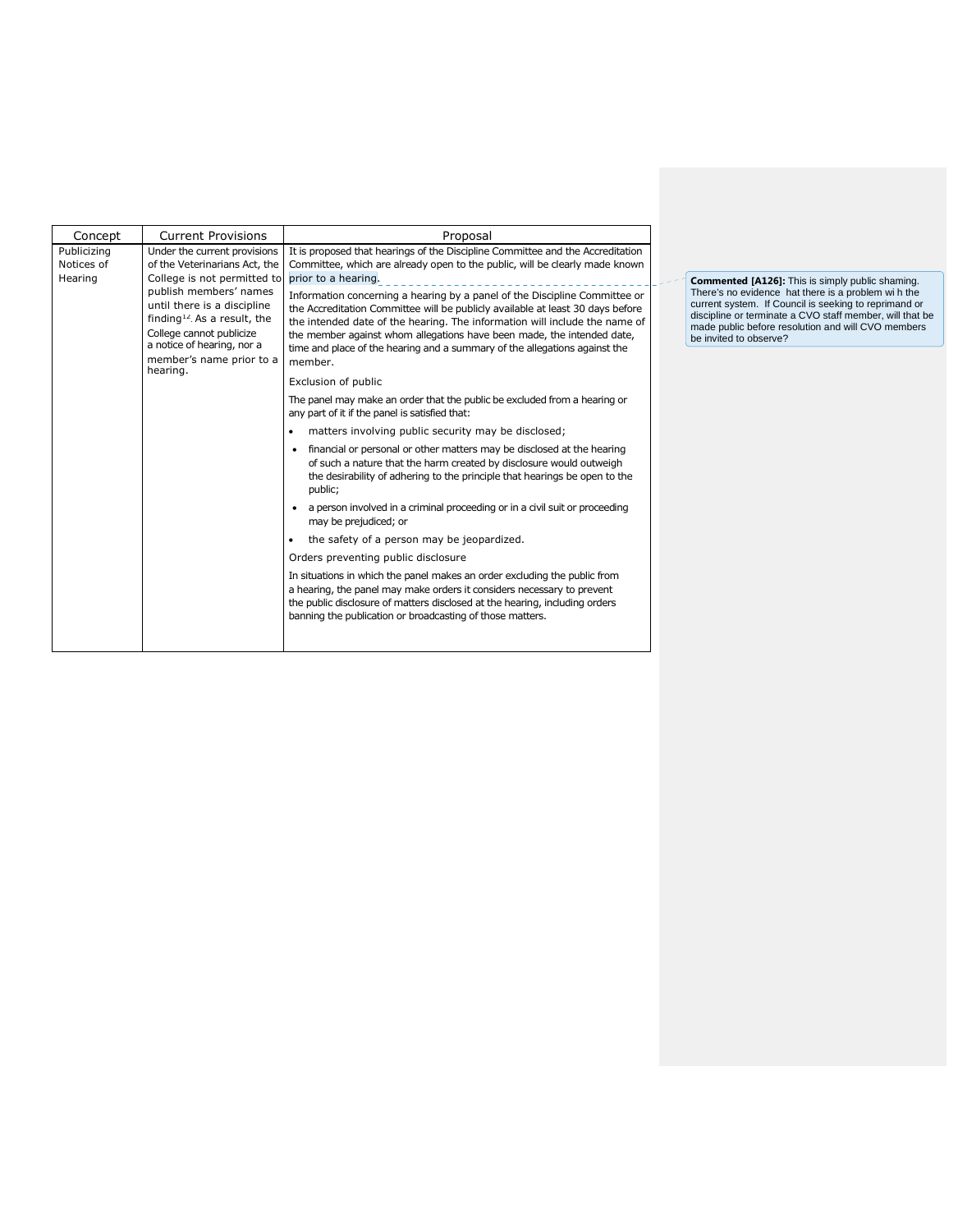| Concept | Current Provisions | Proposal |
| --- | --- | --- |
| Publicizing Notices of Hearing | Under the current provisions of the Veterinarians Act, the College is not permitted to publish members' names until there is a discipline finding[14]. As a result, the College cannot publicize a notice of hearing, nor a member's name prior to a hearing. | It is proposed that hearings of the Discipline Committee and the Accreditation Committee, which are already open to the public, will be clearly made known prior to a hearing.<br><br>Information concerning a hearing by a panel of the Discipline Committee or the Accreditation Committee will be publicly available at least 30 days before the intended date of the hearing. The information will include the name of the member against whom allegations have been made, the intended date, time and place of the hearing and a summary of the allegations against the member.<br><br>Exclusion of public<br><br>The panel may make an order that the public be excluded from a hearing or any part of it if the panel is satisfied that:<br><br>• matters involving public security may be disclosed;<br>• financial or personal or other matters may be disclosed at the hearing of such a nature that the harm created by disclosure would outweigh the desirability of adhering to the principle that hearings be open to the public;<br>• a person involved in a criminal proceeding or in a civil suit or proceeding may be prejudiced; or<br>• the safety of a person may be jeopardized.<br><br>Orders preventing public disclosure<br><br>In situations in which the panel makes an order excluding the public from a hearing, the panel may make orders it considers necessary to prevent the public disclosure of matters disclosed at the hearing, including orders banning the publication or broadcasting of those matters. |

**Commented [A126]:** This is simply public shaming. There's no evidence hat there is a problem wi h the current system. If Council is seeking to reprimand or discipline or terminate a CVO staff member, will that be made public before resolution and will CVO members be invited to observe?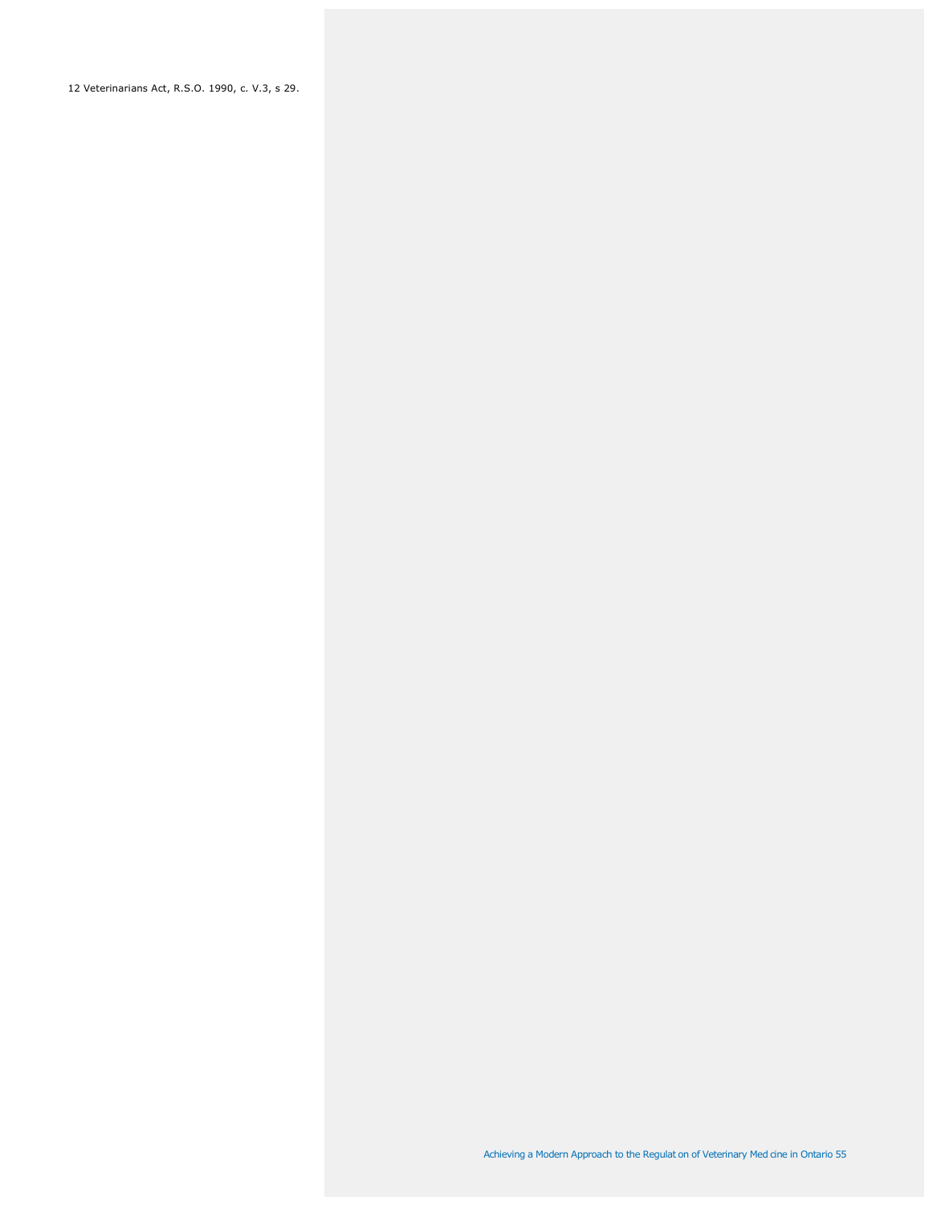12 Veterinarians Act, R.S.O. 1990, c. V.3, s 29.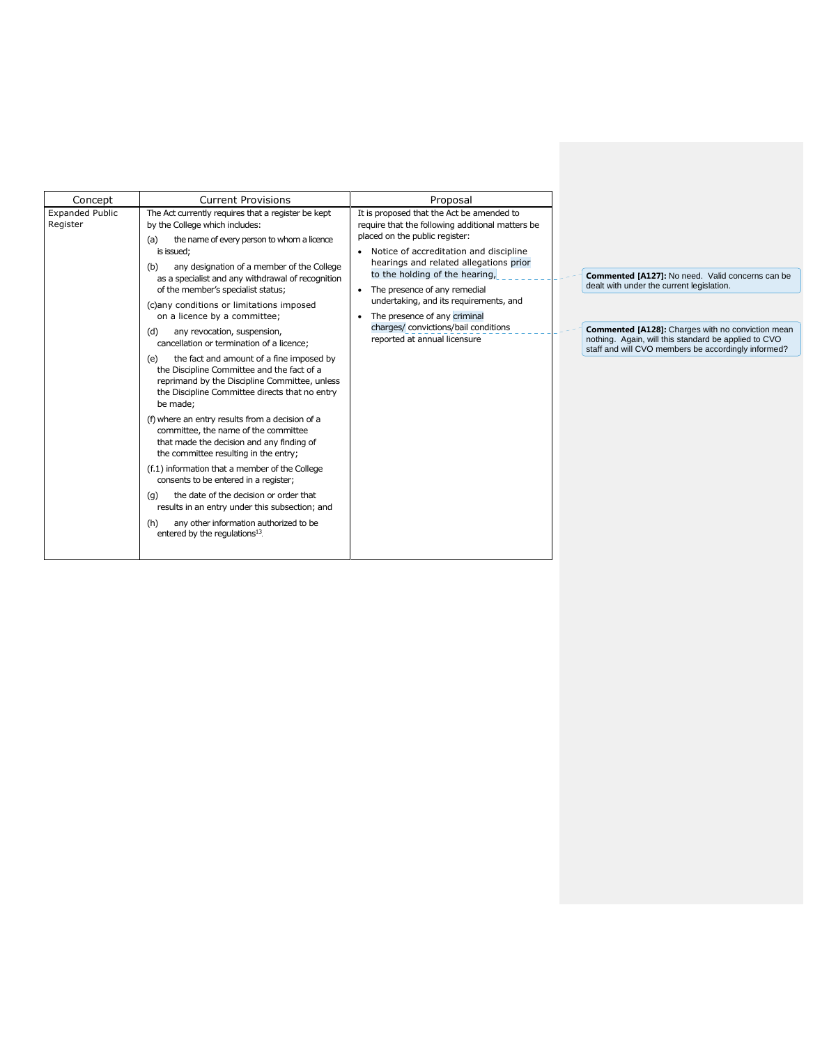| Concept | Current Provisions | Proposal |
|---|---|---|
| Expanded Public Register | The Act currently requires that a register be kept by the College which includes:<br>(a) the name of every person to whom a licence is issued;<br>(b) any designation of a member of the College as a specialist and any withdrawal of recognition of the member's specialist status;<br>(c) any conditions or limitations imposed on a licence by a committee;<br>(d) any revocation, suspension, cancellation or termination of a licence;<br>(e) the fact and amount of a fine imposed by the Discipline Committee and the fact of a reprimand by the Discipline Committee, unless the Discipline Committee directs that no entry be made;<br>(f) where an entry results from a decision of a committee, the name of the committee that made the decision and any finding of the committee resulting in the entry;<br>(f.1) information that a member of the College consents to be entered in a register;<br>(g) the date of the decision or order that results in an entry under this subsection; and<br>(h) any other information authorized to be entered by the regulations[13]. | It is proposed that the Act be amended to require that the following additional matters be placed on the public register:<br>• Notice of accreditation and discipline hearings and related allegations prior to the holding of the hearing,<br>• The presence of any remedial undertaking, and its requirements, and<br>• The presence of any criminal charges/ convictions/bail conditions reported at annual licensure |

**Commented [A127]:** No need. Valid concerns can be dealt with under the current legislation.

**Commented [A128]:** Charges with no conviction mean nothing. Again, will this standard be applied to CVO staff and will CVO members be accordingly informed?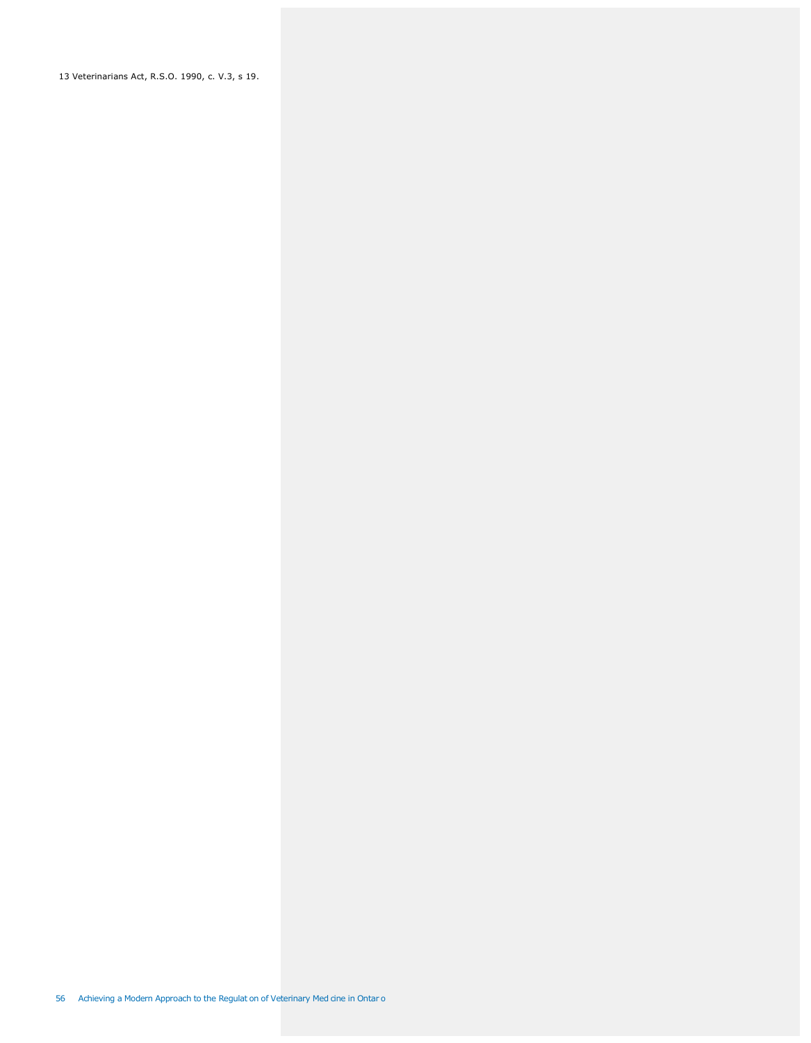13 Veterinarians Act, R.S.O. 1990, c. V.3, s 19.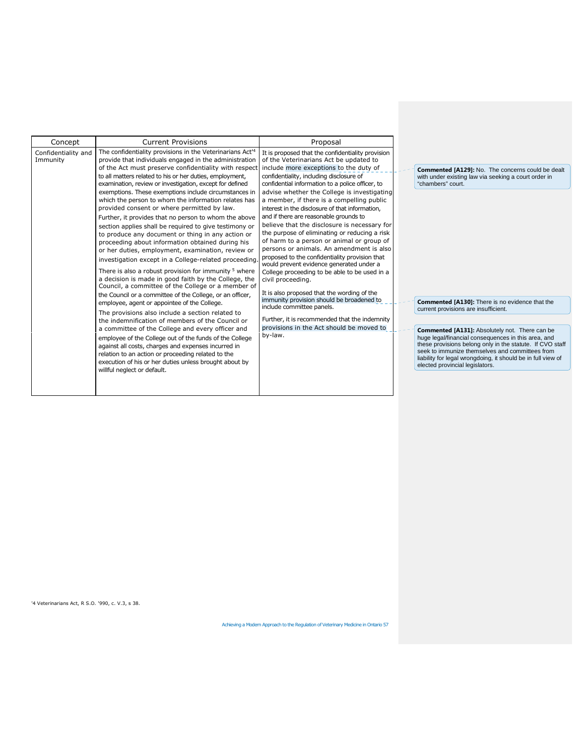| Concept | Current Provisions | Proposal |
| --- | --- | --- |
| Confidentiality and Immunity | The confidentiality provisions in the Veterinarians Act[4] provide that individuals engaged in the administration of the Act must preserve confidentiality with respect to all matters related to his or her duties, employment, examination, review or investigation, except for defined exemptions. These exemptions include circumstances in which the person to whom the information relates has provided consent or where permitted by law.<br><br>Further, it provides that no person to whom the above section applies shall be required to give testimony or to produce any document or thing in any action or proceeding about information obtained during his or her duties, employment, examination, review or investigation except in a College-related proceeding.<br><br>There is also a robust provision for immunity [5] where a decision is made in good faith by the College, the Council, a committee of the College or a member of the Council or a committee of the College, or an officer, employee, agent or appointee of the College.<br><br>The provisions also include a section related to the indemnification of members of the Council or a committee of the College and every officer and employee of the College out of the funds of the College against all costs, charges and expenses incurred in relation to an action or proceeding related to the execution of his or her duties unless brought about by willful neglect or default. | It is proposed that the confidentiality provision of the Veterinarians Act be updated to include more exceptions to the duty of confidentiality, including disclosure of confidential information to a police officer, to advise whether the College is investigating a member, if there is a compelling public interest in the disclosure of that information, and if there are reasonable grounds to believe that the disclosure is necessary for the purpose of eliminating or reducing a risk of harm to a person or animal or group of persons or animals. An amendment is also proposed to the confidentiality provision that would prevent evidence generated under a College proceeding to be able to be used in a civil proceeding.<br><br>It is also proposed that the wording of the immunity provision should be broadened to include committee panels.<br><br>Further, it is recommended that the indemnity provisions in the Act should be moved to by-law. |

**Commented [A129]:** No. The concerns could be dealt with under existing law via seeking a court order in "chambers" court.

**Commented [A130]:** There is no evidence that the current provisions are insufficient.

**Commented [A131]:** Absolutely not. There can be huge legal/financial consequences in this area, and these provisions belong only in the statute. If CVO staff seek to immunize themselves and committees from liability for legal wrongdoing, it should be in full view of elected provincial legislators.

[4] Veterinarians Act, R.S.O. 1990, c. V.3, s 38.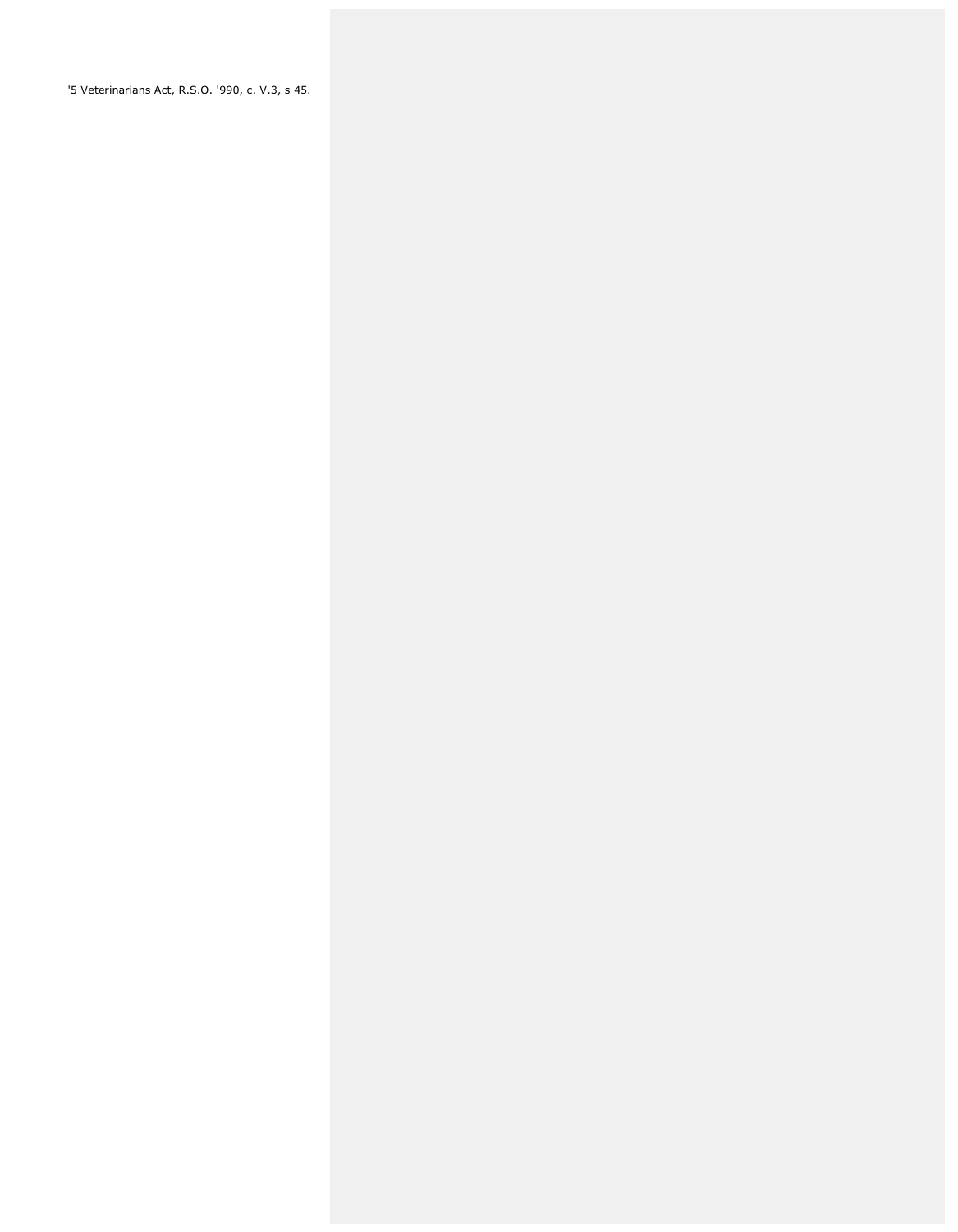'5 Veterinarians Act, R.S.O. '990, c. V.3, s 45.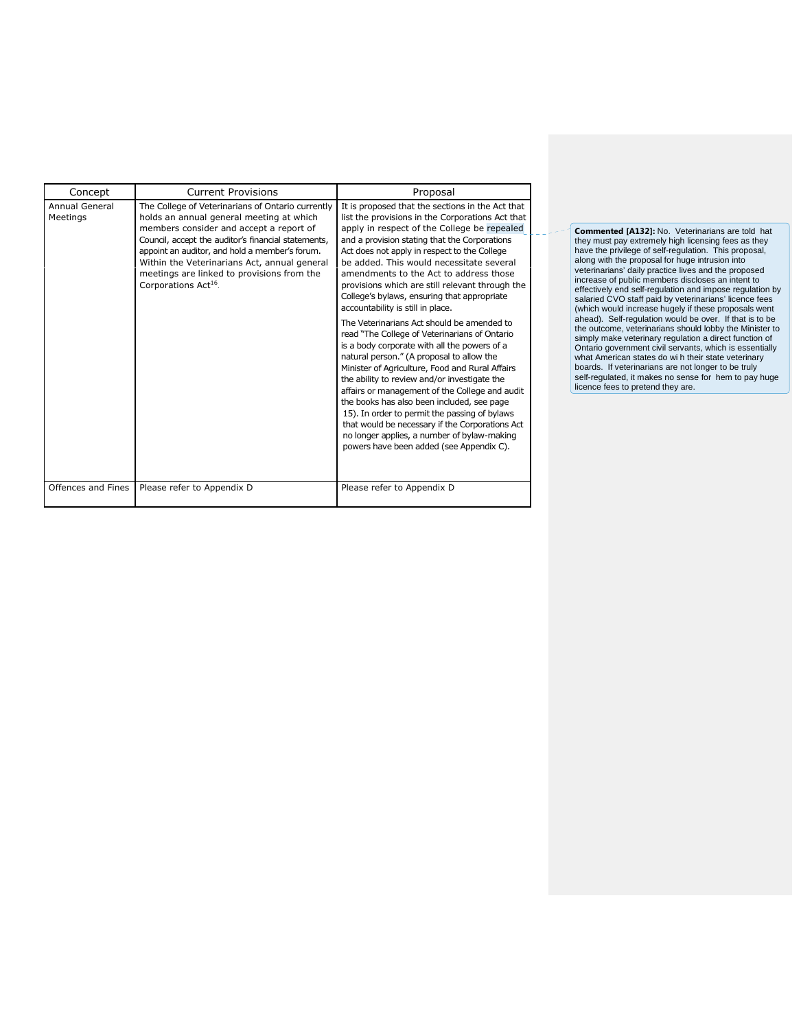| Concept | Current Provisions | Proposal |
| --- | --- | --- |
| Annual General Meetings | The College of Veterinarians of Ontario currently holds an annual general meeting at which members consider and accept a report of Council, accept the auditor's financial statements, appoint an auditor, and hold a member's forum. Within the Veterinarians Act, annual general meetings are linked to provisions from the Corporations Act[16]. | It is proposed that the sections in the Act that list the provisions in the Corporations Act that apply in respect of the College be repealed and a provision stating that the Corporations Act does not apply in respect to the College be added. This would necessitate several amendments to the Act to address those provisions which are still relevant through the College's bylaws, ensuring that appropriate accountability is still in place.<br><br>The Veterinarians Act should be amended to read "The College of Veterinarians of Ontario is a body corporate with all the powers of a natural person." (A proposal to allow the Minister of Agriculture, Food and Rural Affairs the ability to review and/or investigate the affairs or management of the College and audit the books has also been included, see page 15). In order to permit the passing of bylaws that would be necessary if the Corporations Act no longer applies, a number of bylaw-making powers have been added (see Appendix C). |
| Offences and Fines | Please refer to Appendix D | Please refer to Appendix D |

**Commented [A132]:** No. Veterinarians are told hat they must pay extremely high licensing fees as they have the privilege of self-regulation. This proposal, along with the proposal for huge intrusion into veterinarians' daily practice lives and the proposed increase of public members discloses an intent to effectively end self-regulation and impose regulation by salaried CVO staff paid by veterinarians' licence fees (which would increase hugely if these proposals went ahead). Self-regulation would be over. If that is to be the outcome, veterinarians should lobby the Minister to simply make veterinary regulation a direct function of Ontario government civil servants, which is essentially what American states do wi h their state veterinary boards. If veterinarians are not longer to be truly self-regulated, it makes no sense for hem to pay huge licence fees to pretend they are.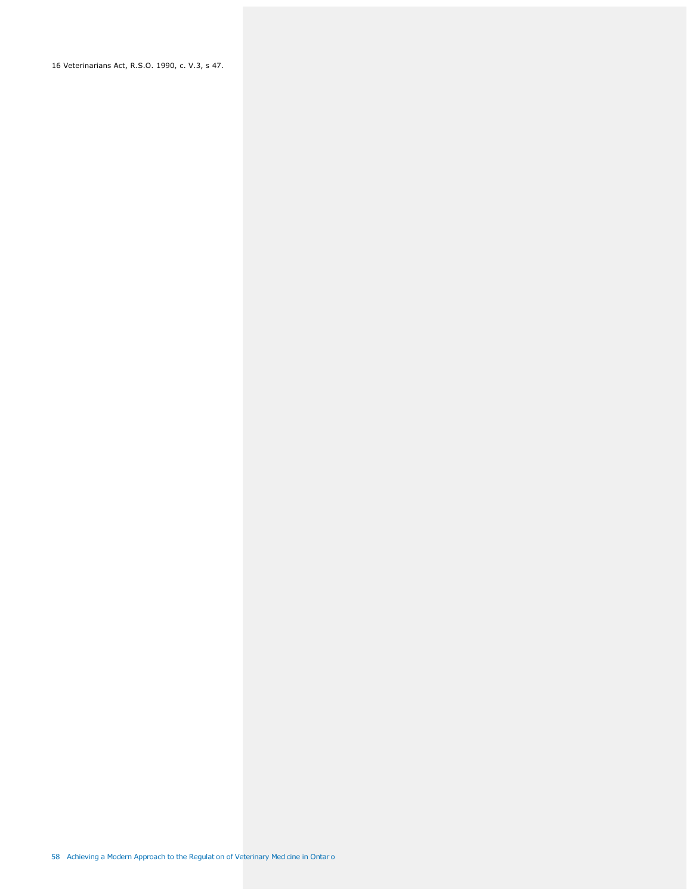16 Veterinarians Act, R.S.O. 1990, c. V.3, s 47.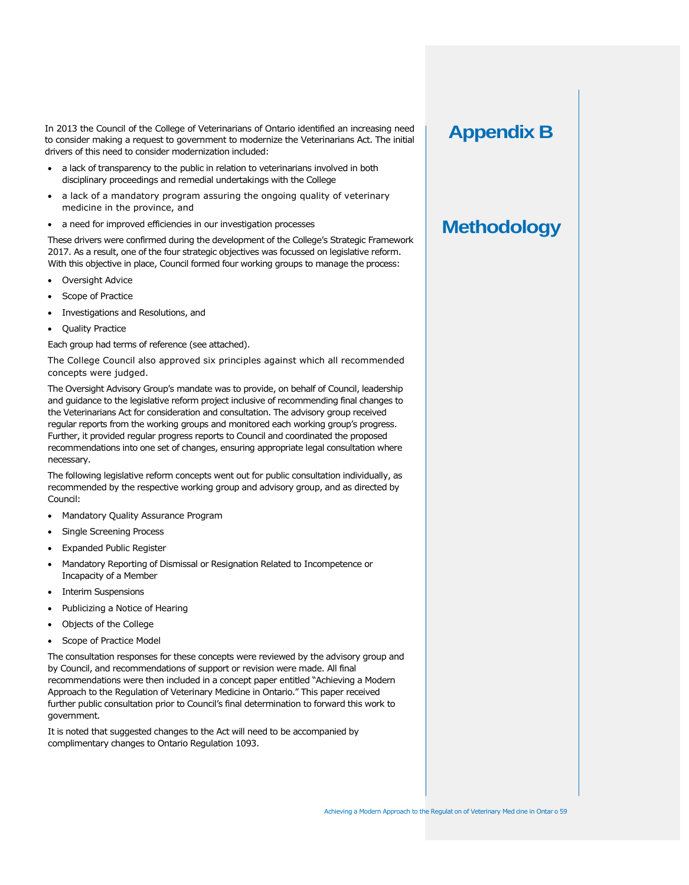# Appendix B

# Methodology

In 2013 the Council of the College of Veterinarians of Ontario identified an increasing need to consider making a request to government to modernize the Veterinarians Act. The initial drivers of this need to consider modernization included:

- a lack of transparency to the public in relation to veterinarians involved in both disciplinary proceedings and remedial undertakings with the College
- a lack of a mandatory program assuring the ongoing quality of veterinary medicine in the province, and
- a need for improved efficiencies in our investigation processes

These drivers were confirmed during the development of the College's Strategic Framework 2017. As a result, one of the four strategic objectives was focussed on legislative reform. With this objective in place, Council formed four working groups to manage the process:

- Oversight Advice
- Scope of Practice
- Investigations and Resolutions, and
- Quality Practice

Each group had terms of reference (see attached).

The College Council also approved six principles against which all recommended concepts were judged.

The Oversight Advisory Group's mandate was to provide, on behalf of Council, leadership and guidance to the legislative reform project inclusive of recommending final changes to the Veterinarians Act for consideration and consultation. The advisory group received regular reports from the working groups and monitored each working group's progress. Further, it provided regular progress reports to Council and coordinated the proposed recommendations into one set of changes, ensuring appropriate legal consultation where necessary.

The following legislative reform concepts went out for public consultation individually, as recommended by the respective working group and advisory group, and as directed by Council:

- Mandatory Quality Assurance Program
- Single Screening Process
- Expanded Public Register
- Mandatory Reporting of Dismissal or Resignation Related to Incompetence or Incapacity of a Member
- Interim Suspensions
- Publicizing a Notice of Hearing
- Objects of the College
- Scope of Practice Model

The consultation responses for these concepts were reviewed by the advisory group and by Council, and recommendations of support or revision were made. All final recommendations were then included in a concept paper entitled "Achieving a Modern Approach to the Regulation of Veterinary Medicine in Ontario." This paper received further public consultation prior to Council's final determination to forward this work to government.

It is noted that suggested changes to the Act will need to be accompanied by complimentary changes to Ontario Regulation 1093.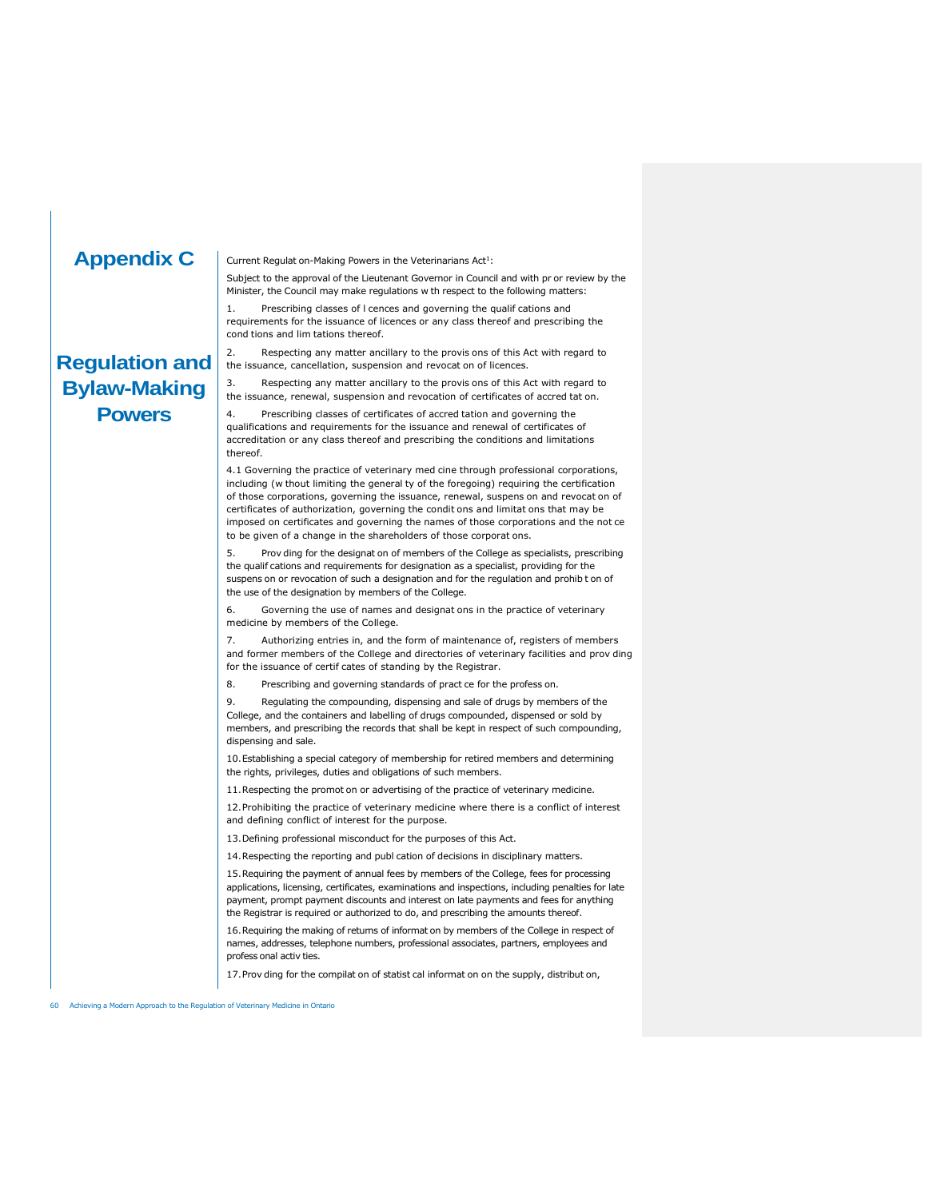# Appendix C

## Regulation and Bylaw-Making Powers

Current Regulation-Making Powers in the Veterinarians Act[1]:

Subject to the approval of the Lieutenant Governor in Council and with prior review by the Minister, the Council may make regulations with respect to the following matters:

1. Prescribing classes of licences and governing the qualifications and requirements for the issuance of licences or any class thereof and prescribing the conditions and limitations thereof.

2. Respecting any matter ancillary to the provisions of this Act with regard to the issuance, cancellation, suspension and revocation of licences.

3. Respecting any matter ancillary to the provisions of this Act with regard to the issuance, renewal, suspension and revocation of certificates of accreditation.

4. Prescribing classes of certificates of accreditation and governing the qualifications and requirements for the issuance and renewal of certificates of accreditation or any class thereof and prescribing the conditions and limitations thereof.

4.1 Governing the practice of veterinary medicine through professional corporations, including (without limiting the generality of the foregoing) requiring the certification of those corporations, governing the issuance, renewal, suspension and revocation of certificates of authorization, governing the conditions and limitations that may be imposed on certificates and governing the names of those corporations and the notice to be given of a change in the shareholders of those corporations.

5. Providing for the designation of members of the College as specialists, prescribing the qualifications and requirements for designation as a specialist, providing for the suspension or revocation of such a designation and for the regulation and prohibition of the use of the designation by members of the College.

6. Governing the use of names and designations in the practice of veterinary medicine by members of the College.

7. Authorizing entries in, and the form of maintenance of, registers of members and former members of the College and directories of veterinary facilities and providing for the issuance of certificates of standing by the Registrar.

8. Prescribing and governing standards of practice for the profession.

9. Regulating the compounding, dispensing and sale of drugs by members of the College, and the containers and labelling of drugs compounded, dispensed or sold by members, and prescribing the records that shall be kept in respect of such compounding, dispensing and sale.

10. Establishing a special category of membership for retired members and determining the rights, privileges, duties and obligations of such members.

11. Respecting the promotion or advertising of the practice of veterinary medicine.

12. Prohibiting the practice of veterinary medicine where there is a conflict of interest and defining conflict of interest for the purpose.

13. Defining professional misconduct for the purposes of this Act.

14. Respecting the reporting and publication of decisions in disciplinary matters.

15. Requiring the payment of annual fees by members of the College, fees for processing applications, licensing, certificates, examinations and inspections, including penalties for late payment, prompt payment discounts and interest on late payments and fees for anything the Registrar is required or authorized to do, and prescribing the amounts thereof.

16. Requiring the making of returns of information by members of the College in respect of names, addresses, telephone numbers, professional associates, partners, employees and professional activities.

17. Providing for the compilation of statistical information on the supply, distribution,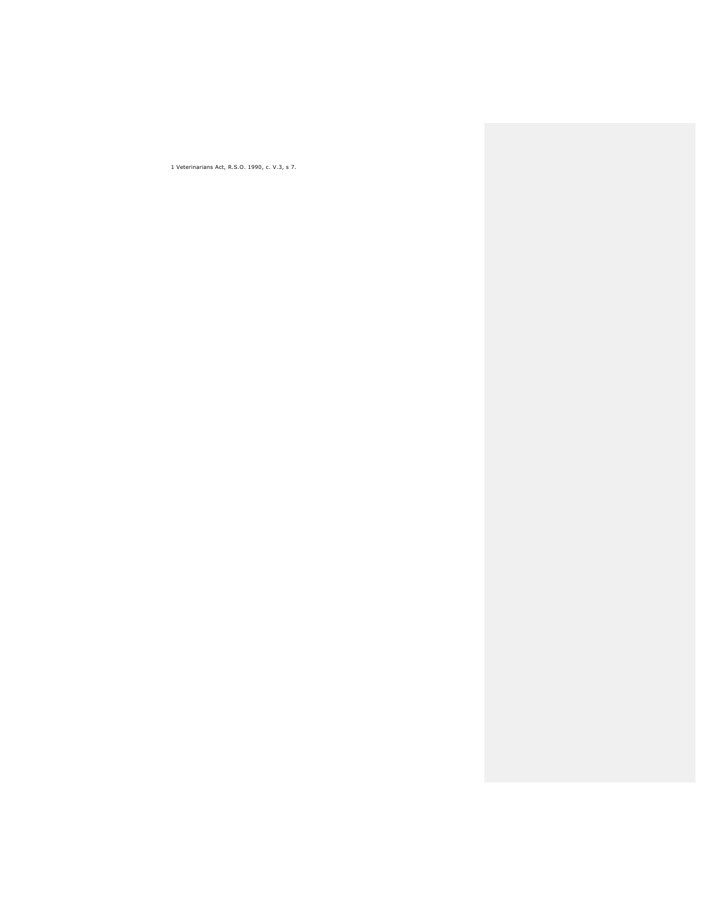1 Veterinarians Act, R.S.O. 1990, c. V.3, s 7.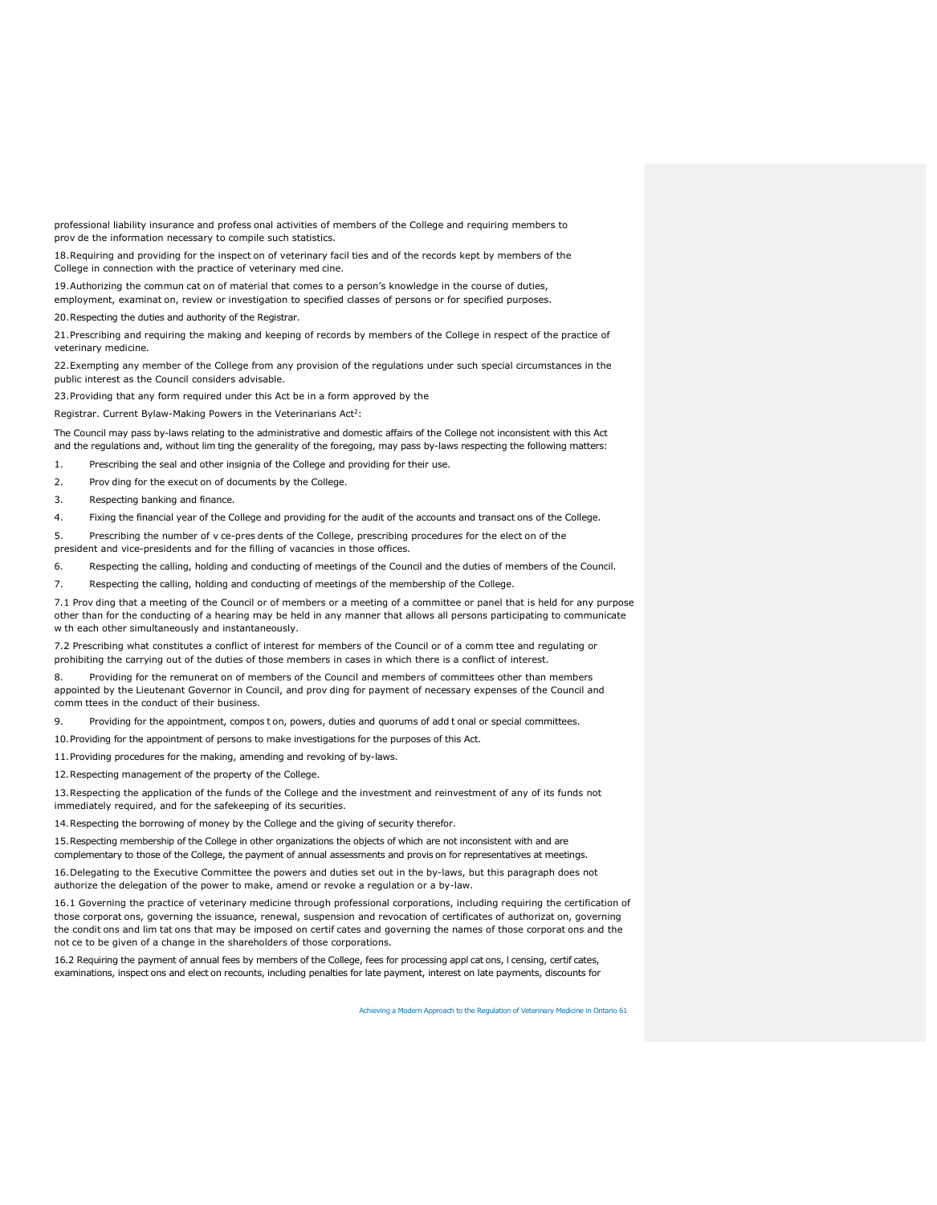professional liability insurance and profess onal activities of members of the College and requiring members to prov de the information necessary to compile such statistics.

18. Requiring and providing for the inspect on of veterinary facil ties and of the records kept by members of the College in connection with the practice of veterinary med cine.

19. Authorizing the commun cat on of material that comes to a person's knowledge in the course of duties, employment, examinat on, review or investigation to specified classes of persons or for specified purposes.

20. Respecting the duties and authority of the Registrar.

21. Prescribing and requiring the making and keeping of records by members of the College in respect of the practice of veterinary medicine.

22. Exempting any member of the College from any provision of the regulations under such special circumstances in the public interest as the Council considers advisable.

23. Providing that any form required under this Act be in a form approved by the Registrar.

Current Bylaw-Making Powers in the Veterinarians Act[2]:

The Council may pass by-laws relating to the administrative and domestic affairs of the College not inconsistent with this Act and the regulations and, without lim ting the generality of the foregoing, may pass by-laws respecting the following matters:

1. Prescribing the seal and other insignia of the College and providing for their use.
2. Prov ding for the execut on of documents by the College.
3. Respecting banking and finance.
4. Fixing the financial year of the College and providing for the audit of the accounts and transact ons of the College.
5. Prescribing the number of v ce-pres dents of the College, prescribing procedures for the elect on of the president and vice-presidents and for the filling of vacancies in those offices.
6. Respecting the calling, holding and conducting of meetings of the Council and the duties of members of the Council.
7. Respecting the calling, holding and conducting of meetings of the membership of the College.

7.1 Prov ding that a meeting of the Council or of members or a meeting of a committee or panel that is held for any purpose other than for the conducting of a hearing may be held in any manner that allows all persons participating to communicate w th each other simultaneously and instantaneously.

7.2 Prescribing what constitutes a conflict of interest for members of the Council or of a comm ttee and regulating or prohibiting the carrying out of the duties of those members in cases in which there is a conflict of interest.

8. Providing for the remunerat on of members of the Council and members of committees other than members appointed by the Lieutenant Governor in Council, and prov ding for payment of necessary expenses of the Council and comm ttees in the conduct of their business.
9. Providing for the appointment, compos t on, powers, duties and quorums of add t onal or special committees.
10. Providing for the appointment of persons to make investigations for the purposes of this Act.
11. Providing procedures for the making, amending and revoking of by-laws.
12. Respecting management of the property of the College.
13. Respecting the application of the funds of the College and the investment and reinvestment of any of its funds not immediately required, and for the safekeeping of its securities.
14. Respecting the borrowing of money by the College and the giving of security therefor.
15. Respecting membership of the College in other organizations the objects of which are not inconsistent with and are complementary to those of the College, the payment of annual assessments and provis on for representatives at meetings.
16. Delegating to the Executive Committee the powers and duties set out in the by-laws, but this paragraph does not authorize the delegation of the power to make, amend or revoke a regulation or a by-law.

16.1 Governing the practice of veterinary medicine through professional corporations, including requiring the certification of those corporat ons, governing the issuance, renewal, suspension and revocation of certificates of authorizat on, governing the condit ons and lim tat ons that may be imposed on certif cates and governing the names of those corporat ons and the not ce to be given of a change in the shareholders of those corporations.

16.2 Requiring the payment of annual fees by members of the College, fees for processing appl cat ons, l censing, certif cates, examinations, inspect ons and elect on recounts, including penalties for late payment, interest on late payments, discounts for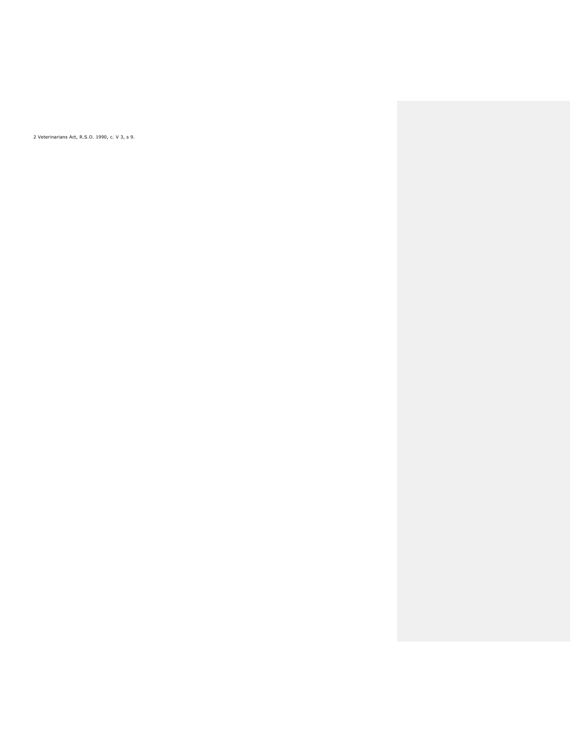2 Veterinarians Act, R.S.O. 1990, c. V 3, s 9.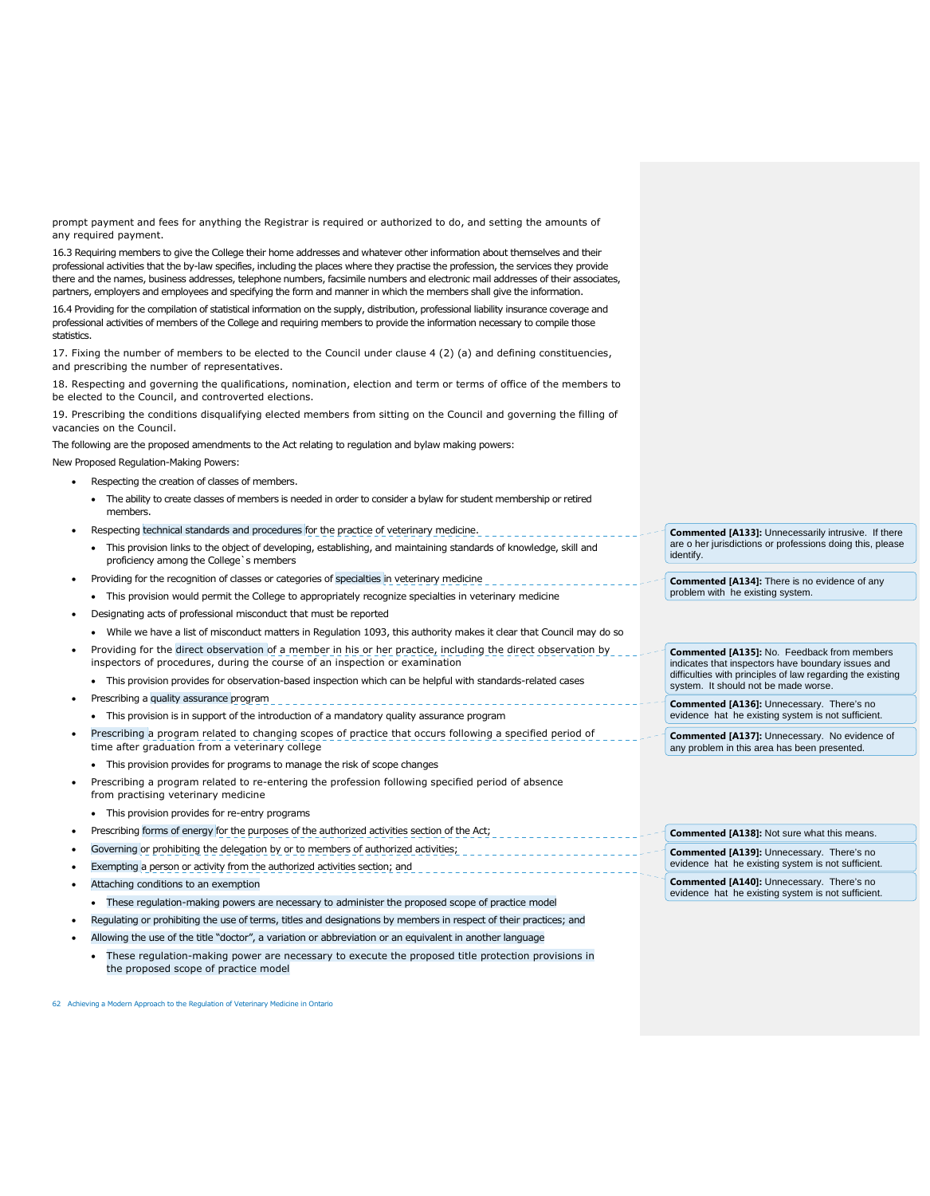prompt payment and fees for anything the Registrar is required or authorized to do, and setting the amounts of any required payment.

16.3 Requiring members to give the College their home addresses and whatever other information about themselves and their professional activities that the by-law specifies, including the places where they practise the profession, the services they provide there and the names, business addresses, telephone numbers, facsimile numbers and electronic mail addresses of their associates, partners, employers and employees and specifying the form and manner in which the members shall give the information.

16.4 Providing for the compilation of statistical information on the supply, distribution, professional liability insurance coverage and professional activities of members of the College and requiring members to provide the information necessary to compile those statistics.

17. Fixing the number of members to be elected to the Council under clause 4 (2) (a) and defining constituencies, and prescribing the number of representatives.

18. Respecting and governing the qualifications, nomination, election and term or terms of office of the members to be elected to the Council, and controverted elections.

19. Prescribing the conditions disqualifying elected members from sitting on the Council and governing the filling of vacancies on the Council.

The following are the proposed amendments to the Act relating to regulation and bylaw making powers:

New Proposed Regulation-Making Powers:

- Respecting the creation of classes of members.
  - The ability to create classes of members is needed in order to consider a bylaw for student membership or retired members.
- Respecting technical standards and procedures for the practice of veterinary medicine.
  - This provision links to the object of developing, establishing, and maintaining standards of knowledge, skill and proficiency among the College`s members
- Providing for the recognition of classes or categories of specialties in veterinary medicine
  - This provision would permit the College to appropriately recognize specialties in veterinary medicine
- Designating acts of professional misconduct that must be reported
  - While we have a list of misconduct matters in Regulation 1093, this authority makes it clear that Council may do so
- Providing for the direct observation of a member in his or her practice, including the direct observation by inspectors of procedures, during the course of an inspection or examination
  - This provision provides for observation-based inspection which can be helpful with standards-related cases
- Prescribing a quality assurance program
  - This provision is in support of the introduction of a mandatory quality assurance program
- Prescribing a program related to changing scopes of practice that occurs following a specified period of time after graduation from a veterinary college
  - This provision provides for programs to manage the risk of scope changes
- Prescribing a program related to re-entering the profession following specified period of absence from practising veterinary medicine
  - This provision provides for re-entry programs
- Prescribing forms of energy for the purposes of the authorized activities section of the Act;
- Governing or prohibiting the delegation by or to members of authorized activities;
- Exempting a person or activity from the authorized activities section; and
- Attaching conditions to an exemption
  - These regulation-making powers are necessary to administer the proposed scope of practice model
- Regulating or prohibiting the use of terms, titles and designations by members in respect of their practices; and
- Allowing the use of the title "doctor", a variation or abbreviation or an equivalent in another language
  - These regulation-making power are necessary to execute the proposed title protection provisions in the proposed scope of practice model

**Commented [A133]:** Unnecessarily intrusive. If there are o her jurisdictions or professions doing this, please identify.

**Commented [A134]:** There is no evidence of any problem with he existing system.

**Commented [A135]:** No. Feedback from members indicates that inspectors have boundary issues and difficulties with principles of law regarding the existing system. It should not be made worse.

**Commented [A136]:** Unnecessary. There's no evidence hat he existing system is not sufficient.

**Commented [A137]:** Unnecessary. No evidence of any problem in this area has been presented.

**Commented [A138]:** Not sure what this means.

**Commented [A139]:** Unnecessary. There's no evidence hat he existing system is not sufficient.

**Commented [A140]:** Unnecessary. There's no evidence hat he existing system is not sufficient.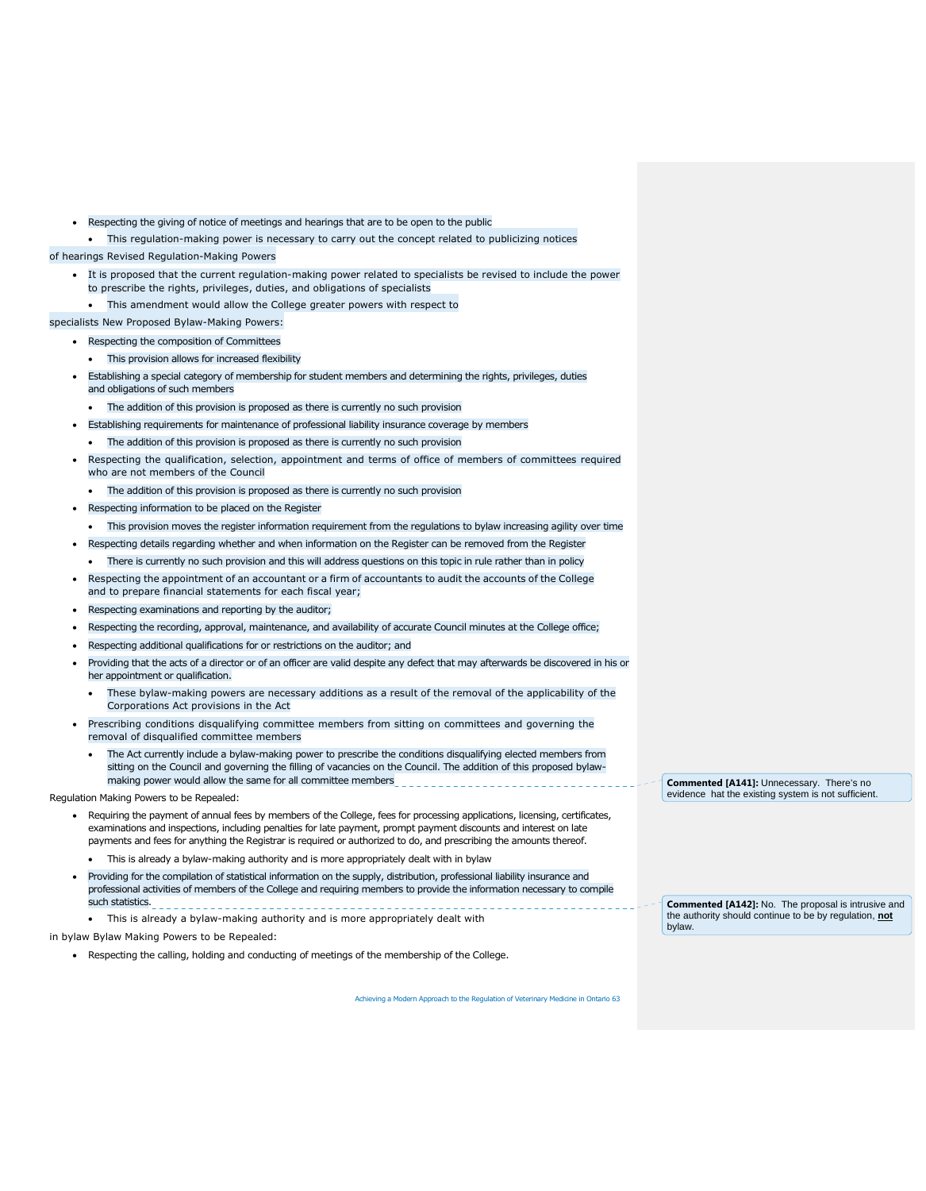- Respecting the giving of notice of meetings and hearings that are to be open to the public
  - This regulation-making power is necessary to carry out the concept related to publicizing notices of hearings

Revised Regulation-Making Powers

- It is proposed that the current regulation-making power related to specialists be revised to include the power to prescribe the rights, privileges, duties, and obligations of specialists
  - This amendment would allow the College greater powers with respect to specialists

New Proposed Bylaw-Making Powers:

- Respecting the composition of Committees
  - This provision allows for increased flexibility
- Establishing a special category of membership for student members and determining the rights, privileges, duties and obligations of such members
  - The addition of this provision is proposed as there is currently no such provision
- Establishing requirements for maintenance of professional liability insurance coverage by members
  - The addition of this provision is proposed as there is currently no such provision
- Respecting the qualification, selection, appointment and terms of office of members of committees required who are not members of the Council
  - The addition of this provision is proposed as there is currently no such provision
- Respecting information to be placed on the Register
  - This provision moves the register information requirement from the regulations to bylaw increasing agility over time
- Respecting details regarding whether and when information on the Register can be removed from the Register
  - There is currently no such provision and this will address questions on this topic in rule rather than in policy
- Respecting the appointment of an accountant or a firm of accountants to audit the accounts of the College and to prepare financial statements for each fiscal year;
- Respecting examinations and reporting by the auditor;
- Respecting the recording, approval, maintenance, and availability of accurate Council minutes at the College office;
- Respecting additional qualifications for or restrictions on the auditor; and
- Providing that the acts of a director or of an officer are valid despite any defect that may afterwards be discovered in his or her appointment or qualification.
  - These bylaw-making powers are necessary additions as a result of the removal of the applicability of the Corporations Act provisions in the Act
- Prescribing conditions disqualifying committee members from sitting on committees and governing the removal of disqualified committee members
  - The Act currently include a bylaw-making power to prescribe the conditions disqualifying elected members from sitting on the Council and governing the filling of vacancies on the Council. The addition of this proposed bylaw-making power would allow the same for all committee members

**Commented [A141]:** Unnecessary. There's no evidence hat the existing system is not sufficient.

Regulation Making Powers to be Repealed:

- Requiring the payment of annual fees by members of the College, fees for processing applications, licensing, certificates, examinations and inspections, including penalties for late payment, prompt payment discounts and interest on late payments and fees for anything the Registrar is required or authorized to do, and prescribing the amounts thereof.
  - This is already a bylaw-making authority and is more appropriately dealt with in bylaw
- Providing for the compilation of statistical information on the supply, distribution, professional liability insurance and professional activities of members of the College and requiring members to provide the information necessary to compile such statistics.
  - This is already a bylaw-making authority and is more appropriately dealt with in bylaw

**Commented [A142]:** No. The proposal is intrusive and the authority should continue to be by regulation, **not** bylaw.

Bylaw Making Powers to be Repealed:

- Respecting the calling, holding and conducting of meetings of the membership of the College.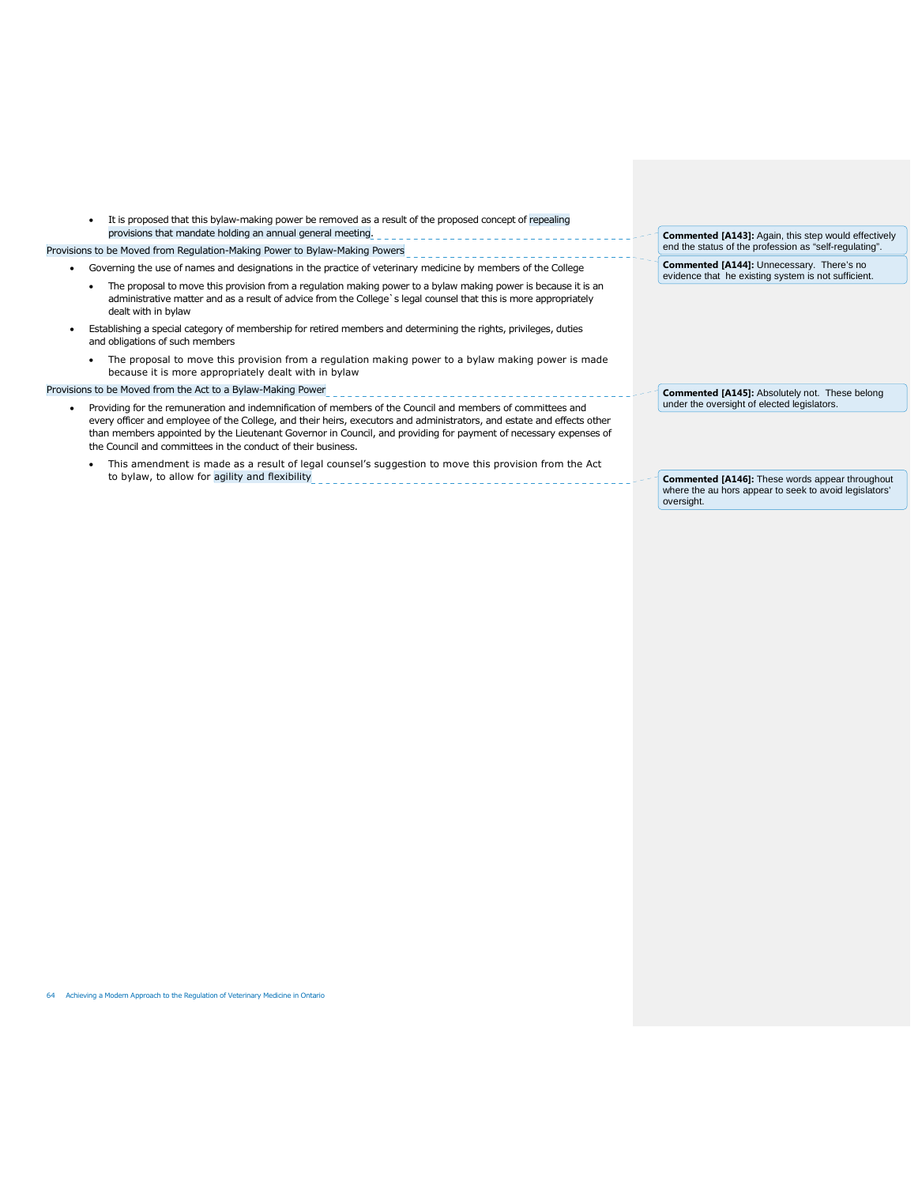- It is proposed that this bylaw-making power be removed as a result of the proposed concept of repealing provisions that mandate holding an annual general meeting.

Provisions to be Moved from Regulation-Making Power to Bylaw-Making Powers

- Governing the use of names and designations in the practice of veterinary medicine by members of the College
  - The proposal to move this provision from a regulation making power to a bylaw making power is because it is an administrative matter and as a result of advice from the College`s legal counsel that this is more appropriately dealt with in bylaw
- Establishing a special category of membership for retired members and determining the rights, privileges, duties and obligations of such members
  - The proposal to move this provision from a regulation making power to a bylaw making power is made because it is more appropriately dealt with in bylaw

Provisions to be Moved from the Act to a Bylaw-Making Power

- Providing for the remuneration and indemnification of members of the Council and members of committees and every officer and employee of the College, and their heirs, executors and administrators, and estate and effects other than members appointed by the Lieutenant Governor in Council, and providing for payment of necessary expenses of the Council and committees in the conduct of their business.
  - This amendment is made as a result of legal counsel's suggestion to move this provision from the Act to bylaw, to allow for agility and flexibility

**Commented [A143]:** Again, this step would effectively end the status of the profession as "self-regulating".

**Commented [A144]:** Unnecessary. There's no evidence that he existing system is not sufficient.

**Commented [A145]:** Absolutely not. These belong under the oversight of elected legislators.

**Commented [A146]:** These words appear throughout where the au hors appear to seek to avoid legislators' oversight.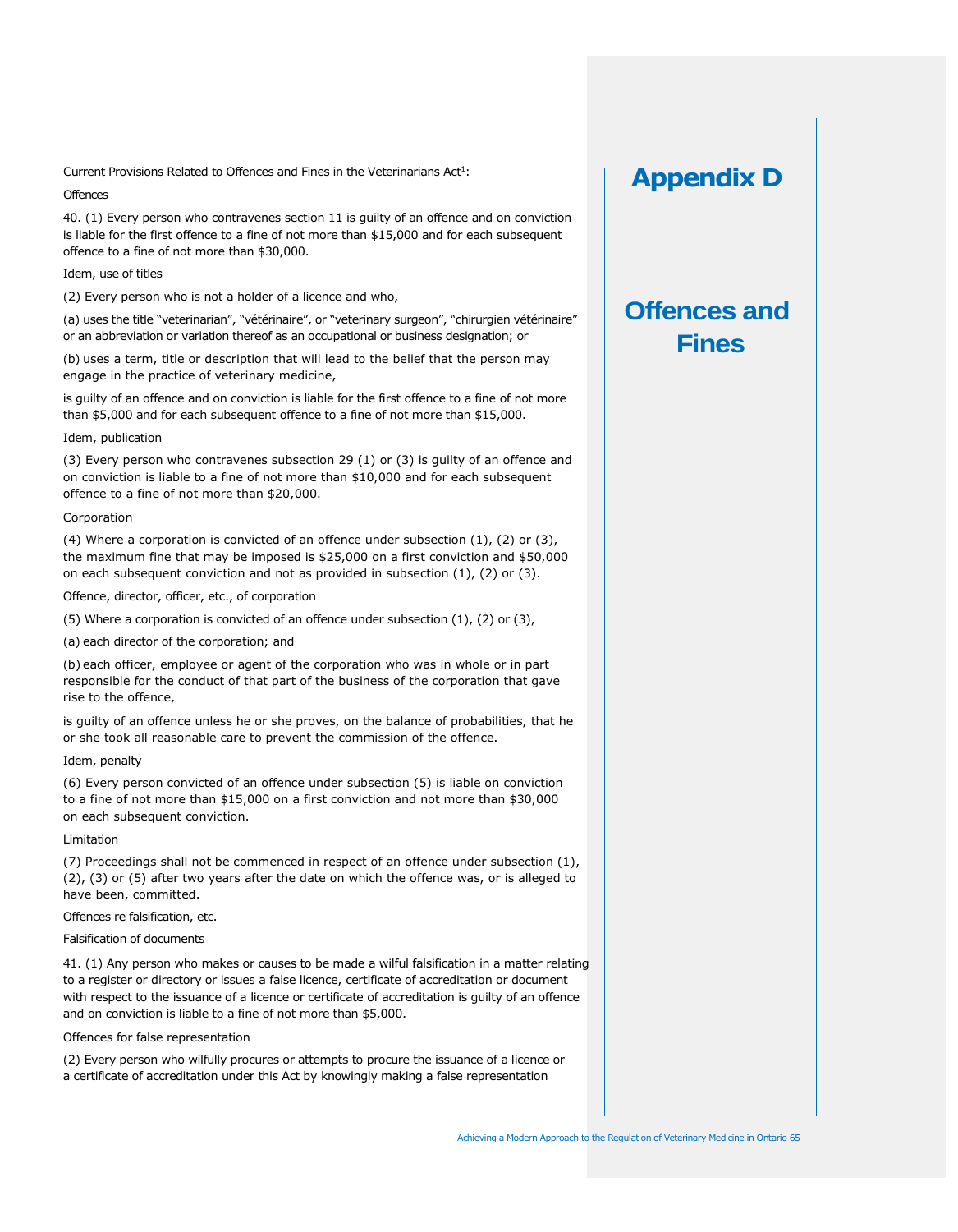# Appendix D

## Offences and Fines

Current Provisions Related to Offences and Fines in the Veterinarians Act[1]:

Offences

40. (1) Every person who contravenes section 11 is guilty of an offence and on conviction is liable for the first offence to a fine of not more than $15,000 and for each subsequent offence to a fine of not more than $30,000.

Idem, use of titles

(2) Every person who is not a holder of a licence and who,

(a) uses the title “veterinarian”, “vétérinaire”, or “veterinary surgeon”, “chirurgien vétérinaire” or an abbreviation or variation thereof as an occupational or business designation; or

(b) uses a term, title or description that will lead to the belief that the person may engage in the practice of veterinary medicine,

is guilty of an offence and on conviction is liable for the first offence to a fine of not more than $5,000 and for each subsequent offence to a fine of not more than $15,000.

Idem, publication

(3) Every person who contravenes subsection 29 (1) or (3) is guilty of an offence and on conviction is liable to a fine of not more than $10,000 and for each subsequent offence to a fine of not more than $20,000.

Corporation

(4) Where a corporation is convicted of an offence under subsection (1), (2) or (3), the maximum fine that may be imposed is $25,000 on a first conviction and $50,000 on each subsequent conviction and not as provided in subsection (1), (2) or (3).

Offence, director, officer, etc., of corporation

(5) Where a corporation is convicted of an offence under subsection (1), (2) or (3),

(a) each director of the corporation; and

(b) each officer, employee or agent of the corporation who was in whole or in part responsible for the conduct of that part of the business of the corporation that gave rise to the offence,

is guilty of an offence unless he or she proves, on the balance of probabilities, that he or she took all reasonable care to prevent the commission of the offence.

Idem, penalty

(6) Every person convicted of an offence under subsection (5) is liable on conviction to a fine of not more than $15,000 on a first conviction and not more than $30,000 on each subsequent conviction.

Limitation

(7) Proceedings shall not be commenced in respect of an offence under subsection (1), (2), (3) or (5) after two years after the date on which the offence was, or is alleged to have been, committed.

Offences re falsification, etc.

Falsification of documents

41. (1) Any person who makes or causes to be made a wilful falsification in a matter relating to a register or directory or issues a false licence, certificate of accreditation or document with respect to the issuance of a licence or certificate of accreditation is guilty of an offence and on conviction is liable to a fine of not more than $5,000.

Offences for false representation

(2) Every person who wilfully procures or attempts to procure the issuance of a licence or a certificate of accreditation under this Act by knowingly making a false representation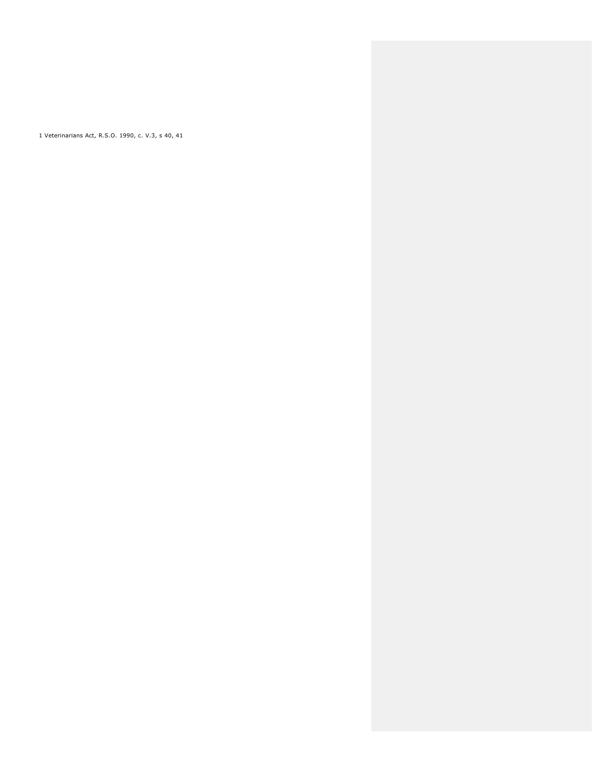1 Veterinarians Act, R.S.O. 1990, c. V.3, s 40, 41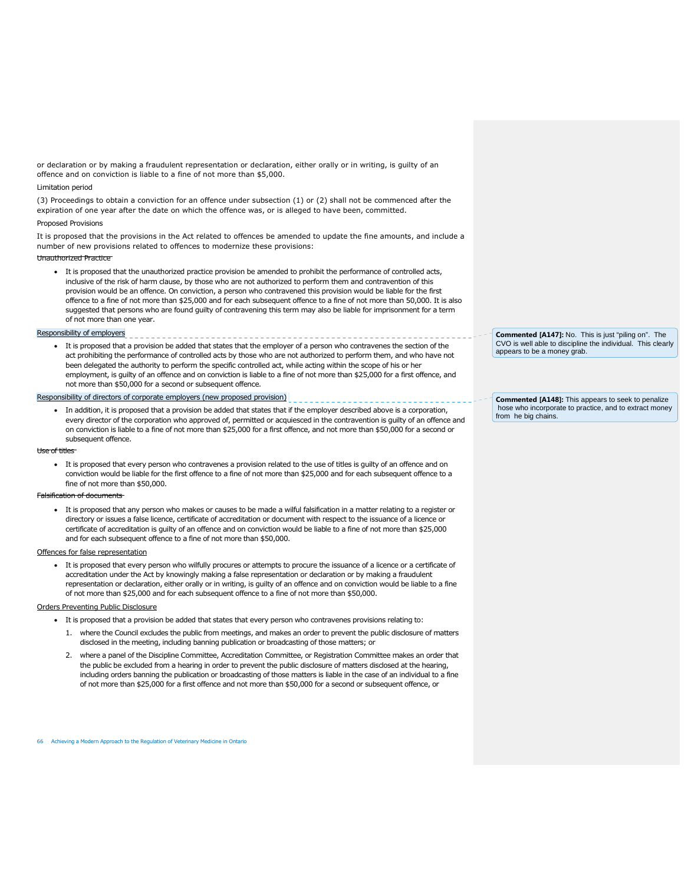or declaration or by making a fraudulent representation or declaration, either orally or in writing, is guilty of an offence and on conviction is liable to a fine of not more than $5,000.

Limitation period

(3) Proceedings to obtain a conviction for an offence under subsection (1) or (2) shall not be commenced after the expiration of one year after the date on which the offence was, or is alleged to have been, committed.

Proposed Provisions

It is proposed that the provisions in the Act related to offences be amended to update the fine amounts, and include a number of new provisions related to offences to modernize these provisions:

~~Unauthorized Practice~~

- It is proposed that the unauthorized practice provision be amended to prohibit the performance of controlled acts, inclusive of the risk of harm clause, by those who are not authorized to perform them and contravention of this provision would be an offence. On conviction, a person who contravened this provision would be liable for the first offence to a fine of not more than $25,000 and for each subsequent offence to a fine of not more than 50,000. It is also suggested that persons who are found guilty of contravening this term may also be liable for imprisonment for a term of not more than one year.

Responsibility of employers

- It is proposed that a provision be added that states that the employer of a person who contravenes the section of the act prohibiting the performance of controlled acts by those who are not authorized to perform them, and who have not been delegated the authority to perform the specific controlled act, while acting within the scope of his or her employment, is guilty of an offence and on conviction is liable to a fine of not more than $25,000 for a first offence, and not more than $50,000 for a second or subsequent offence.

> **Commented [A147]:** No. This is just "piling on". The CVO is well able to discipline the individual. This clearly appears to be a money grab.

Responsibility of directors of corporate employers (new proposed provision)

- In addition, it is proposed that a provision be added that states that if the employer described above is a corporation, every director of the corporation who approved of, permitted or acquiesced in the contravention is guilty of an offence and on conviction is liable to a fine of not more than $25,000 for a first offence, and not more than $50,000 for a second or subsequent offence.

> **Commented [A148]:** This appears to seek to penalize hose who incorporate to practice, and to extract money from he big chains.

~~Use of titles~~

- It is proposed that every person who contravenes a provision related to the use of titles is guilty of an offence and on conviction would be liable for the first offence to a fine of not more than $25,000 and for each subsequent offence to a fine of not more than $50,000.

~~Falsification of documents~~

- It is proposed that any person who makes or causes to be made a wilful falsification in a matter relating to a register or directory or issues a false licence, certificate of accreditation or document with respect to the issuance of a licence or certificate of accreditation is guilty of an offence and on conviction would be liable to a fine of not more than $25,000 and for each subsequent offence to a fine of not more than $50,000.

Offences for false representation

- It is proposed that every person who wilfully procures or attempts to procure the issuance of a licence or a certificate of accreditation under the Act by knowingly making a false representation or declaration or by making a fraudulent representation or declaration, either orally or in writing, is guilty of an offence and on conviction would be liable to a fine of not more than $25,000 and for each subsequent offence to a fine of not more than $50,000.

Orders Preventing Public Disclosure

- It is proposed that a provision be added that states that every person who contravenes provisions relating to:
    1. where the Council excludes the public from meetings, and makes an order to prevent the public disclosure of matters disclosed in the meeting, including banning publication or broadcasting of those matters; or
    2. where a panel of the Discipline Committee, Accreditation Committee, or Registration Committee makes an order that the public be excluded from a hearing in order to prevent the public disclosure of matters disclosed at the hearing, including orders banning the publication or broadcasting of those matters is liable in the case of an individual to a fine of not more than $25,000 for a first offence and not more than $50,000 for a second or subsequent offence, or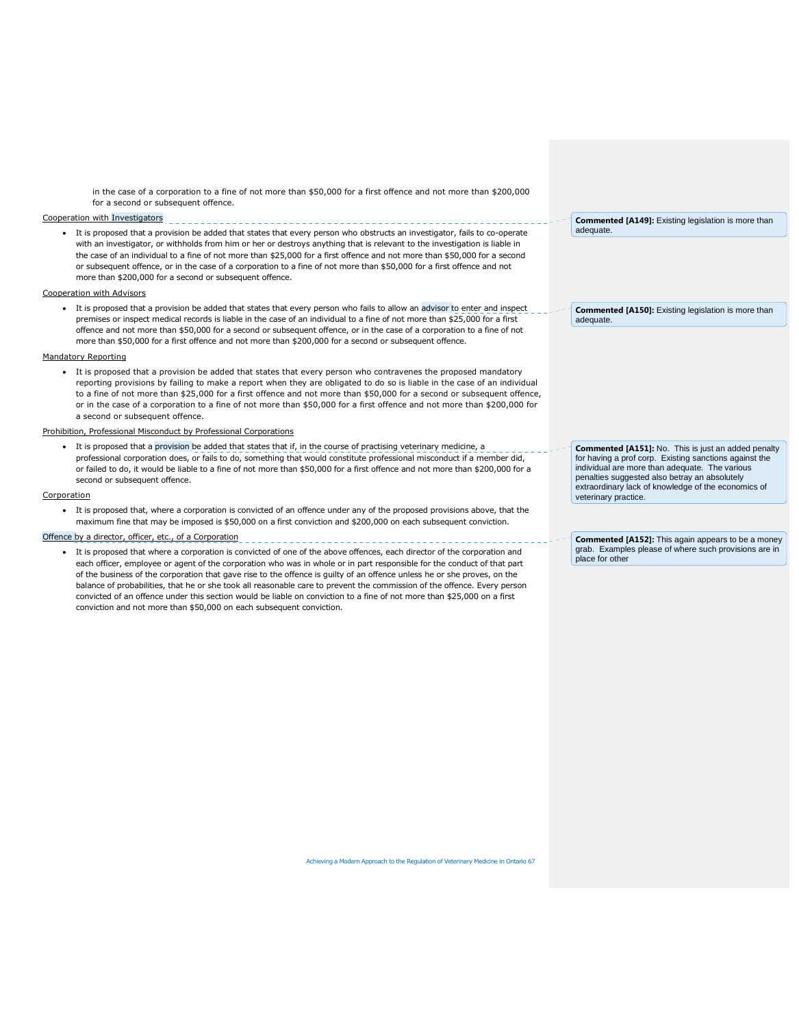in the case of a corporation to a fine of not more than $50,000 for a first offence and not more than $200,000 for a second or subsequent offence.

Cooperation with Investigators

- It is proposed that a provision be added that states that every person who obstructs an investigator, fails to co-operate with an investigator, or withholds from him or her or destroys anything that is relevant to the investigation is liable in the case of an individual to a fine of not more than $25,000 for a first offence and not more than $50,000 for a second or subsequent offence, or in the case of a corporation to a fine of not more than $50,000 for a first offence and not more than $200,000 for a second or subsequent offence.

**Commented [A149]:** Existing legislation is more than adequate.

Cooperation with Advisors

- It is proposed that a provision be added that states that every person who fails to allow an advisor to enter and inspect premises or inspect medical records is liable in the case of an individual to a fine of not more than $25,000 for a first offence and not more than $50,000 for a second or subsequent offence, or in the case of a corporation to a fine of not more than $50,000 for a first offence and not more than $200,000 for a second or subsequent offence.

**Commented [A150]:** Existing legislation is more than adequate.

Mandatory Reporting

- It is proposed that a provision be added that states that every person who contravenes the proposed mandatory reporting provisions by failing to make a report when they are obligated to do so is liable in the case of an individual to a fine of not more than $25,000 for a first offence and not more than $50,000 for a second or subsequent offence, or in the case of a corporation to a fine of not more than $50,000 for a first offence and not more than $200,000 for a second or subsequent offence.

Prohibition, Professional Misconduct by Professional Corporations

- It is proposed that a provision be added that states that if, in the course of practising veterinary medicine, a professional corporation does, or fails to do, something that would constitute professional misconduct if a member did, or failed to do, it would be liable to a fine of not more than $50,000 for a first offence and not more than $200,000 for a second or subsequent offence.

**Commented [A151]:** No. This is just an added penalty for having a prof corp. Existing sanctions against the individual are more than adequate. The various penalties suggested also betray an absolutely extraordinary lack of knowledge of the economics of veterinary practice.

Corporation

- It is proposed that, where a corporation is convicted of an offence under any of the proposed provisions above, that the maximum fine that may be imposed is $50,000 on a first conviction and $200,000 on each subsequent conviction.

Offence by a director, officer, etc., of a Corporation

- It is proposed that where a corporation is convicted of one of the above offences, each director of the corporation and each officer, employee or agent of the corporation who was in whole or in part responsible for the conduct of that part of the business of the corporation that gave rise to the offence is guilty of an offence unless he or she proves, on the balance of probabilities, that he or she took all reasonable care to prevent the commission of the offence. Every person convicted of an offence under this section would be liable on conviction to a fine of not more than $25,000 on a first conviction and not more than $50,000 on each subsequent conviction.

**Commented [A152]:** This again appears to be a money grab. Examples please of where such provisions are in place for other